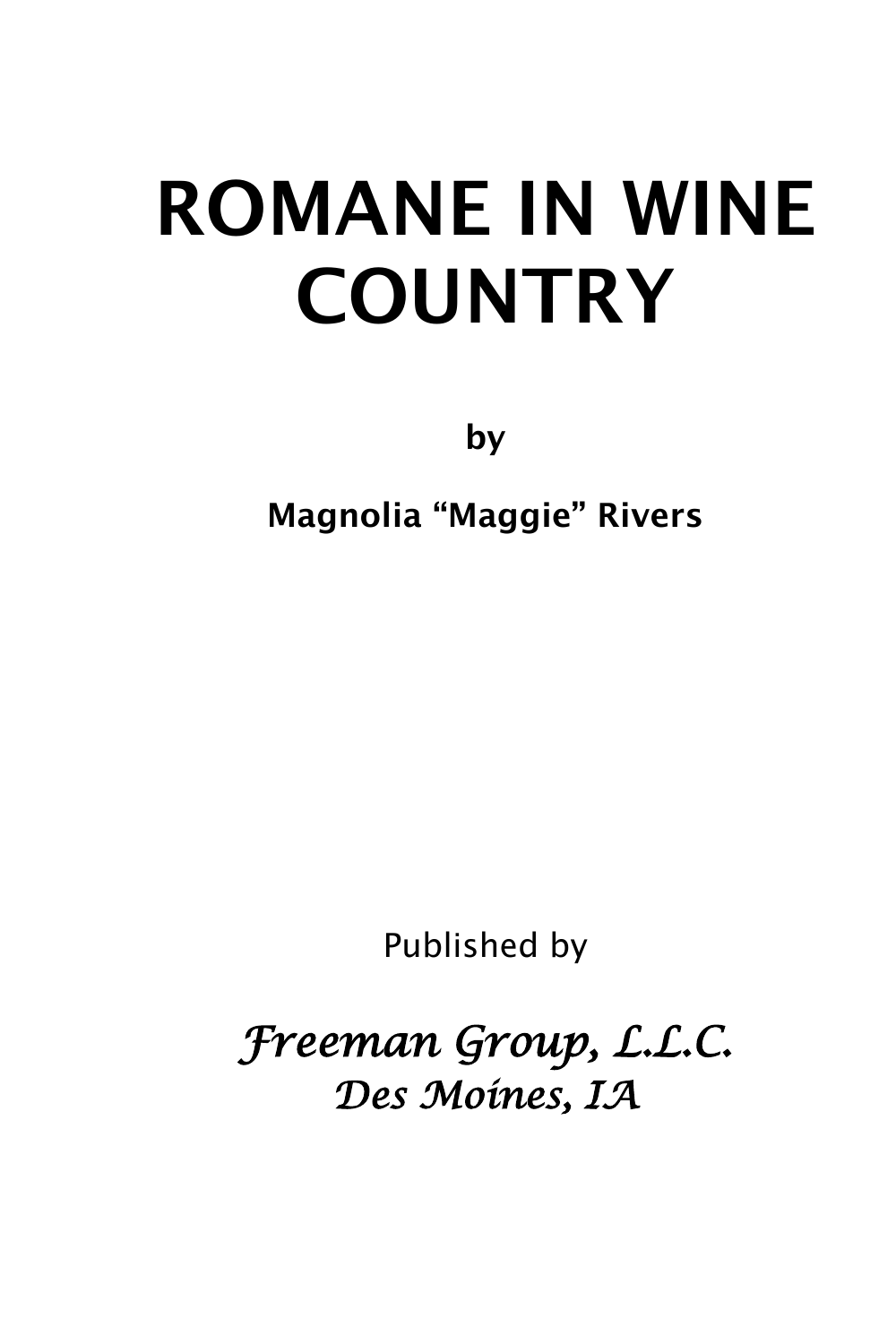# ROMANE IN WINE COUNTRY

**by**

**Magnolia “Maggie” Rivers**

Published by

*Freeman Group, L.L.C.*
*Des Moines, IA*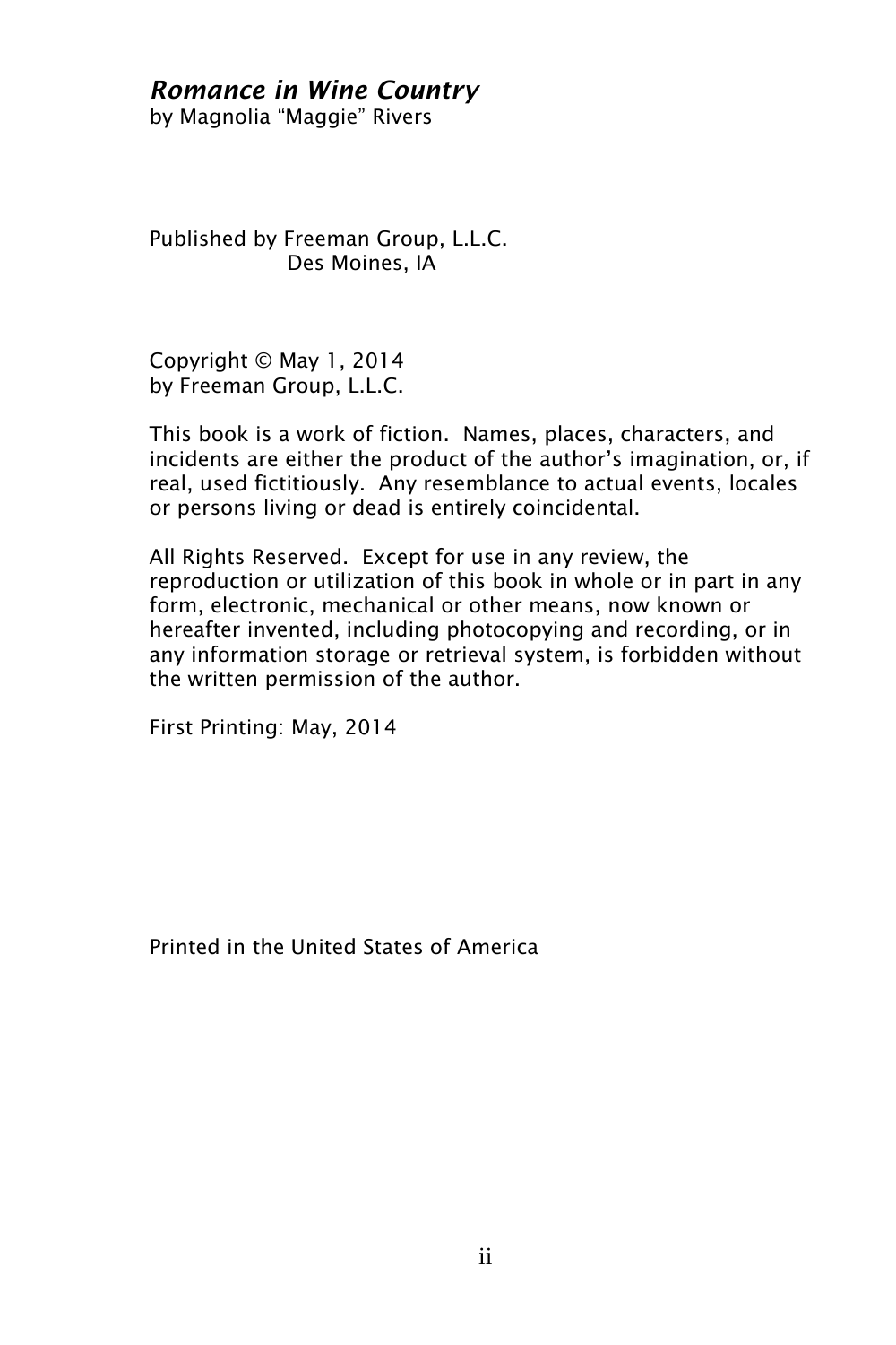***Romance in Wine Country***
by Magnolia "Maggie" Rivers

Published by Freeman Group, L.L.C.
Des Moines, IA

Copyright © May 1, 2014
by Freeman Group, L.L.C.

This book is a work of fiction. Names, places, characters, and incidents are either the product of the author's imagination, or, if real, used fictitiously. Any resemblance to actual events, locales or persons living or dead is entirely coincidental.

All Rights Reserved. Except for use in any review, the reproduction or utilization of this book in whole or in part in any form, electronic, mechanical or other means, now known or hereafter invented, including photocopying and recording, or in any information storage or retrieval system, is forbidden without the written permission of the author.

First Printing: May, 2014

Printed in the United States of America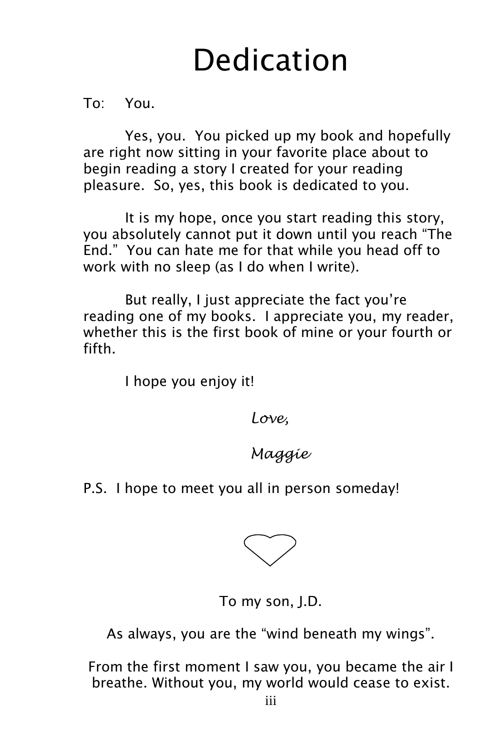# Dedication

To: You.

Yes, you. You picked up my book and hopefully are right now sitting in your favorite place about to begin reading a story I created for your reading pleasure. So, yes, this book is dedicated to you.

It is my hope, once you start reading this story, you absolutely cannot put it down until you reach "The End." You can hate me for that while you head off to work with no sleep (as I do when I write).

But really, I just appreciate the fact you're reading one of my books. I appreciate you, my reader, whether this is the first book of mine or your fourth or fifth.

I hope you enjoy it!

*Love,*

*Maggie*

P.S. I hope to meet you all in person someday!

♡

To my son, J.D.

As always, you are the "wind beneath my wings".

From the first moment I saw you, you became the air I breathe. Without you, my world would cease to exist.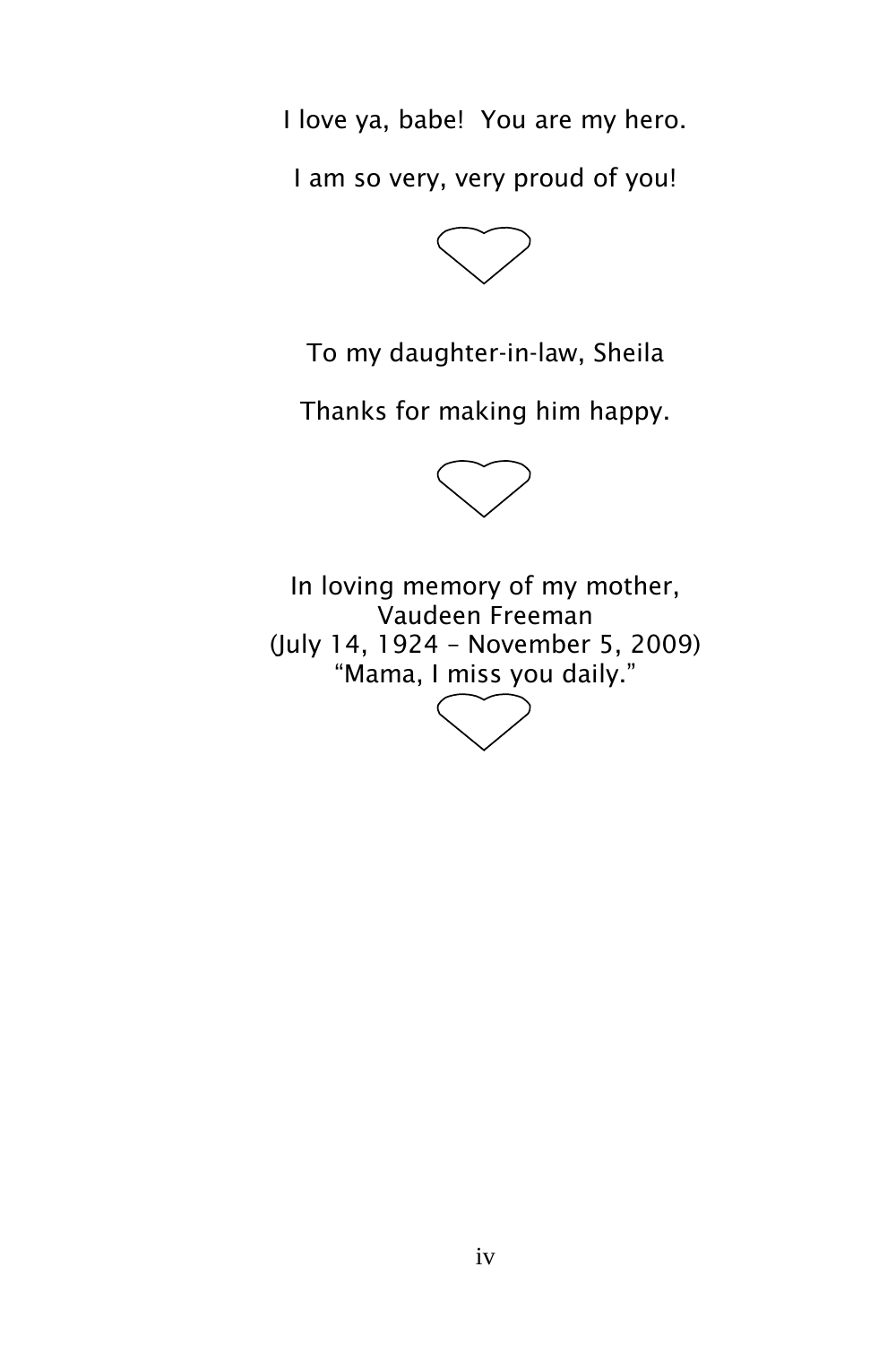I love ya, babe!  You are my hero.

I am so very, very proud of you!

♡

To my daughter-in-law, Sheila

Thanks for making him happy.

♡

In loving memory of my mother,  
Vaudeen Freeman  
(July 14, 1924 – November 5, 2009)  
"Mama, I miss you daily."

♡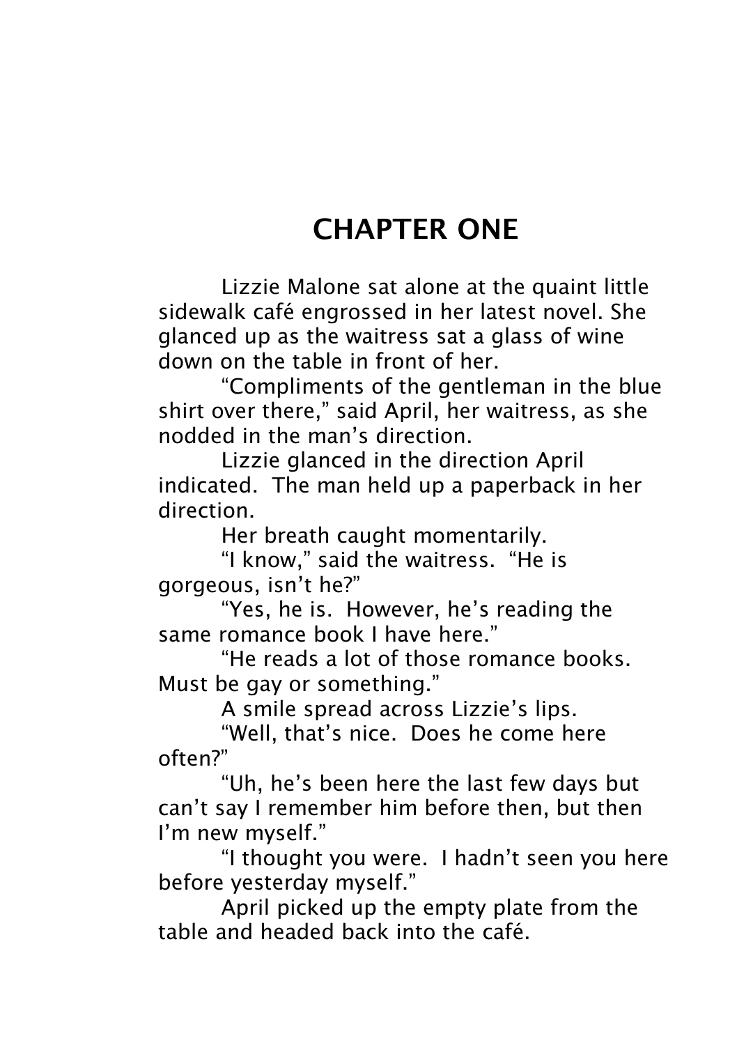# CHAPTER ONE

Lizzie Malone sat alone at the quaint little sidewalk café engrossed in her latest novel. She glanced up as the waitress sat a glass of wine down on the table in front of her.

"Compliments of the gentleman in the blue shirt over there," said April, her waitress, as she nodded in the man's direction.

Lizzie glanced in the direction April indicated. The man held up a paperback in her direction.

Her breath caught momentarily.

"I know," said the waitress. "He is gorgeous, isn't he?"

"Yes, he is. However, he's reading the same romance book I have here."

"He reads a lot of those romance books. Must be gay or something."

A smile spread across Lizzie's lips.

"Well, that's nice. Does he come here often?"

"Uh, he's been here the last few days but can't say I remember him before then, but then I'm new myself."

"I thought you were. I hadn't seen you here before yesterday myself."

April picked up the empty plate from the table and headed back into the café.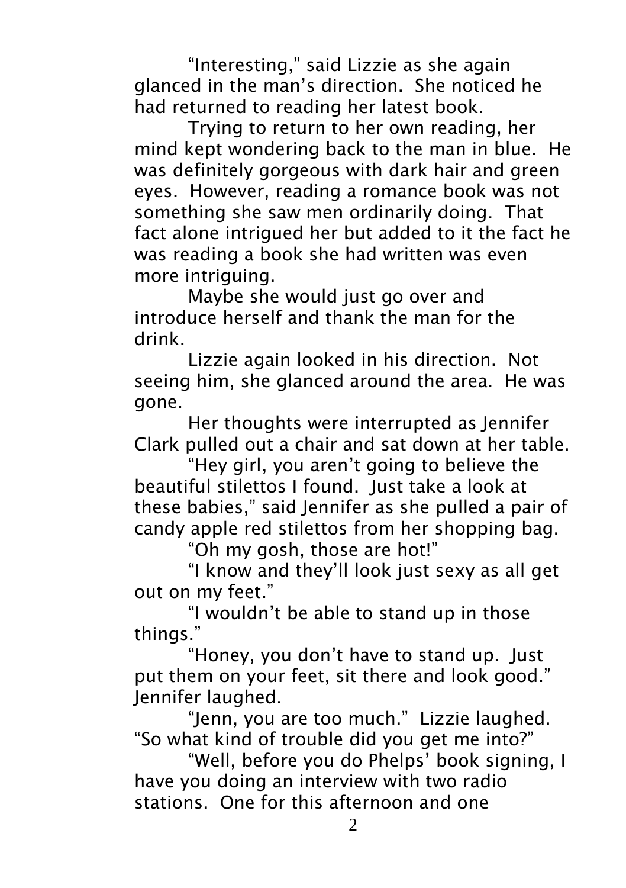"Interesting," said Lizzie as she again glanced in the man's direction. She noticed he had returned to reading her latest book.

Trying to return to her own reading, her mind kept wondering back to the man in blue. He was definitely gorgeous with dark hair and green eyes. However, reading a romance book was not something she saw men ordinarily doing. That fact alone intrigued her but added to it the fact he was reading a book she had written was even more intriguing.

Maybe she would just go over and introduce herself and thank the man for the drink.

Lizzie again looked in his direction. Not seeing him, she glanced around the area. He was gone.

Her thoughts were interrupted as Jennifer Clark pulled out a chair and sat down at her table.

"Hey girl, you aren't going to believe the beautiful stilettos I found. Just take a look at these babies," said Jennifer as she pulled a pair of candy apple red stilettos from her shopping bag.

"Oh my gosh, those are hot!"

"I know and they'll look just sexy as all get out on my feet."

"I wouldn't be able to stand up in those things."

"Honey, you don't have to stand up. Just put them on your feet, sit there and look good." Jennifer laughed.

"Jenn, you are too much." Lizzie laughed. "So what kind of trouble did you get me into?"

"Well, before you do Phelps' book signing, I have you doing an interview with two radio stations. One for this afternoon and one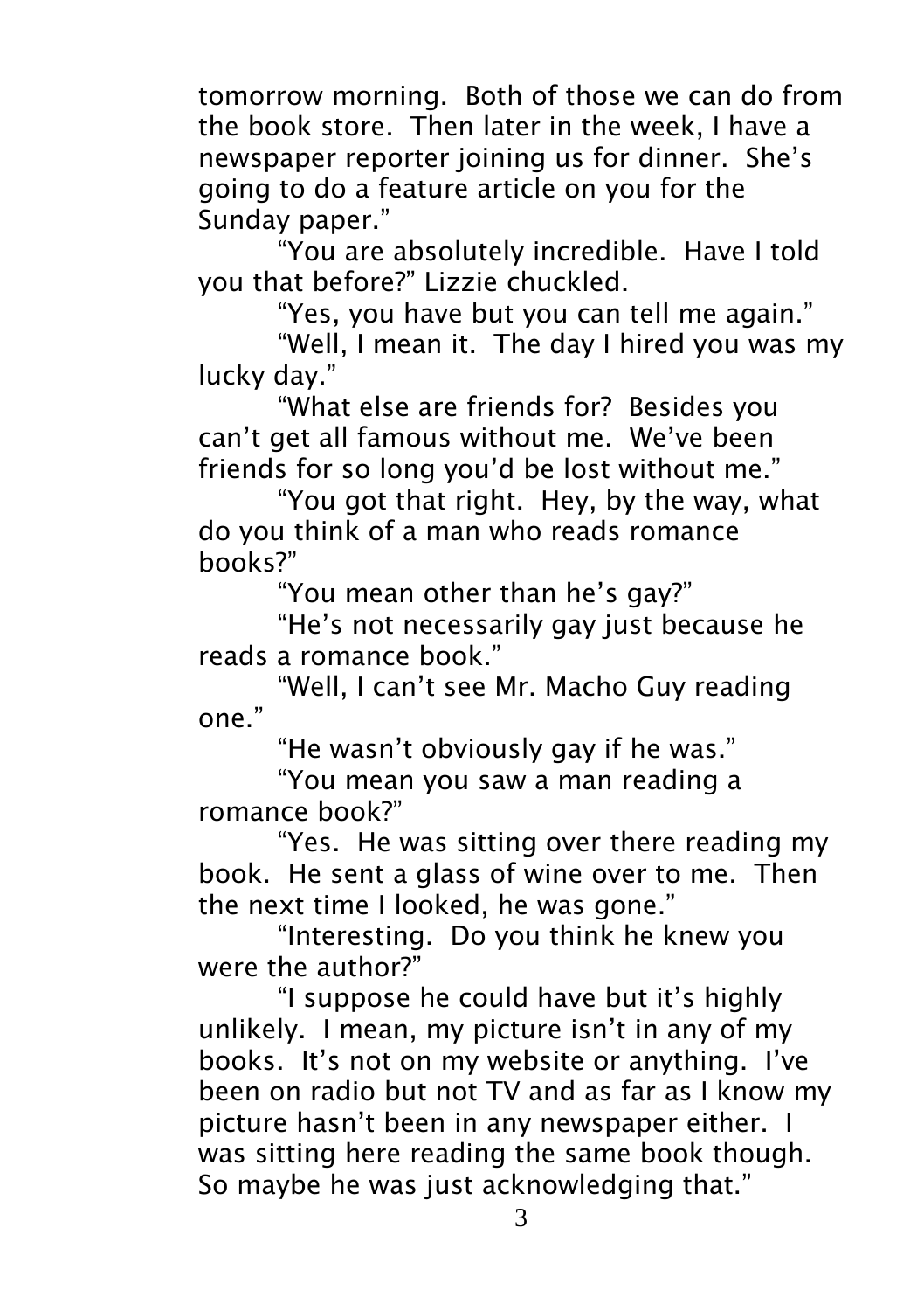tomorrow morning.  Both of those we can do from the book store.  Then later in the week, I have a newspaper reporter joining us for dinner.  She's going to do a feature article on you for the Sunday paper."

"You are absolutely incredible.  Have I told you that before?" Lizzie chuckled.

"Yes, you have but you can tell me again."

"Well, I mean it.  The day I hired you was my lucky day."

"What else are friends for?  Besides you can't get all famous without me.  We've been friends for so long you'd be lost without me."

"You got that right.  Hey, by the way, what do you think of a man who reads romance books?"

"You mean other than he's gay?"

"He's not necessarily gay just because he reads a romance book."

"Well, I can't see Mr. Macho Guy reading one."

"He wasn't obviously gay if he was."

"You mean you saw a man reading a romance book?"

"Yes.  He was sitting over there reading my book.  He sent a glass of wine over to me.  Then the next time I looked, he was gone."

"Interesting.  Do you think he knew you were the author?"

"I suppose he could have but it's highly unlikely.  I mean, my picture isn't in any of my books.  It's not on my website or anything.  I've been on radio but not TV and as far as I know my picture hasn't been in any newspaper either.  I was sitting here reading the same book though.  So maybe he was just acknowledging that."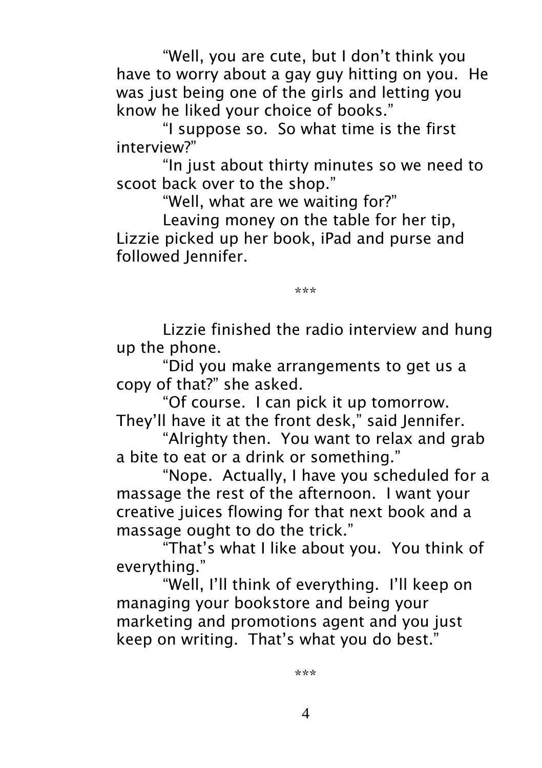"Well, you are cute, but I don't think you have to worry about a gay guy hitting on you. He was just being one of the girls and letting you know he liked your choice of books."

"I suppose so. So what time is the first interview?"

"In just about thirty minutes so we need to scoot back over to the shop."

"Well, what are we waiting for?"

Leaving money on the table for her tip, Lizzie picked up her book, iPad and purse and followed Jennifer.

\*\*\*

Lizzie finished the radio interview and hung up the phone.

"Did you make arrangements to get us a copy of that?" she asked.

"Of course. I can pick it up tomorrow. They'll have it at the front desk," said Jennifer.

"Alrighty then. You want to relax and grab a bite to eat or a drink or something."

"Nope. Actually, I have you scheduled for a massage the rest of the afternoon. I want your creative juices flowing for that next book and a massage ought to do the trick."

"That's what I like about you. You think of everything."

"Well, I'll think of everything. I'll keep on managing your bookstore and being your marketing and promotions agent and you just keep on writing. That's what you do best."

\*\*\*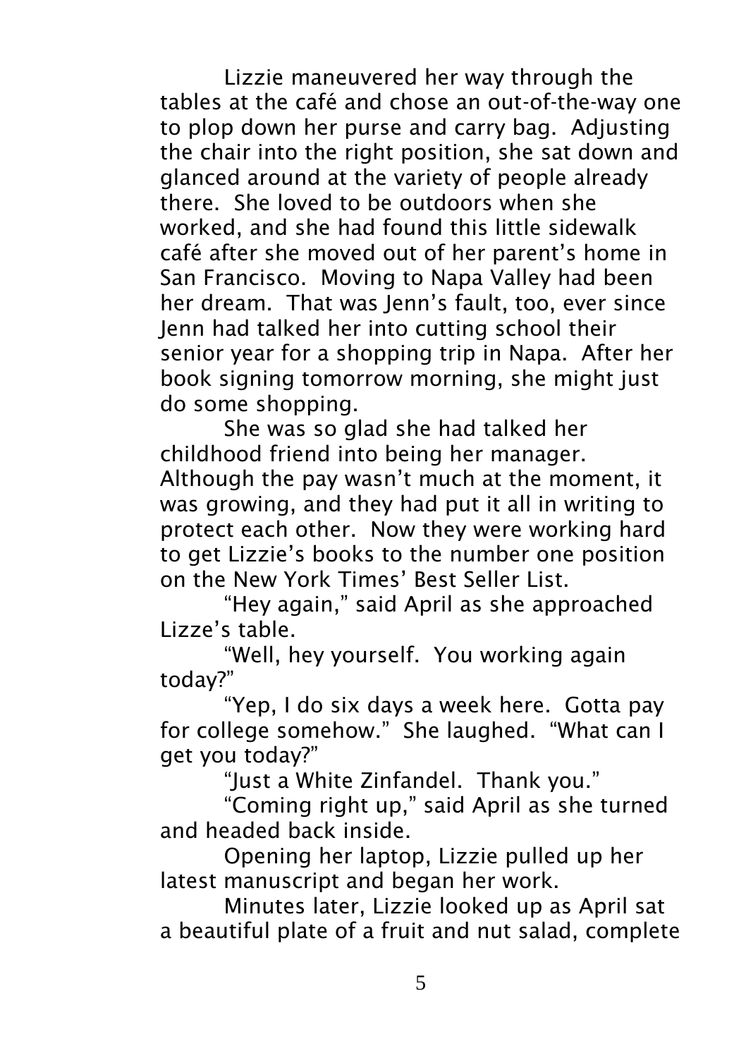Lizzie maneuvered her way through the tables at the café and chose an out-of-the-way one to plop down her purse and carry bag. Adjusting the chair into the right position, she sat down and glanced around at the variety of people already there. She loved to be outdoors when she worked, and she had found this little sidewalk café after she moved out of her parent's home in San Francisco. Moving to Napa Valley had been her dream. That was Jenn's fault, too, ever since Jenn had talked her into cutting school their senior year for a shopping trip in Napa. After her book signing tomorrow morning, she might just do some shopping.

She was so glad she had talked her childhood friend into being her manager. Although the pay wasn't much at the moment, it was growing, and they had put it all in writing to protect each other. Now they were working hard to get Lizzie's books to the number one position on the New York Times' Best Seller List.

"Hey again," said April as she approached Lizze's table.

"Well, hey yourself. You working again today?"

"Yep, I do six days a week here. Gotta pay for college somehow." She laughed. "What can I get you today?"

"Just a White Zinfandel. Thank you."

"Coming right up," said April as she turned and headed back inside.

Opening her laptop, Lizzie pulled up her latest manuscript and began her work.

Minutes later, Lizzie looked up as April sat a beautiful plate of a fruit and nut salad, complete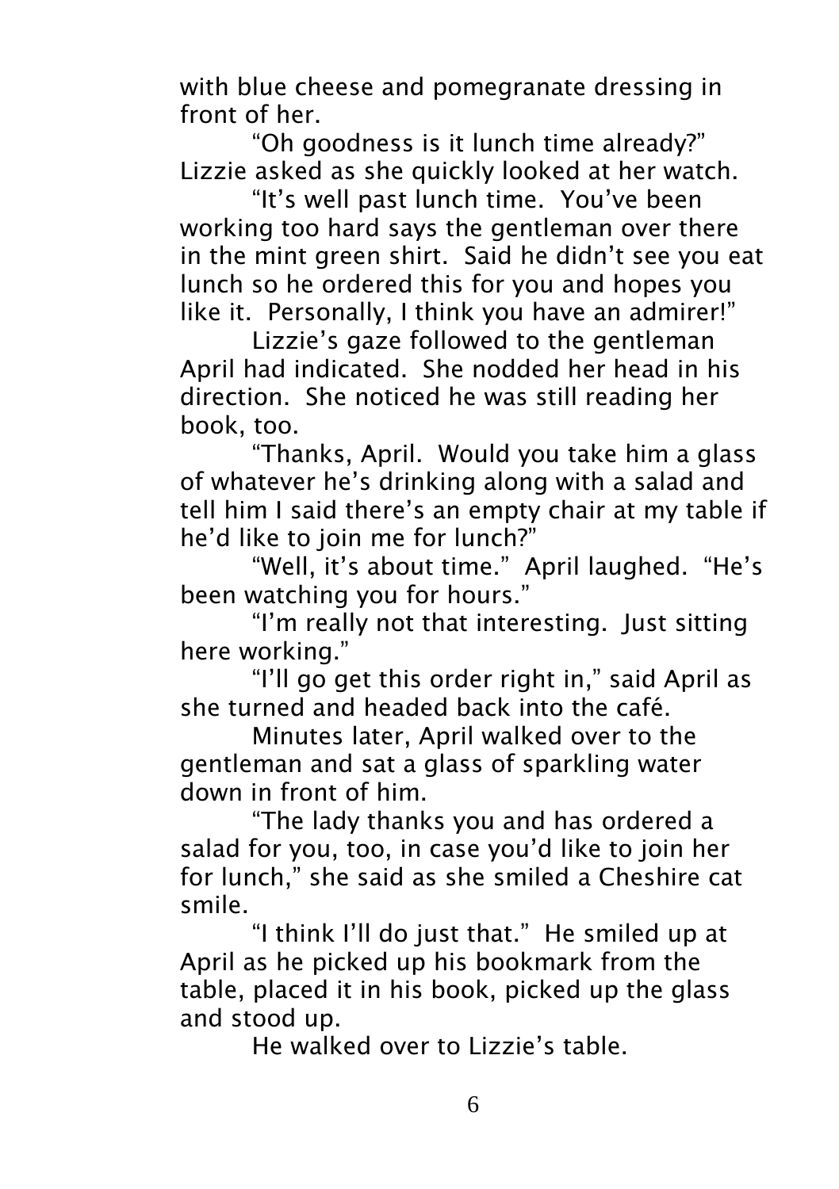with blue cheese and pomegranate dressing in front of her.

"Oh goodness is it lunch time already?" Lizzie asked as she quickly looked at her watch.

"It's well past lunch time. You've been working too hard says the gentleman over there in the mint green shirt. Said he didn't see you eat lunch so he ordered this for you and hopes you like it. Personally, I think you have an admirer!"

Lizzie's gaze followed to the gentleman April had indicated. She nodded her head in his direction. She noticed he was still reading her book, too.

"Thanks, April. Would you take him a glass of whatever he's drinking along with a salad and tell him I said there's an empty chair at my table if he'd like to join me for lunch?"

"Well, it's about time." April laughed. "He's been watching you for hours."

"I'm really not that interesting. Just sitting here working."

"I'll go get this order right in," said April as she turned and headed back into the café.

Minutes later, April walked over to the gentleman and sat a glass of sparkling water down in front of him.

"The lady thanks you and has ordered a salad for you, too, in case you'd like to join her for lunch," she said as she smiled a Cheshire cat smile.

"I think I'll do just that." He smiled up at April as he picked up his bookmark from the table, placed it in his book, picked up the glass and stood up.

He walked over to Lizzie's table.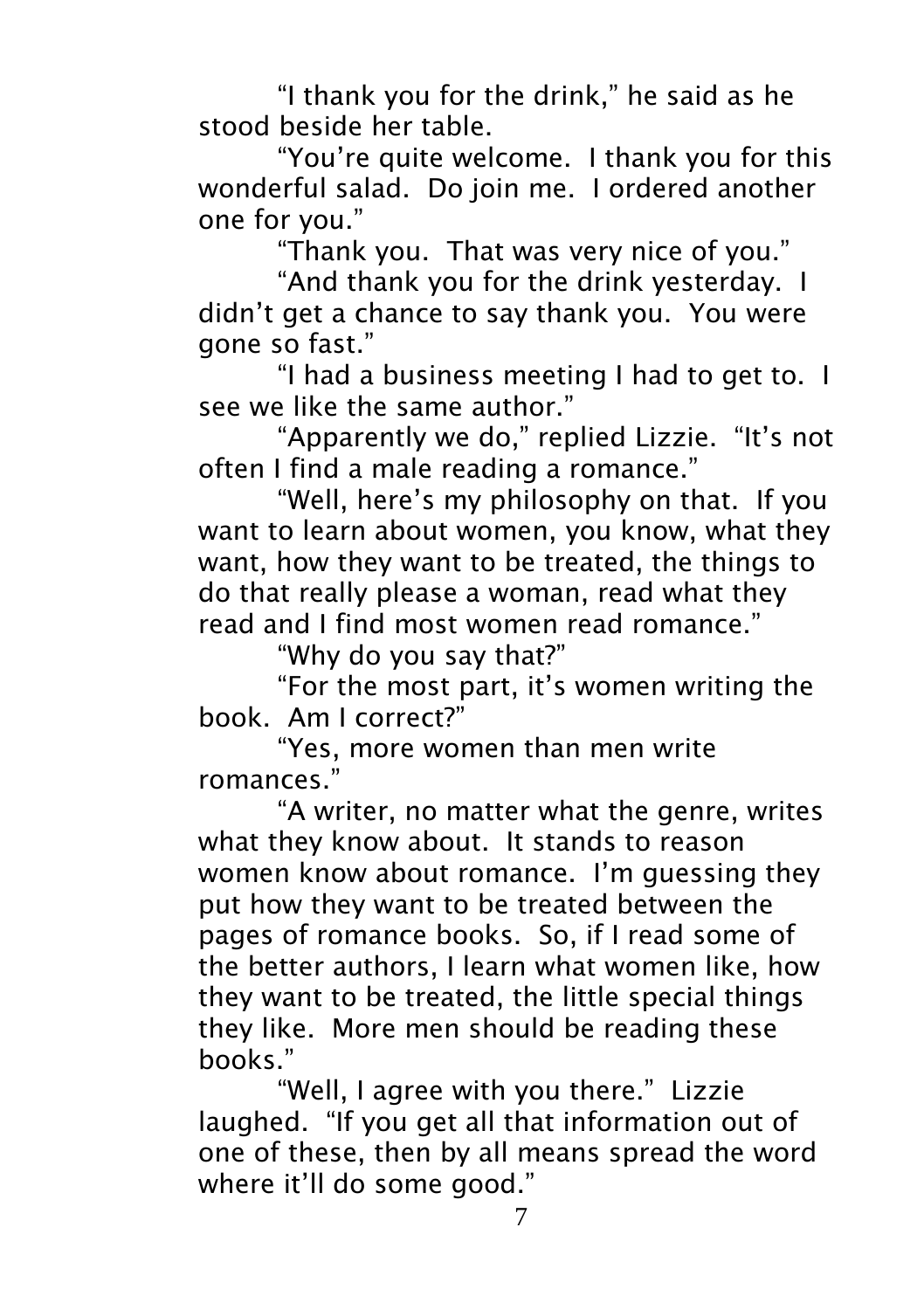"I thank you for the drink," he said as he stood beside her table.

"You're quite welcome.  I thank you for this wonderful salad.  Do join me.  I ordered another one for you."

"Thank you.  That was very nice of you."

"And thank you for the drink yesterday.  I didn't get a chance to say thank you.  You were gone so fast."

"I had a business meeting I had to get to.  I see we like the same author."

"Apparently we do," replied Lizzie.  "It's not often I find a male reading a romance."

"Well, here's my philosophy on that.  If you want to learn about women, you know, what they want, how they want to be treated, the things to do that really please a woman, read what they read and I find most women read romance."

"Why do you say that?"

"For the most part, it's women writing the book.  Am I correct?"

"Yes, more women than men write romances."

"A writer, no matter what the genre, writes what they know about.  It stands to reason women know about romance.  I'm guessing they put how they want to be treated between the pages of romance books.  So, if I read some of the better authors, I learn what women like, how they want to be treated, the little special things they like.  More men should be reading these books."

"Well, I agree with you there."  Lizzie laughed.  "If you get all that information out of one of these, then by all means spread the word where it'll do some good."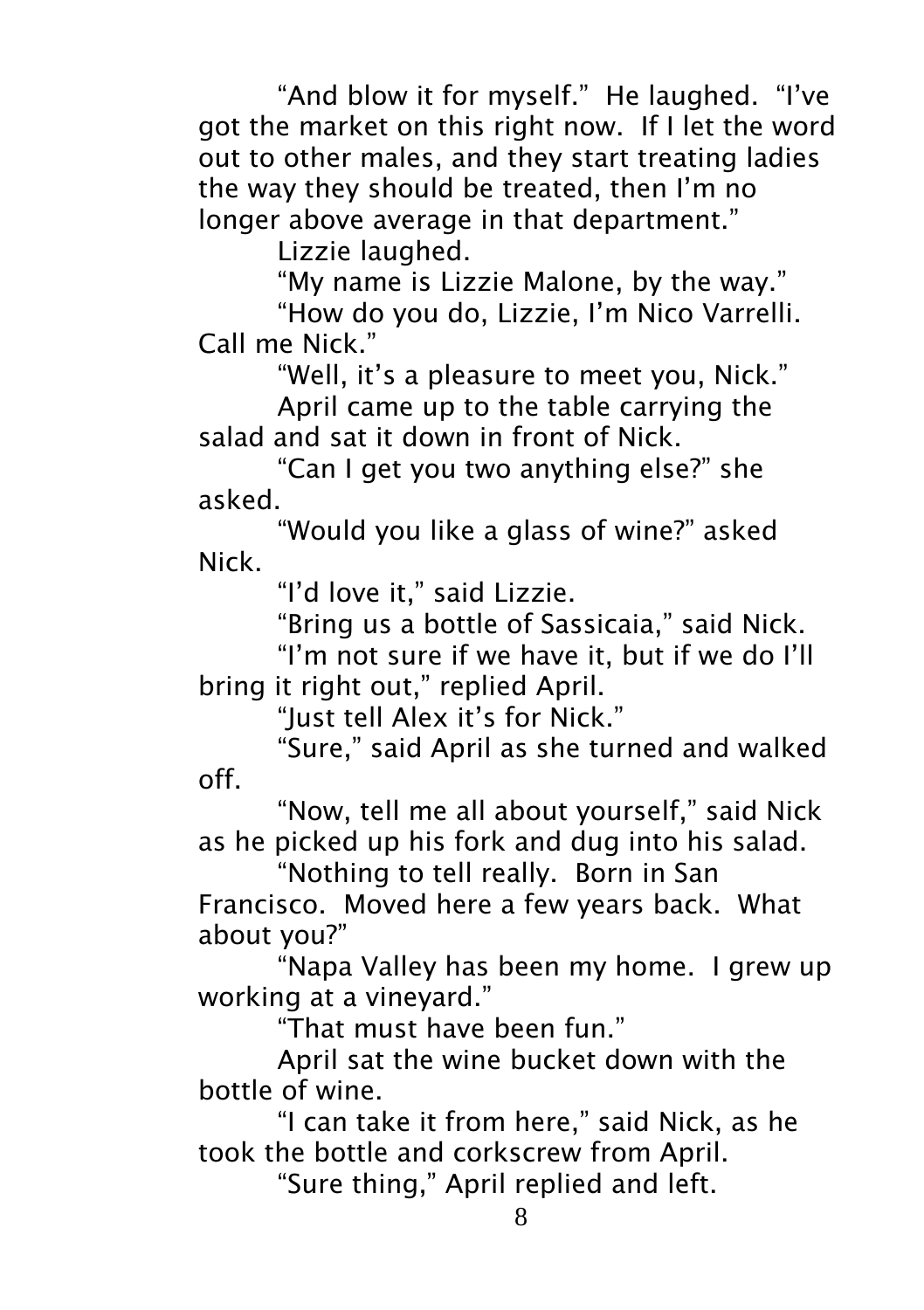"And blow it for myself." He laughed. "I've got the market on this right now. If I let the word out to other males, and they start treating ladies the way they should be treated, then I'm no longer above average in that department."

Lizzie laughed.

"My name is Lizzie Malone, by the way."

"How do you do, Lizzie, I'm Nico Varrelli. Call me Nick."

"Well, it's a pleasure to meet you, Nick."

April came up to the table carrying the salad and sat it down in front of Nick.

"Can I get you two anything else?" she asked.

"Would you like a glass of wine?" asked Nick.

"I'd love it," said Lizzie.

"Bring us a bottle of Sassicaia," said Nick.

"I'm not sure if we have it, but if we do I'll bring it right out," replied April.

"Just tell Alex it's for Nick."

"Sure," said April as she turned and walked off.

"Now, tell me all about yourself," said Nick as he picked up his fork and dug into his salad.

"Nothing to tell really. Born in San Francisco. Moved here a few years back. What about you?"

"Napa Valley has been my home. I grew up working at a vineyard."

"That must have been fun."

April sat the wine bucket down with the bottle of wine.

"I can take it from here," said Nick, as he took the bottle and corkscrew from April.

"Sure thing," April replied and left.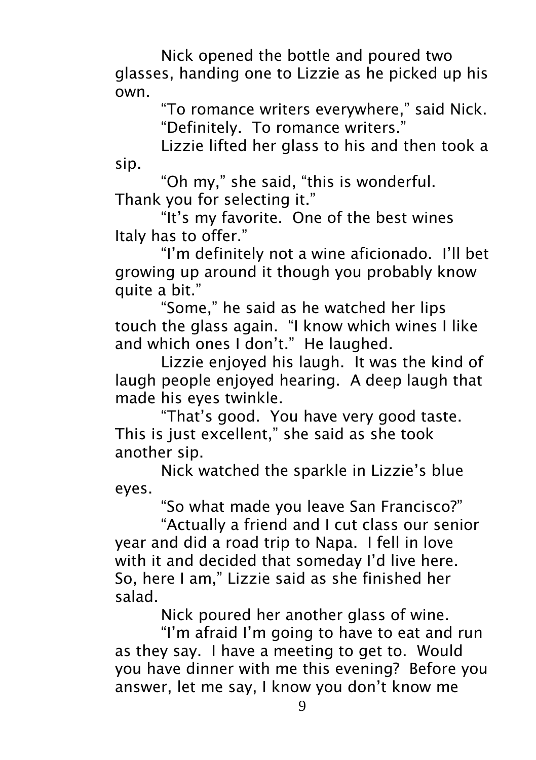Nick opened the bottle and poured two glasses, handing one to Lizzie as he picked up his own.

"To romance writers everywhere," said Nick.

"Definitely. To romance writers."

Lizzie lifted her glass to his and then took a sip.

"Oh my," she said, "this is wonderful. Thank you for selecting it."

"It's my favorite. One of the best wines Italy has to offer."

"I'm definitely not a wine aficionado. I'll bet growing up around it though you probably know quite a bit."

"Some," he said as he watched her lips touch the glass again. "I know which wines I like and which ones I don't." He laughed.

Lizzie enjoyed his laugh. It was the kind of laugh people enjoyed hearing. A deep laugh that made his eyes twinkle.

"That's good. You have very good taste. This is just excellent," she said as she took another sip.

Nick watched the sparkle in Lizzie's blue eyes.

"So what made you leave San Francisco?"

"Actually a friend and I cut class our senior year and did a road trip to Napa. I fell in love with it and decided that someday I'd live here. So, here I am," Lizzie said as she finished her salad.

Nick poured her another glass of wine.

"I'm afraid I'm going to have to eat and run as they say. I have a meeting to get to. Would you have dinner with me this evening? Before you answer, let me say, I know you don't know me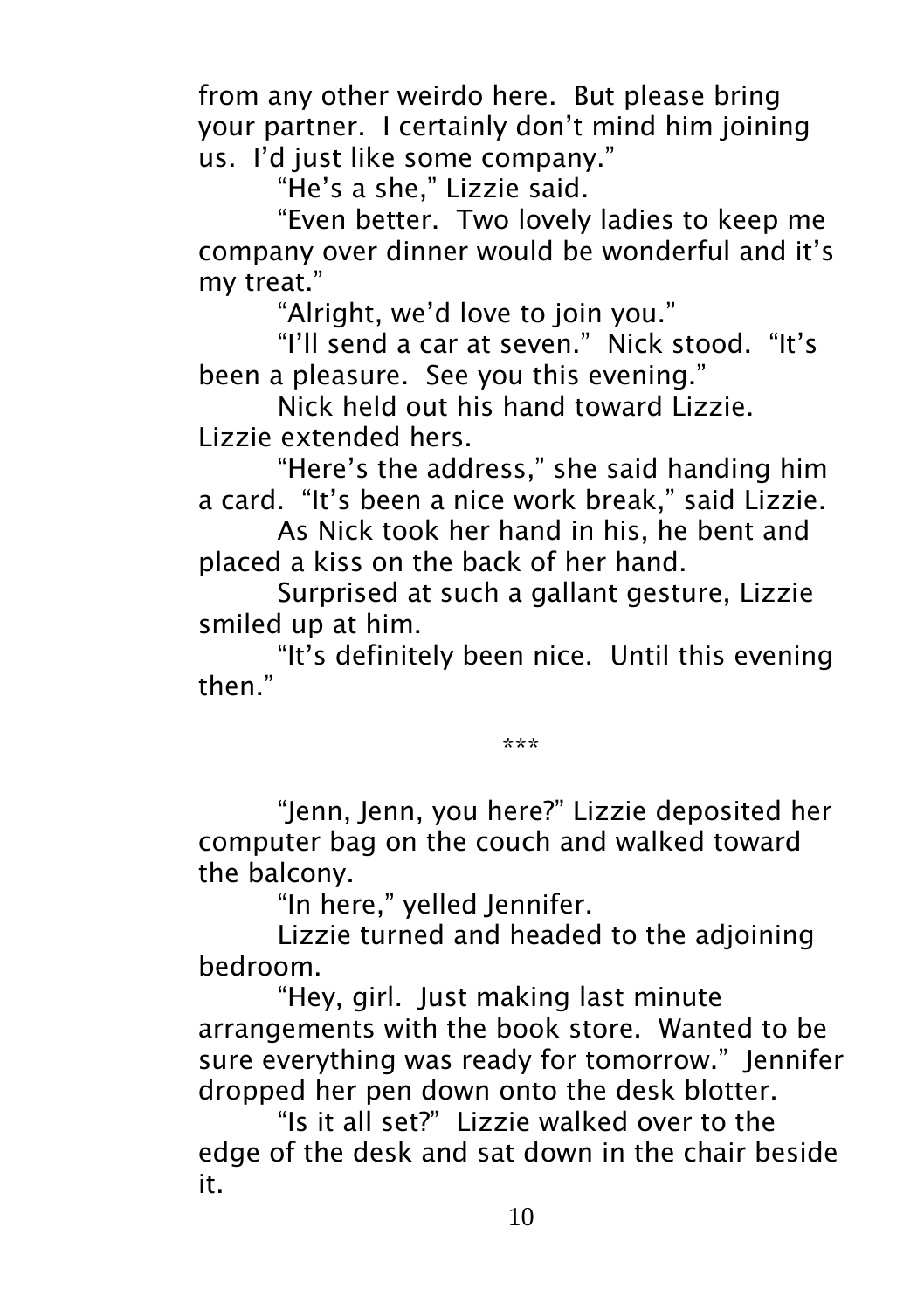from any other weirdo here.  But please bring your partner.  I certainly don't mind him joining us.  I'd just like some company."

"He's a she," Lizzie said.

"Even better.  Two lovely ladies to keep me company over dinner would be wonderful and it's my treat."

"Alright, we'd love to join you."

"I'll send a car at seven."  Nick stood.  "It's been a pleasure.  See you this evening."

Nick held out his hand toward Lizzie.  Lizzie extended hers.

"Here's the address," she said handing him a card.  "It's been a nice work break," said Lizzie.

As Nick took her hand in his, he bent and placed a kiss on the back of her hand.

Surprised at such a gallant gesture, Lizzie smiled up at him.

"It's definitely been nice.  Until this evening then."

***

"Jenn, Jenn, you here?" Lizzie deposited her computer bag on the couch and walked toward the balcony.

"In here," yelled Jennifer.

Lizzie turned and headed to the adjoining bedroom.

"Hey, girl.  Just making last minute arrangements with the book store.  Wanted to be sure everything was ready for tomorrow."  Jennifer dropped her pen down onto the desk blotter.

"Is it all set?"  Lizzie walked over to the edge of the desk and sat down in the chair beside it.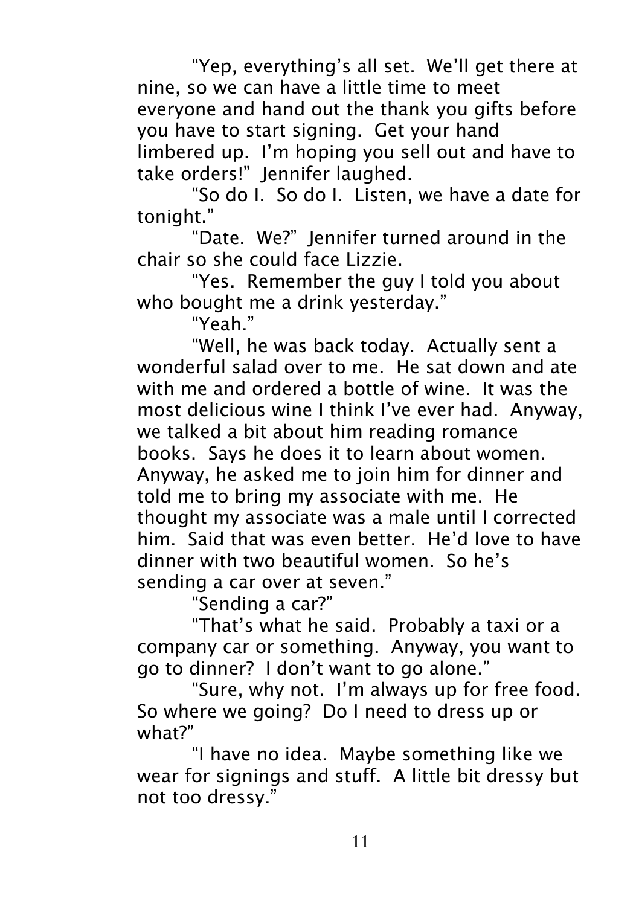"Yep, everything's all set. We'll get there at nine, so we can have a little time to meet everyone and hand out the thank you gifts before you have to start signing. Get your hand limbered up. I'm hoping you sell out and have to take orders!" Jennifer laughed.

"So do I. So do I. Listen, we have a date for tonight."

"Date. We?" Jennifer turned around in the chair so she could face Lizzie.

"Yes. Remember the guy I told you about who bought me a drink yesterday."

"Yeah."

"Well, he was back today. Actually sent a wonderful salad over to me. He sat down and ate with me and ordered a bottle of wine. It was the most delicious wine I think I've ever had. Anyway, we talked a bit about him reading romance books. Says he does it to learn about women. Anyway, he asked me to join him for dinner and told me to bring my associate with me. He thought my associate was a male until I corrected him. Said that was even better. He'd love to have dinner with two beautiful women. So he's sending a car over at seven."

"Sending a car?"

"That's what he said. Probably a taxi or a company car or something. Anyway, you want to go to dinner? I don't want to go alone."

"Sure, why not. I'm always up for free food. So where we going? Do I need to dress up or what?"

"I have no idea. Maybe something like we wear for signings and stuff. A little bit dressy but not too dressy."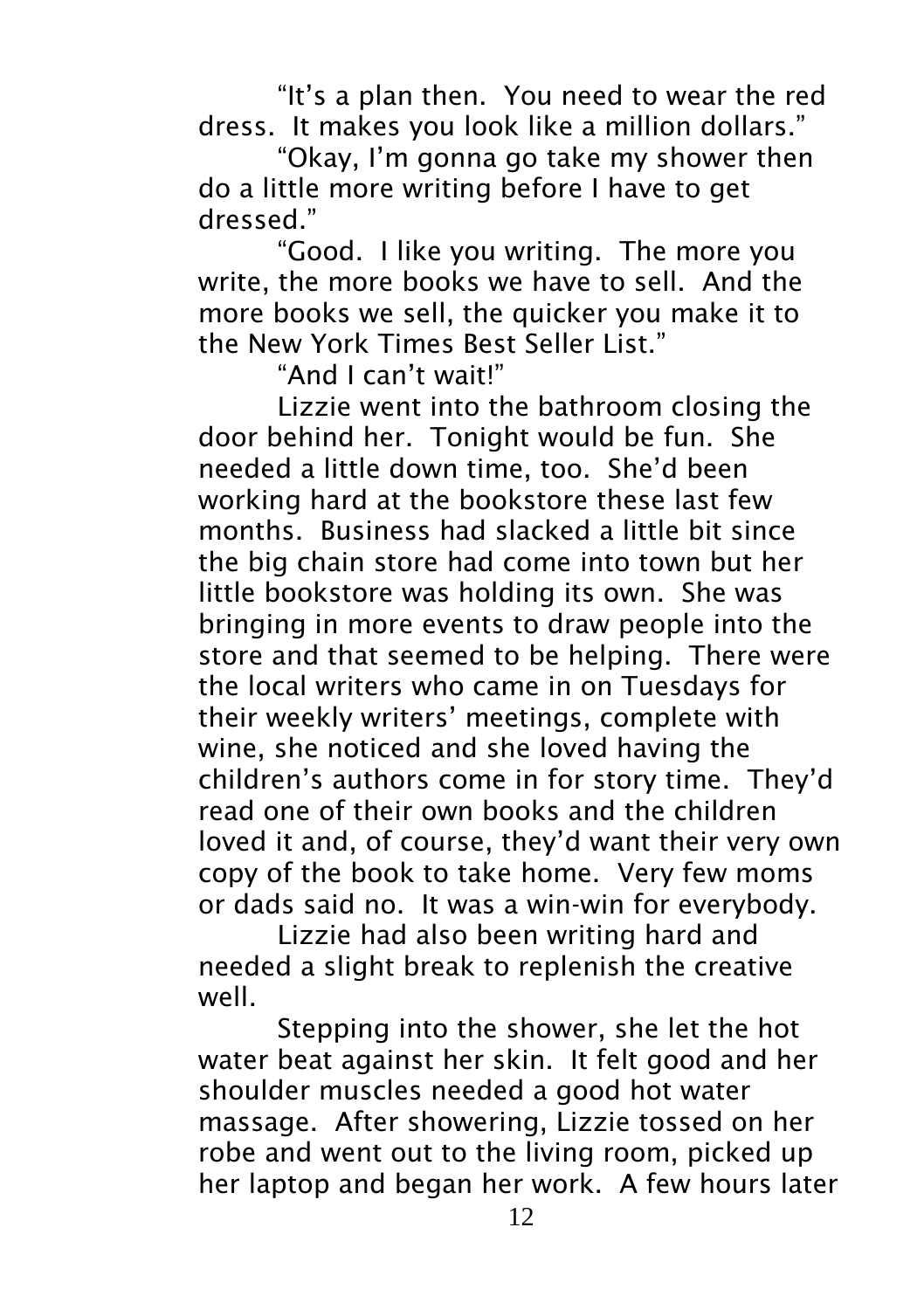"It's a plan then. You need to wear the red dress. It makes you look like a million dollars."

"Okay, I'm gonna go take my shower then do a little more writing before I have to get dressed."

"Good. I like you writing. The more you write, the more books we have to sell. And the more books we sell, the quicker you make it to the New York Times Best Seller List."

"And I can't wait!"

Lizzie went into the bathroom closing the door behind her. Tonight would be fun. She needed a little down time, too. She'd been working hard at the bookstore these last few months. Business had slacked a little bit since the big chain store had come into town but her little bookstore was holding its own. She was bringing in more events to draw people into the store and that seemed to be helping. There were the local writers who came in on Tuesdays for their weekly writers' meetings, complete with wine, she noticed and she loved having the children's authors come in for story time. They'd read one of their own books and the children loved it and, of course, they'd want their very own copy of the book to take home. Very few moms or dads said no. It was a win-win for everybody.

Lizzie had also been writing hard and needed a slight break to replenish the creative well.

Stepping into the shower, she let the hot water beat against her skin. It felt good and her shoulder muscles needed a good hot water massage. After showering, Lizzie tossed on her robe and went out to the living room, picked up her laptop and began her work. A few hours later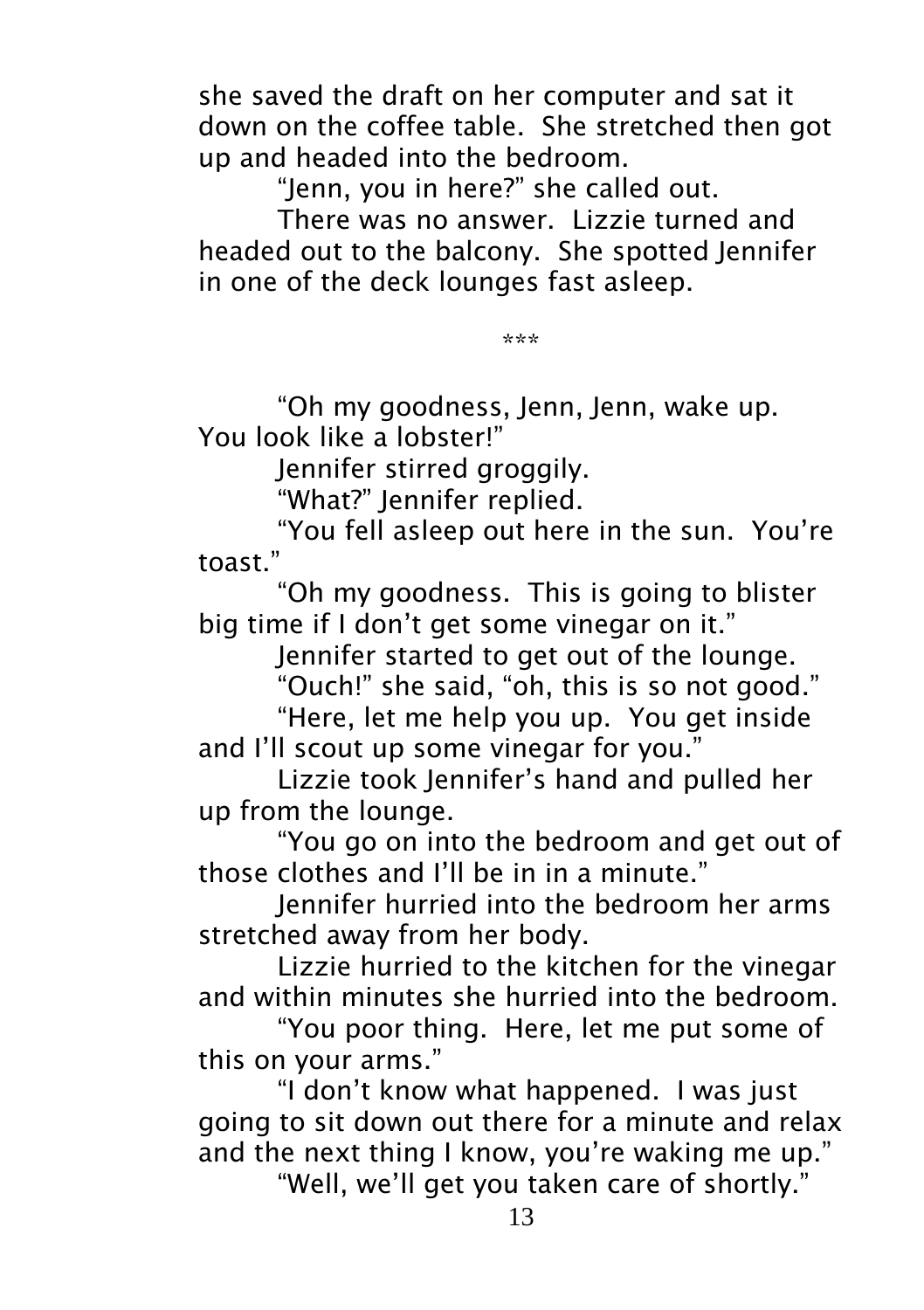she saved the draft on her computer and sat it down on the coffee table. She stretched then got up and headed into the bedroom.

"Jenn, you in here?" she called out.

There was no answer. Lizzie turned and headed out to the balcony. She spotted Jennifer in one of the deck lounges fast asleep.

\*\*\*

"Oh my goodness, Jenn, Jenn, wake up. You look like a lobster!"

Jennifer stirred groggily.

"What?" Jennifer replied.

"You fell asleep out here in the sun. You're toast."

"Oh my goodness. This is going to blister big time if I don't get some vinegar on it."

Jennifer started to get out of the lounge.

"Ouch!" she said, "oh, this is so not good."

"Here, let me help you up. You get inside and I'll scout up some vinegar for you."

Lizzie took Jennifer's hand and pulled her up from the lounge.

"You go on into the bedroom and get out of those clothes and I'll be in in a minute."

Jennifer hurried into the bedroom her arms stretched away from her body.

Lizzie hurried to the kitchen for the vinegar and within minutes she hurried into the bedroom.

"You poor thing. Here, let me put some of this on your arms."

"I don't know what happened. I was just going to sit down out there for a minute and relax and the next thing I know, you're waking me up."

"Well, we'll get you taken care of shortly."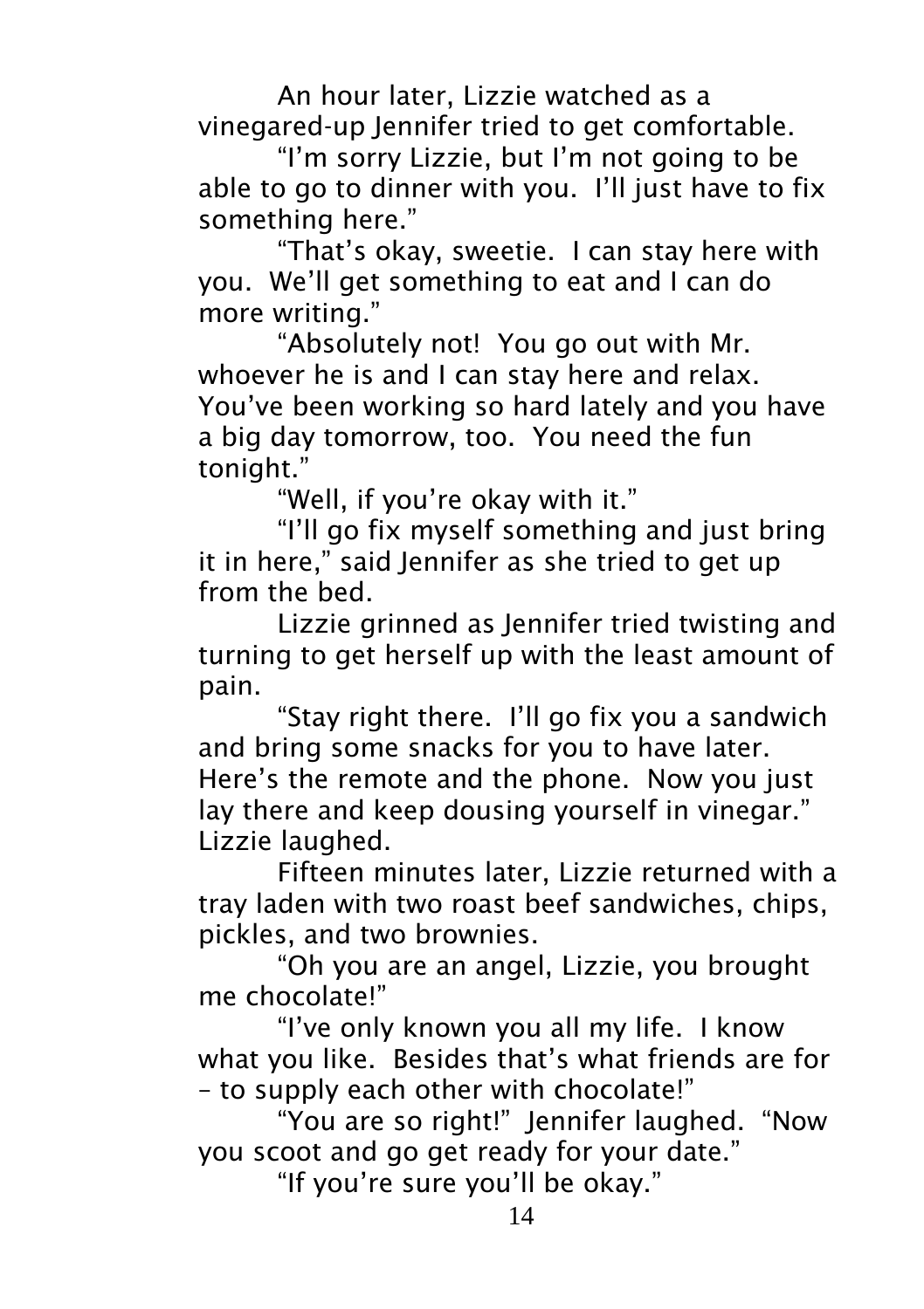An hour later, Lizzie watched as a vinegared-up Jennifer tried to get comfortable.

"I'm sorry Lizzie, but I'm not going to be able to go to dinner with you. I'll just have to fix something here."

"That's okay, sweetie. I can stay here with you. We'll get something to eat and I can do more writing."

"Absolutely not! You go out with Mr. whoever he is and I can stay here and relax. You've been working so hard lately and you have a big day tomorrow, too. You need the fun tonight."

"Well, if you're okay with it."

"I'll go fix myself something and just bring it in here," said Jennifer as she tried to get up from the bed.

Lizzie grinned as Jennifer tried twisting and turning to get herself up with the least amount of pain.

"Stay right there. I'll go fix you a sandwich and bring some snacks for you to have later. Here's the remote and the phone. Now you just lay there and keep dousing yourself in vinegar." Lizzie laughed.

Fifteen minutes later, Lizzie returned with a tray laden with two roast beef sandwiches, chips, pickles, and two brownies.

"Oh you are an angel, Lizzie, you brought me chocolate!"

"I've only known you all my life. I know what you like. Besides that's what friends are for – to supply each other with chocolate!"

"You are so right!" Jennifer laughed. "Now you scoot and go get ready for your date."

"If you're sure you'll be okay."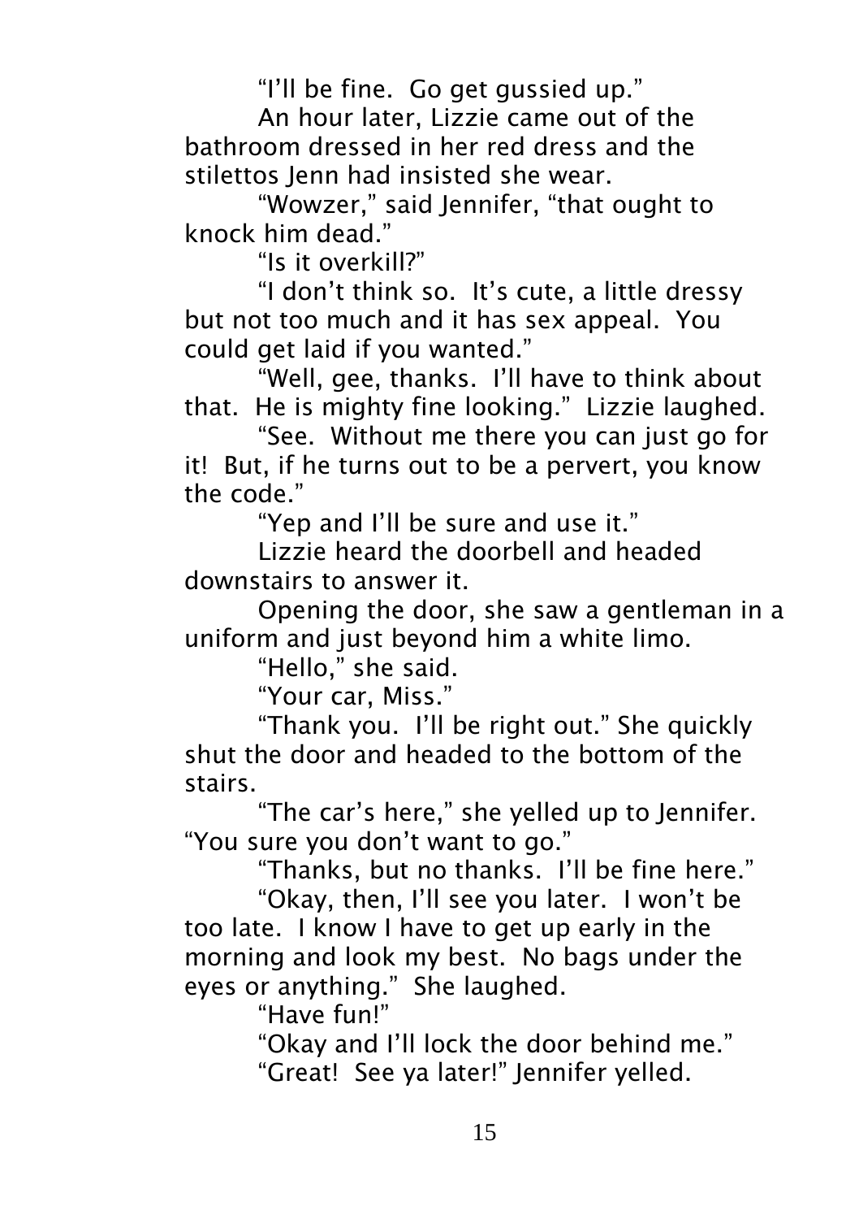"I'll be fine. Go get gussied up."

An hour later, Lizzie came out of the bathroom dressed in her red dress and the stilettos Jenn had insisted she wear.

"Wowzer," said Jennifer, "that ought to knock him dead."

"Is it overkill?"

"I don't think so. It's cute, a little dressy but not too much and it has sex appeal. You could get laid if you wanted."

"Well, gee, thanks. I'll have to think about that. He is mighty fine looking." Lizzie laughed.

"See. Without me there you can just go for it! But, if he turns out to be a pervert, you know the code."

"Yep and I'll be sure and use it."

Lizzie heard the doorbell and headed downstairs to answer it.

Opening the door, she saw a gentleman in a uniform and just beyond him a white limo.

"Hello," she said.

"Your car, Miss."

"Thank you. I'll be right out." She quickly shut the door and headed to the bottom of the stairs.

"The car's here," she yelled up to Jennifer. "You sure you don't want to go."

"Thanks, but no thanks. I'll be fine here."

"Okay, then, I'll see you later. I won't be too late. I know I have to get up early in the morning and look my best. No bags under the eyes or anything." She laughed.

"Have fun!"

"Okay and I'll lock the door behind me."

"Great! See ya later!" Jennifer yelled.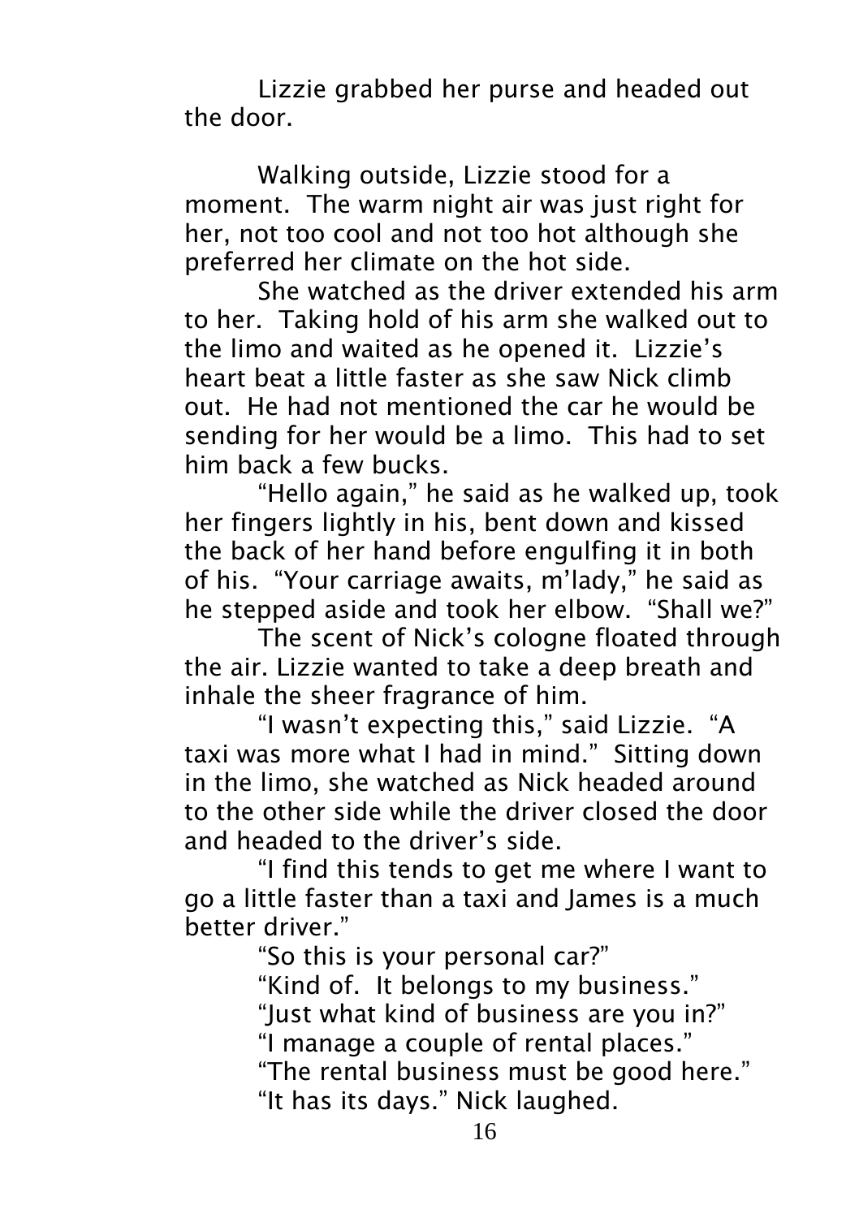Lizzie grabbed her purse and headed out the door.

Walking outside, Lizzie stood for a moment. The warm night air was just right for her, not too cool and not too hot although she preferred her climate on the hot side.

She watched as the driver extended his arm to her. Taking hold of his arm she walked out to the limo and waited as he opened it. Lizzie's heart beat a little faster as she saw Nick climb out. He had not mentioned the car he would be sending for her would be a limo. This had to set him back a few bucks.

"Hello again," he said as he walked up, took her fingers lightly in his, bent down and kissed the back of her hand before engulfing it in both of his. "Your carriage awaits, m'lady," he said as he stepped aside and took her elbow. "Shall we?"

The scent of Nick's cologne floated through the air. Lizzie wanted to take a deep breath and inhale the sheer fragrance of him.

"I wasn't expecting this," said Lizzie. "A taxi was more what I had in mind." Sitting down in the limo, she watched as Nick headed around to the other side while the driver closed the door and headed to the driver's side.

"I find this tends to get me where I want to go a little faster than a taxi and James is a much better driver."

"So this is your personal car?"

"Kind of. It belongs to my business."

"Just what kind of business are you in?"

"I manage a couple of rental places."

"The rental business must be good here."

"It has its days." Nick laughed.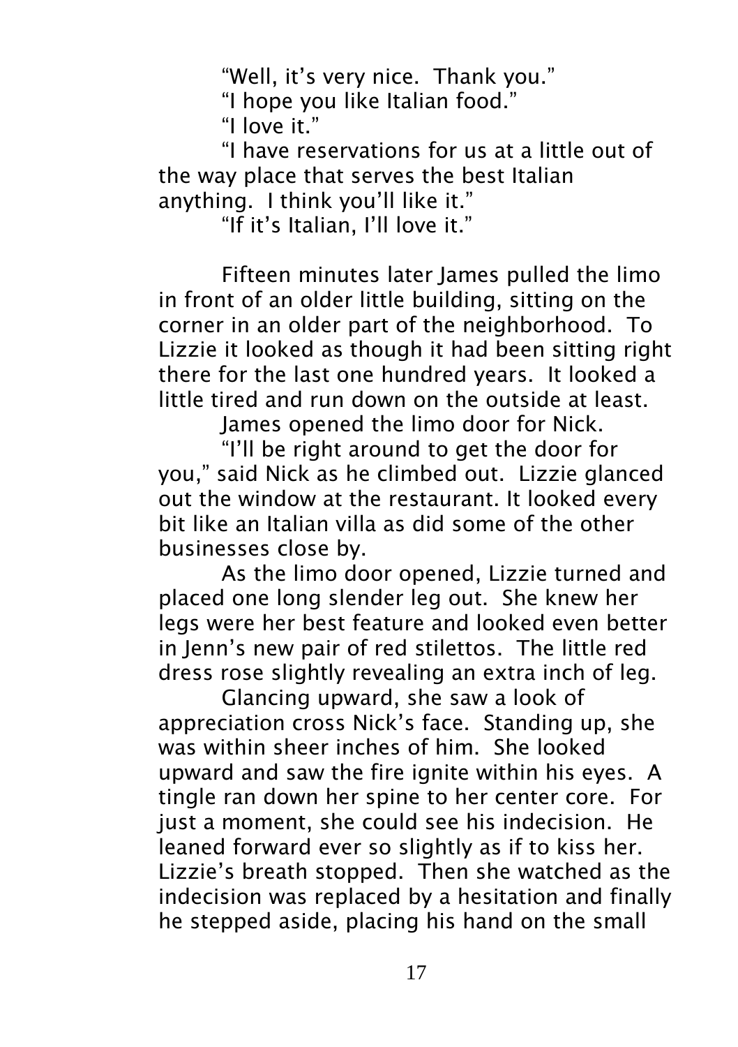"Well, it's very nice. Thank you."

"I hope you like Italian food."

"I love it."

"I have reservations for us at a little out of the way place that serves the best Italian anything. I think you'll like it."

"If it's Italian, I'll love it."

Fifteen minutes later James pulled the limo in front of an older little building, sitting on the corner in an older part of the neighborhood. To Lizzie it looked as though it had been sitting right there for the last one hundred years. It looked a little tired and run down on the outside at least.

James opened the limo door for Nick.

"I'll be right around to get the door for you," said Nick as he climbed out. Lizzie glanced out the window at the restaurant. It looked every bit like an Italian villa as did some of the other businesses close by.

As the limo door opened, Lizzie turned and placed one long slender leg out. She knew her legs were her best feature and looked even better in Jenn's new pair of red stilettos. The little red dress rose slightly revealing an extra inch of leg.

Glancing upward, she saw a look of appreciation cross Nick's face. Standing up, she was within sheer inches of him. She looked upward and saw the fire ignite within his eyes. A tingle ran down her spine to her center core. For just a moment, she could see his indecision. He leaned forward ever so slightly as if to kiss her. Lizzie's breath stopped. Then she watched as the indecision was replaced by a hesitation and finally he stepped aside, placing his hand on the small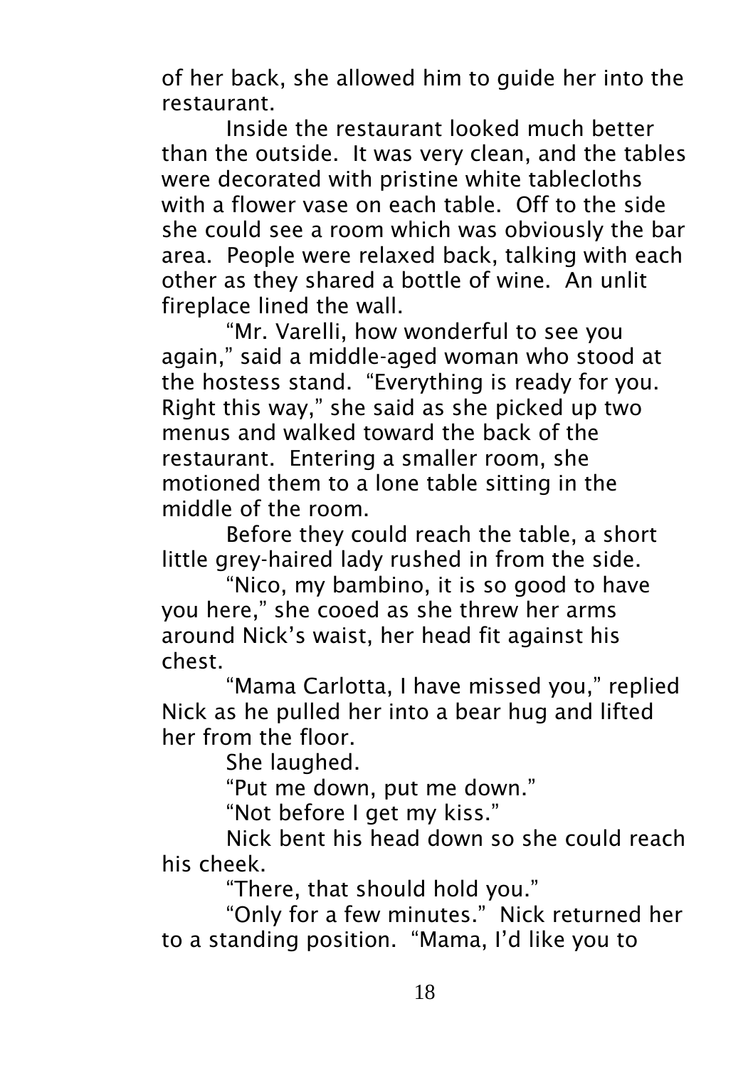of her back, she allowed him to guide her into the restaurant.

Inside the restaurant looked much better than the outside. It was very clean, and the tables were decorated with pristine white tablecloths with a flower vase on each table. Off to the side she could see a room which was obviously the bar area. People were relaxed back, talking with each other as they shared a bottle of wine. An unlit fireplace lined the wall.

"Mr. Varelli, how wonderful to see you again," said a middle-aged woman who stood at the hostess stand. "Everything is ready for you. Right this way," she said as she picked up two menus and walked toward the back of the restaurant. Entering a smaller room, she motioned them to a lone table sitting in the middle of the room.

Before they could reach the table, a short little grey-haired lady rushed in from the side.

"Nico, my bambino, it is so good to have you here," she cooed as she threw her arms around Nick's waist, her head fit against his chest.

"Mama Carlotta, I have missed you," replied Nick as he pulled her into a bear hug and lifted her from the floor.

She laughed.

"Put me down, put me down."

"Not before I get my kiss."

Nick bent his head down so she could reach his cheek.

"There, that should hold you."

"Only for a few minutes." Nick returned her to a standing position. "Mama, I'd like you to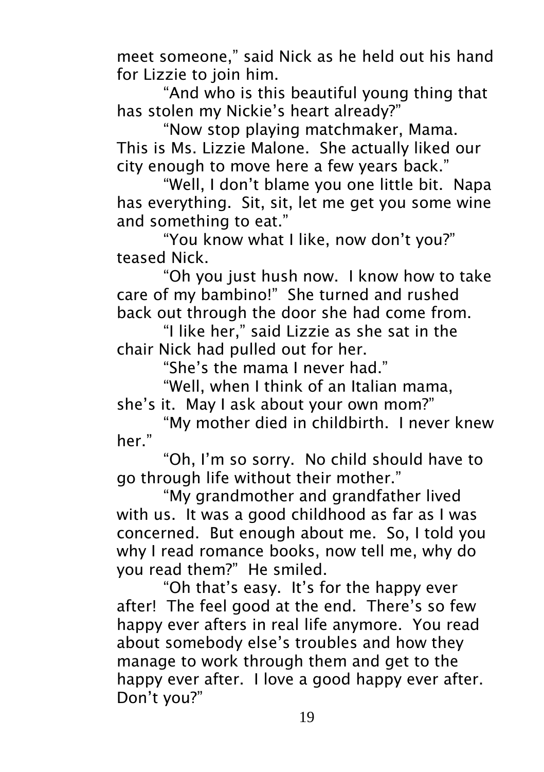meet someone," said Nick as he held out his hand for Lizzie to join him.

"And who is this beautiful young thing that has stolen my Nickie's heart already?"

"Now stop playing matchmaker, Mama. This is Ms. Lizzie Malone. She actually liked our city enough to move here a few years back."

"Well, I don't blame you one little bit. Napa has everything. Sit, sit, let me get you some wine and something to eat."

"You know what I like, now don't you?" teased Nick.

"Oh you just hush now. I know how to take care of my bambino!" She turned and rushed back out through the door she had come from.

"I like her," said Lizzie as she sat in the chair Nick had pulled out for her.

"She's the mama I never had."

"Well, when I think of an Italian mama, she's it. May I ask about your own mom?"

"My mother died in childbirth. I never knew her."

"Oh, I'm so sorry. No child should have to go through life without their mother."

"My grandmother and grandfather lived with us. It was a good childhood as far as I was concerned. But enough about me. So, I told you why I read romance books, now tell me, why do you read them?" He smiled.

"Oh that's easy. It's for the happy ever after! The feel good at the end. There's so few happy ever afters in real life anymore. You read about somebody else's troubles and how they manage to work through them and get to the happy ever after. I love a good happy ever after. Don't you?"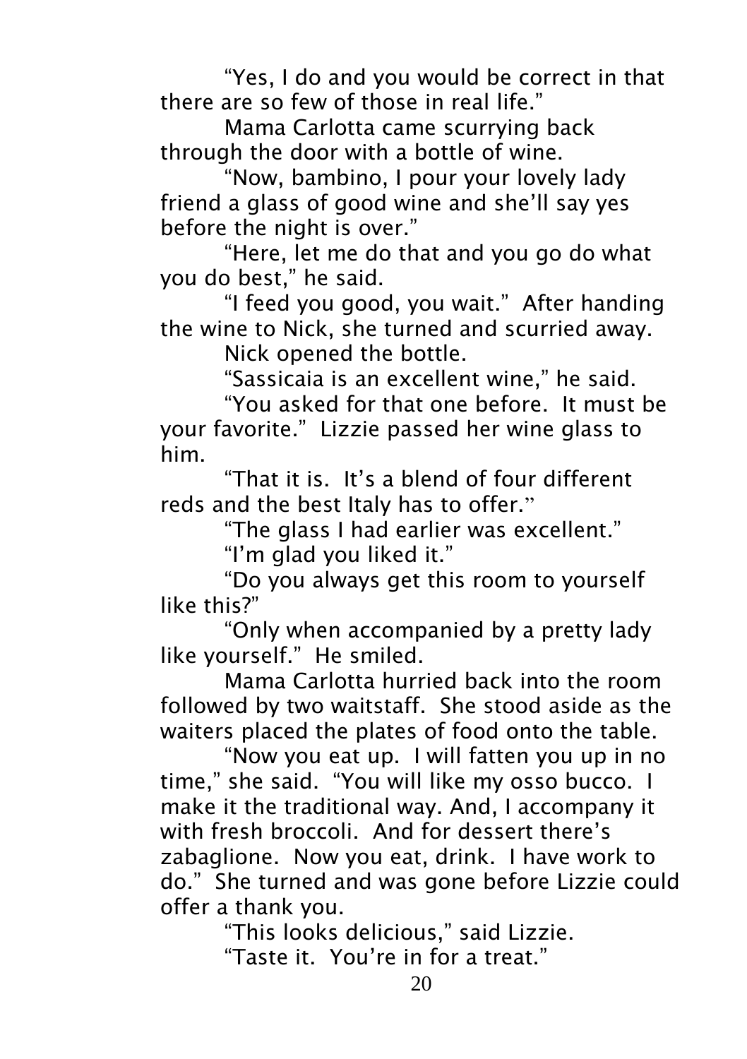"Yes, I do and you would be correct in that there are so few of those in real life."

Mama Carlotta came scurrying back through the door with a bottle of wine.

"Now, bambino, I pour your lovely lady friend a glass of good wine and she'll say yes before the night is over."

"Here, let me do that and you go do what you do best," he said.

"I feed you good, you wait." After handing the wine to Nick, she turned and scurried away.

Nick opened the bottle.

"Sassicaia is an excellent wine," he said.

"You asked for that one before. It must be your favorite." Lizzie passed her wine glass to him.

"That it is. It's a blend of four different reds and the best Italy has to offer."

"The glass I had earlier was excellent."

"I'm glad you liked it."

"Do you always get this room to yourself like this?"

"Only when accompanied by a pretty lady like yourself." He smiled.

Mama Carlotta hurried back into the room followed by two waitstaff. She stood aside as the waiters placed the plates of food onto the table.

"Now you eat up. I will fatten you up in no time," she said. "You will like my osso bucco. I make it the traditional way. And, I accompany it with fresh broccoli. And for dessert there's zabaglione. Now you eat, drink. I have work to do." She turned and was gone before Lizzie could offer a thank you.

"This looks delicious," said Lizzie.

"Taste it. You're in for a treat."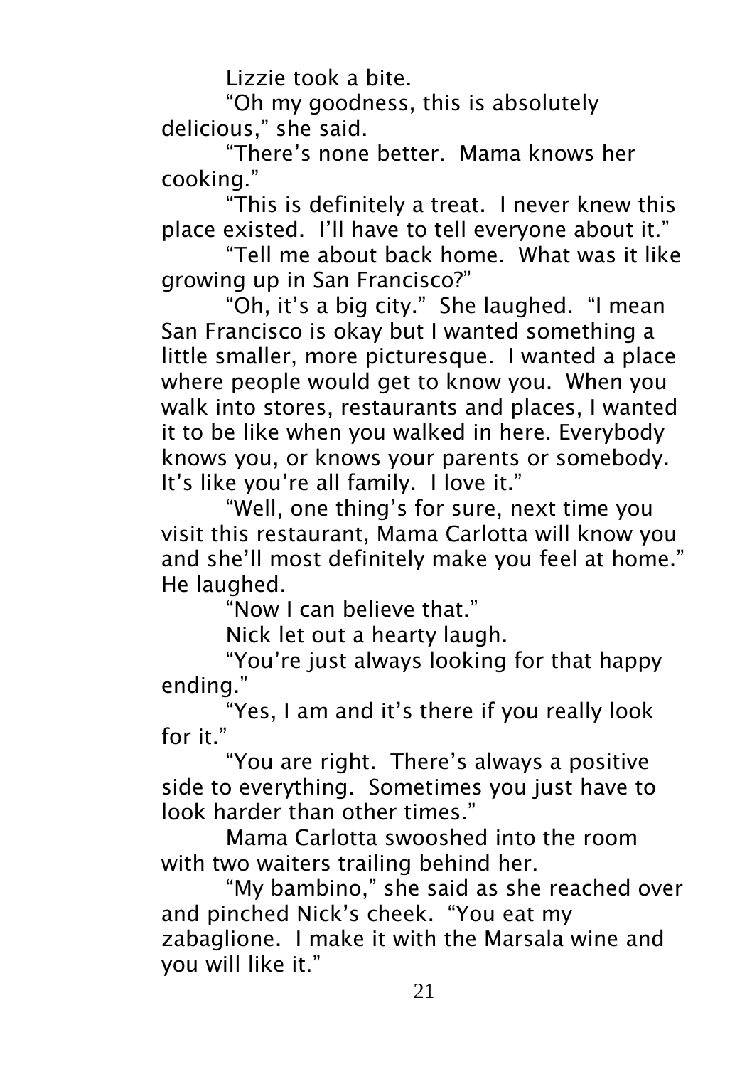Lizzie took a bite.

"Oh my goodness, this is absolutely delicious," she said.

"There's none better. Mama knows her cooking."

"This is definitely a treat. I never knew this place existed. I'll have to tell everyone about it."

"Tell me about back home. What was it like growing up in San Francisco?"

"Oh, it's a big city." She laughed. "I mean San Francisco is okay but I wanted something a little smaller, more picturesque. I wanted a place where people would get to know you. When you walk into stores, restaurants and places, I wanted it to be like when you walked in here. Everybody knows you, or knows your parents or somebody. It's like you're all family. I love it."

"Well, one thing's for sure, next time you visit this restaurant, Mama Carlotta will know you and she'll most definitely make you feel at home." He laughed.

"Now I can believe that."

Nick let out a hearty laugh.

"You're just always looking for that happy ending."

"Yes, I am and it's there if you really look for it."

"You are right. There's always a positive side to everything. Sometimes you just have to look harder than other times."

Mama Carlotta swooshed into the room with two waiters trailing behind her.

"My bambino," she said as she reached over and pinched Nick's cheek. "You eat my zabaglione. I make it with the Marsala wine and you will like it."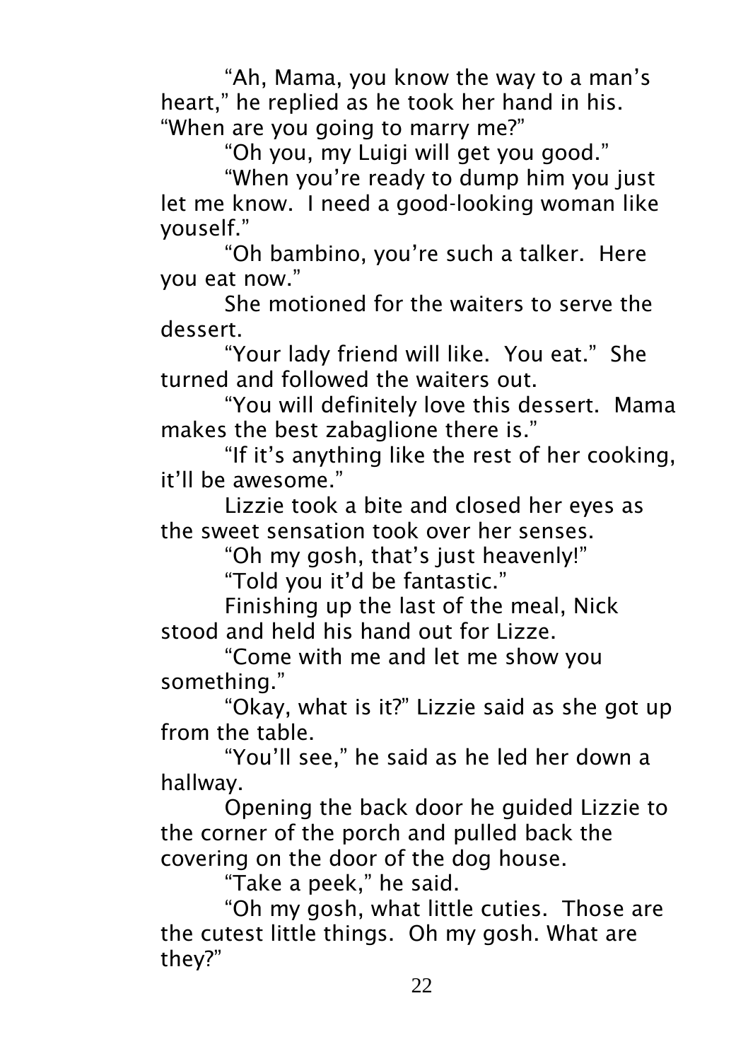"Ah, Mama, you know the way to a man's heart," he replied as he took her hand in his. "When are you going to marry me?"

"Oh you, my Luigi will get you good."

"When you're ready to dump him you just let me know. I need a good-looking woman like youself."

"Oh bambino, you're such a talker. Here you eat now."

She motioned for the waiters to serve the dessert.

"Your lady friend will like. You eat." She turned and followed the waiters out.

"You will definitely love this dessert. Mama makes the best zabaglione there is."

"If it's anything like the rest of her cooking, it'll be awesome."

Lizzie took a bite and closed her eyes as the sweet sensation took over her senses.

"Oh my gosh, that's just heavenly!"

"Told you it'd be fantastic."

Finishing up the last of the meal, Nick stood and held his hand out for Lizze.

"Come with me and let me show you something."

"Okay, what is it?" Lizzie said as she got up from the table.

"You'll see," he said as he led her down a hallway.

Opening the back door he guided Lizzie to the corner of the porch and pulled back the covering on the door of the dog house.

"Take a peek," he said.

"Oh my gosh, what little cuties. Those are the cutest little things. Oh my gosh. What are they?"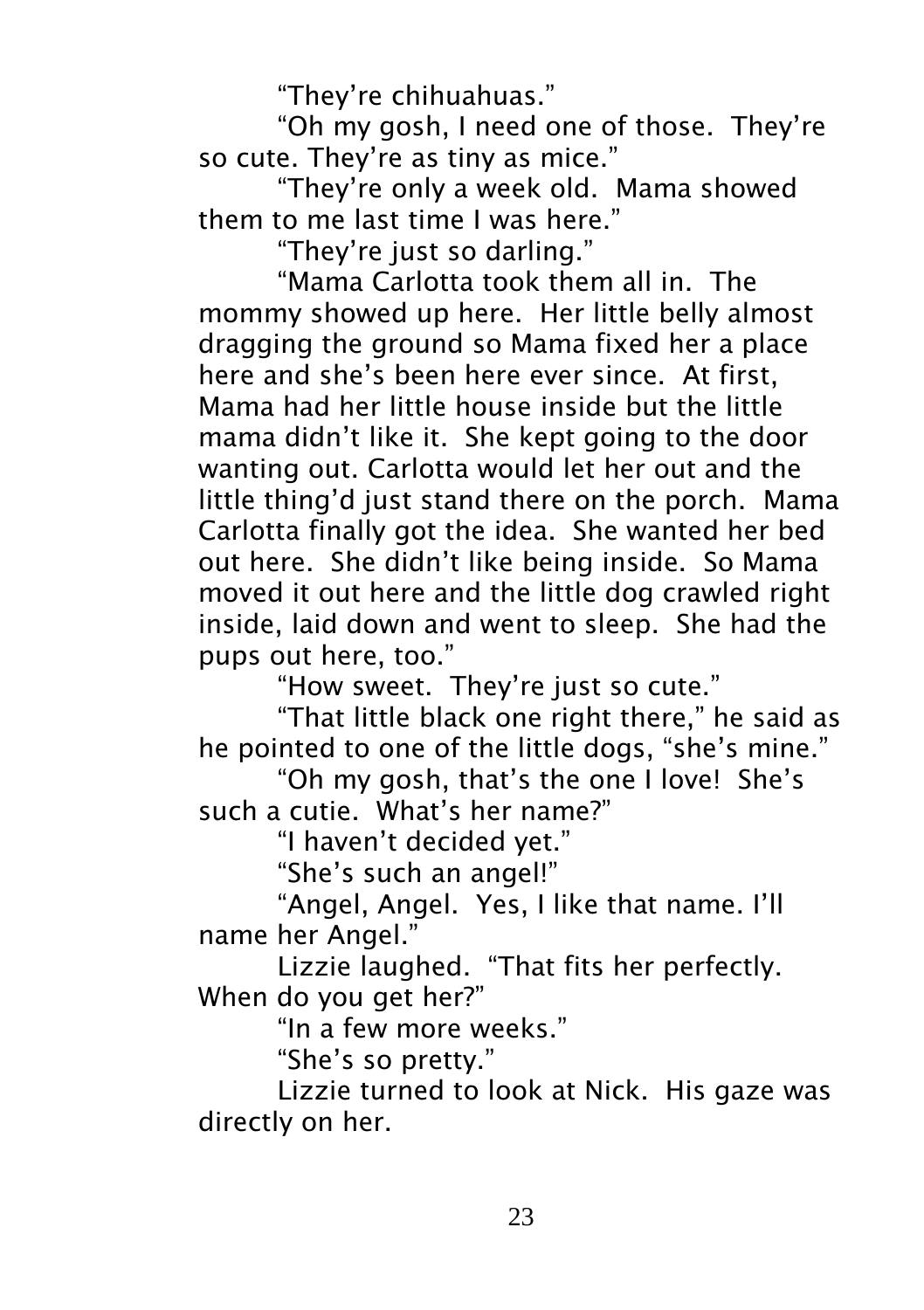"They're chihuahuas."

"Oh my gosh, I need one of those. They're so cute. They're as tiny as mice."

"They're only a week old. Mama showed them to me last time I was here."

"They're just so darling."

"Mama Carlotta took them all in. The mommy showed up here. Her little belly almost dragging the ground so Mama fixed her a place here and she's been here ever since. At first, Mama had her little house inside but the little mama didn't like it. She kept going to the door wanting out. Carlotta would let her out and the little thing'd just stand there on the porch. Mama Carlotta finally got the idea. She wanted her bed out here. She didn't like being inside. So Mama moved it out here and the little dog crawled right inside, laid down and went to sleep. She had the pups out here, too."

"How sweet. They're just so cute."

"That little black one right there," he said as he pointed to one of the little dogs, "she's mine."

"Oh my gosh, that's the one I love! She's such a cutie. What's her name?"

"I haven't decided yet."

"She's such an angel!"

"Angel, Angel. Yes, I like that name. I'll name her Angel."

Lizzie laughed. "That fits her perfectly. When do you get her?"

"In a few more weeks."

"She's so pretty."

Lizzie turned to look at Nick. His gaze was directly on her.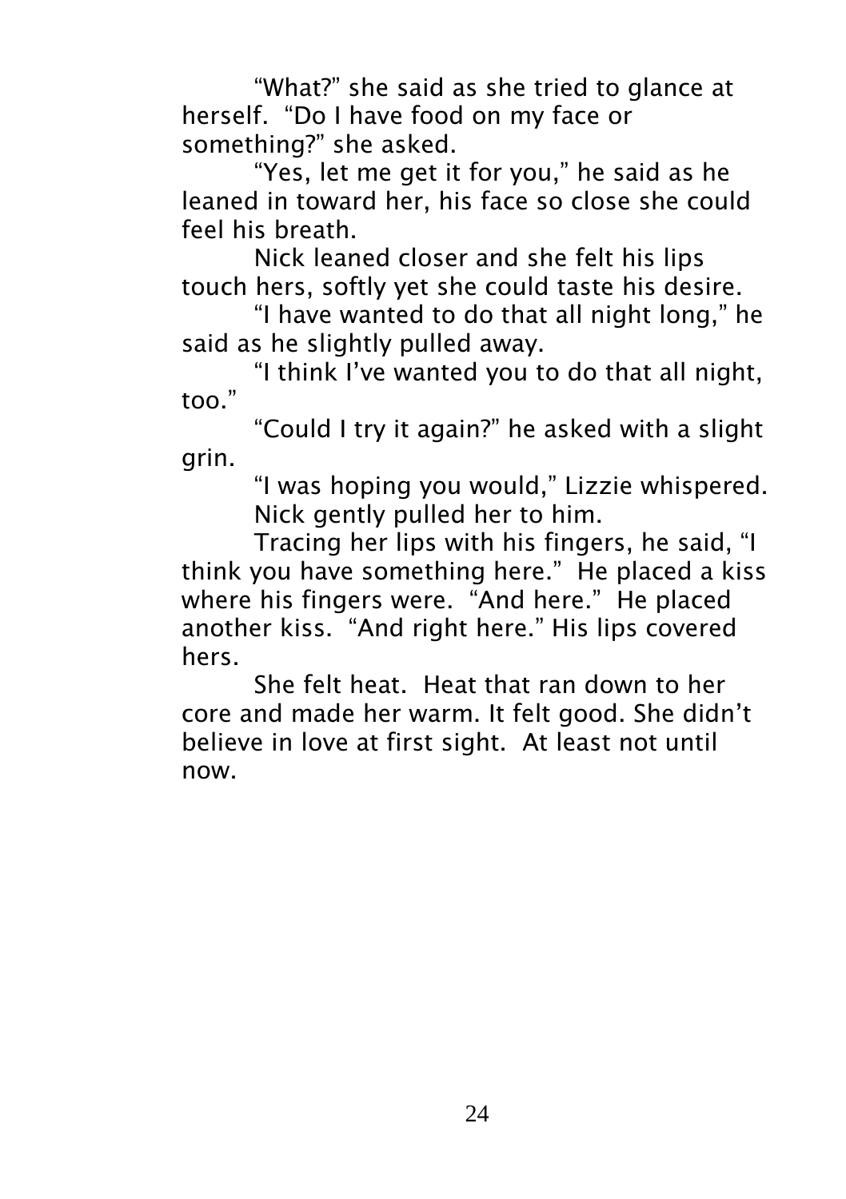"What?" she said as she tried to glance at herself. "Do I have food on my face or something?" she asked.

"Yes, let me get it for you," he said as he leaned in toward her, his face so close she could feel his breath.

Nick leaned closer and she felt his lips touch hers, softly yet she could taste his desire.

"I have wanted to do that all night long," he said as he slightly pulled away.

"I think I've wanted you to do that all night, too."

"Could I try it again?" he asked with a slight grin.

"I was hoping you would," Lizzie whispered.

Nick gently pulled her to him.

Tracing her lips with his fingers, he said, "I think you have something here." He placed a kiss where his fingers were. "And here." He placed another kiss. "And right here." His lips covered hers.

She felt heat. Heat that ran down to her core and made her warm. It felt good. She didn't believe in love at first sight. At least not until now.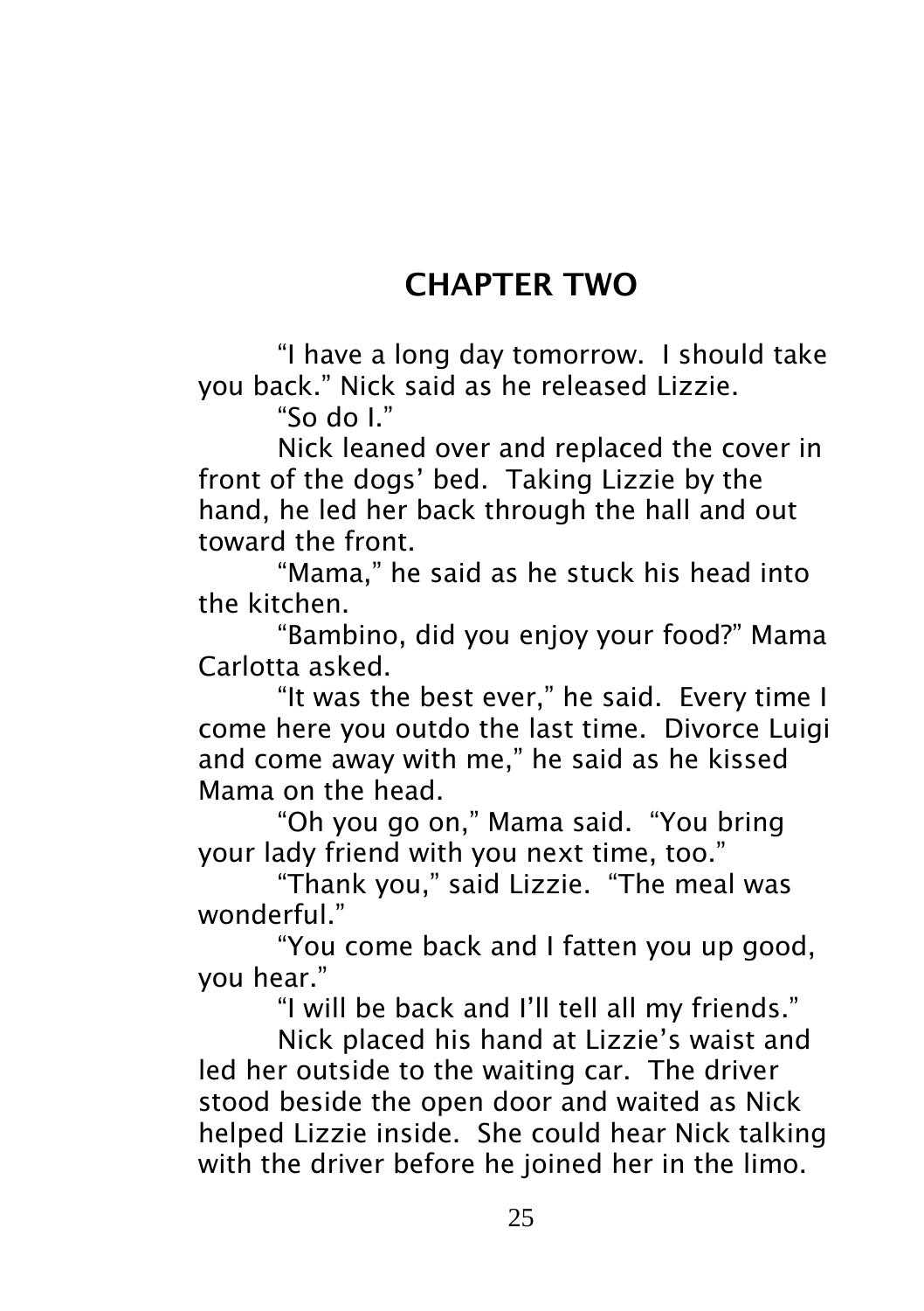# CHAPTER TWO

"I have a long day tomorrow. I should take you back." Nick said as he released Lizzie.

"So do I."

Nick leaned over and replaced the cover in front of the dogs' bed. Taking Lizzie by the hand, he led her back through the hall and out toward the front.

"Mama," he said as he stuck his head into the kitchen.

"Bambino, did you enjoy your food?" Mama Carlotta asked.

"It was the best ever," he said. Every time I come here you outdo the last time. Divorce Luigi and come away with me," he said as he kissed Mama on the head.

"Oh you go on," Mama said. "You bring your lady friend with you next time, too."

"Thank you," said Lizzie. "The meal was wonderful."

"You come back and I fatten you up good, you hear."

"I will be back and I'll tell all my friends."

Nick placed his hand at Lizzie's waist and led her outside to the waiting car. The driver stood beside the open door and waited as Nick helped Lizzie inside. She could hear Nick talking with the driver before he joined her in the limo.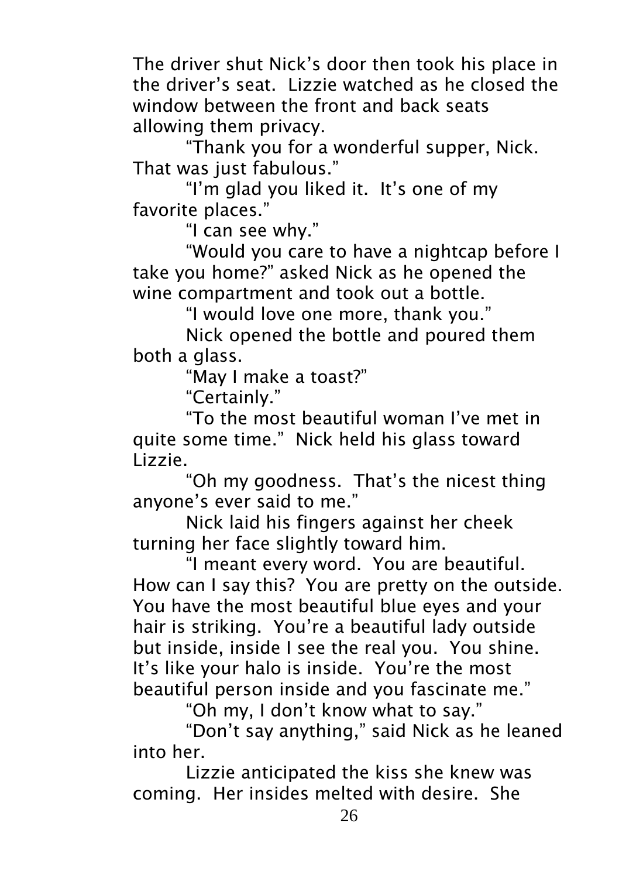The driver shut Nick's door then took his place in the driver's seat. Lizzie watched as he closed the window between the front and back seats allowing them privacy.

"Thank you for a wonderful supper, Nick. That was just fabulous."

"I'm glad you liked it. It's one of my favorite places."

"I can see why."

"Would you care to have a nightcap before I take you home?" asked Nick as he opened the wine compartment and took out a bottle.

"I would love one more, thank you."

Nick opened the bottle and poured them both a glass.

"May I make a toast?"

"Certainly."

"To the most beautiful woman I've met in quite some time." Nick held his glass toward Lizzie.

"Oh my goodness. That's the nicest thing anyone's ever said to me."

Nick laid his fingers against her cheek turning her face slightly toward him.

"I meant every word. You are beautiful. How can I say this? You are pretty on the outside. You have the most beautiful blue eyes and your hair is striking. You're a beautiful lady outside but inside, inside I see the real you. You shine. It's like your halo is inside. You're the most beautiful person inside and you fascinate me."

"Oh my, I don't know what to say."

"Don't say anything," said Nick as he leaned into her.

Lizzie anticipated the kiss she knew was coming. Her insides melted with desire. She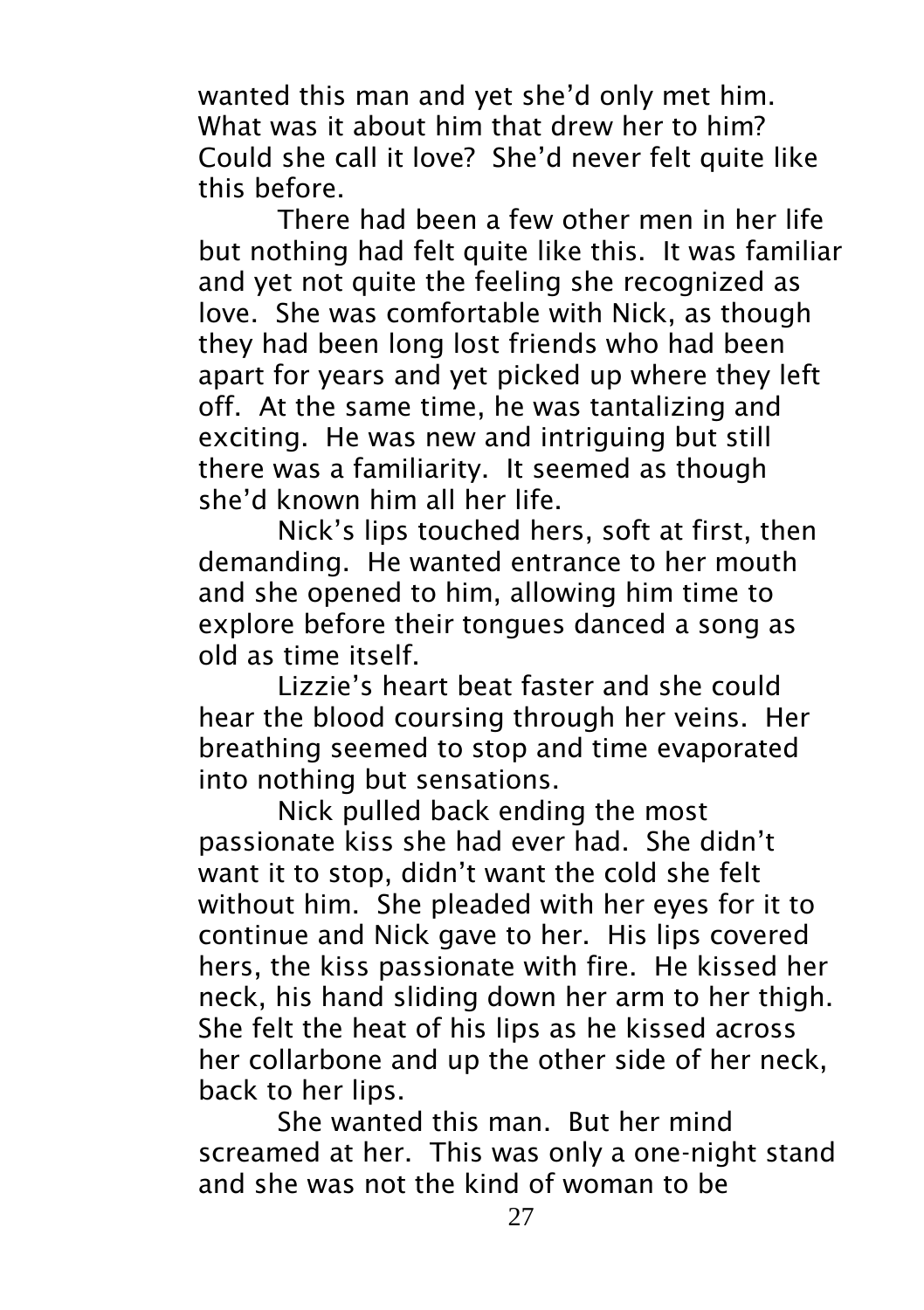wanted this man and yet she'd only met him. What was it about him that drew her to him? Could she call it love? She'd never felt quite like this before.

There had been a few other men in her life but nothing had felt quite like this. It was familiar and yet not quite the feeling she recognized as love. She was comfortable with Nick, as though they had been long lost friends who had been apart for years and yet picked up where they left off. At the same time, he was tantalizing and exciting. He was new and intriguing but still there was a familiarity. It seemed as though she'd known him all her life.

Nick's lips touched hers, soft at first, then demanding. He wanted entrance to her mouth and she opened to him, allowing him time to explore before their tongues danced a song as old as time itself.

Lizzie's heart beat faster and she could hear the blood coursing through her veins. Her breathing seemed to stop and time evaporated into nothing but sensations.

Nick pulled back ending the most passionate kiss she had ever had. She didn't want it to stop, didn't want the cold she felt without him. She pleaded with her eyes for it to continue and Nick gave to her. His lips covered hers, the kiss passionate with fire. He kissed her neck, his hand sliding down her arm to her thigh. She felt the heat of his lips as he kissed across her collarbone and up the other side of her neck, back to her lips.

She wanted this man. But her mind screamed at her. This was only a one-night stand and she was not the kind of woman to be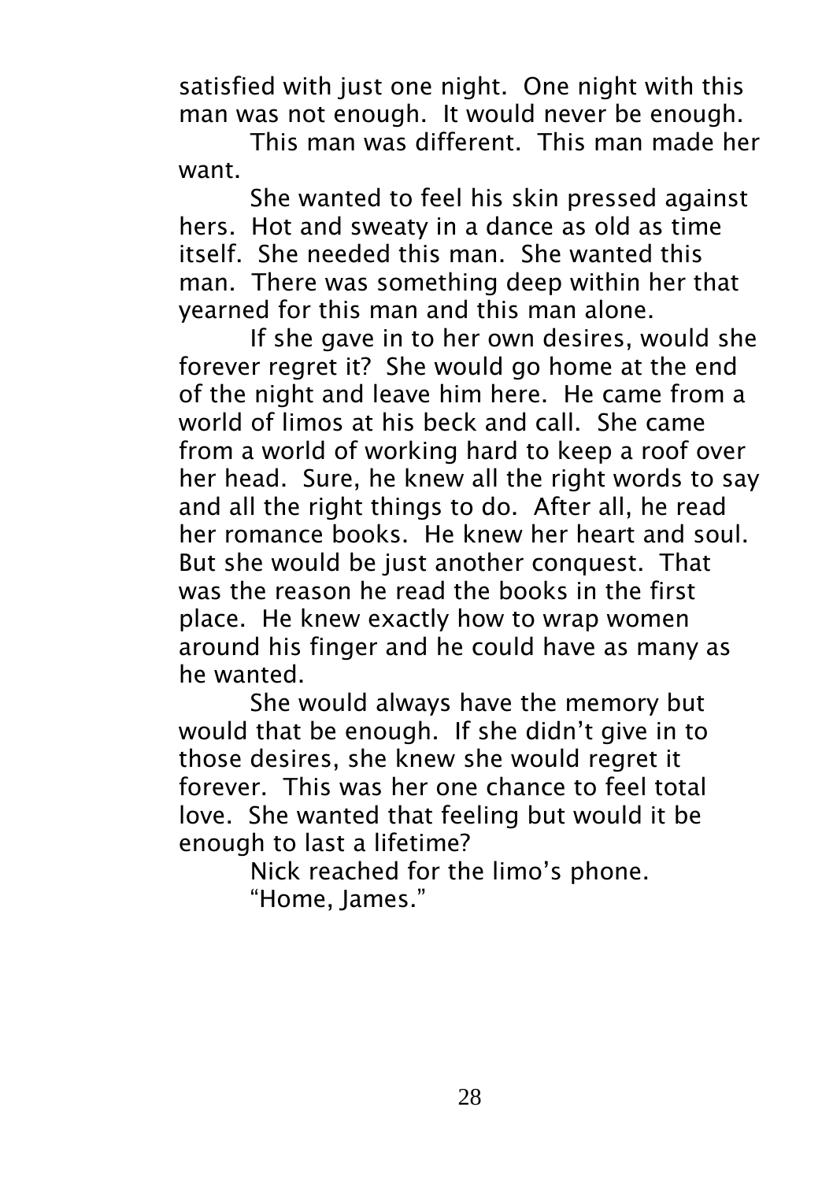satisfied with just one night. One night with this man was not enough. It would never be enough.

This man was different. This man made her want.

She wanted to feel his skin pressed against hers. Hot and sweaty in a dance as old as time itself. She needed this man. She wanted this man. There was something deep within her that yearned for this man and this man alone.

If she gave in to her own desires, would she forever regret it? She would go home at the end of the night and leave him here. He came from a world of limos at his beck and call. She came from a world of working hard to keep a roof over her head. Sure, he knew all the right words to say and all the right things to do. After all, he read her romance books. He knew her heart and soul. But she would be just another conquest. That was the reason he read the books in the first place. He knew exactly how to wrap women around his finger and he could have as many as he wanted.

She would always have the memory but would that be enough. If she didn't give in to those desires, she knew she would regret it forever. This was her one chance to feel total love. She wanted that feeling but would it be enough to last a lifetime?

Nick reached for the limo's phone.

"Home, James."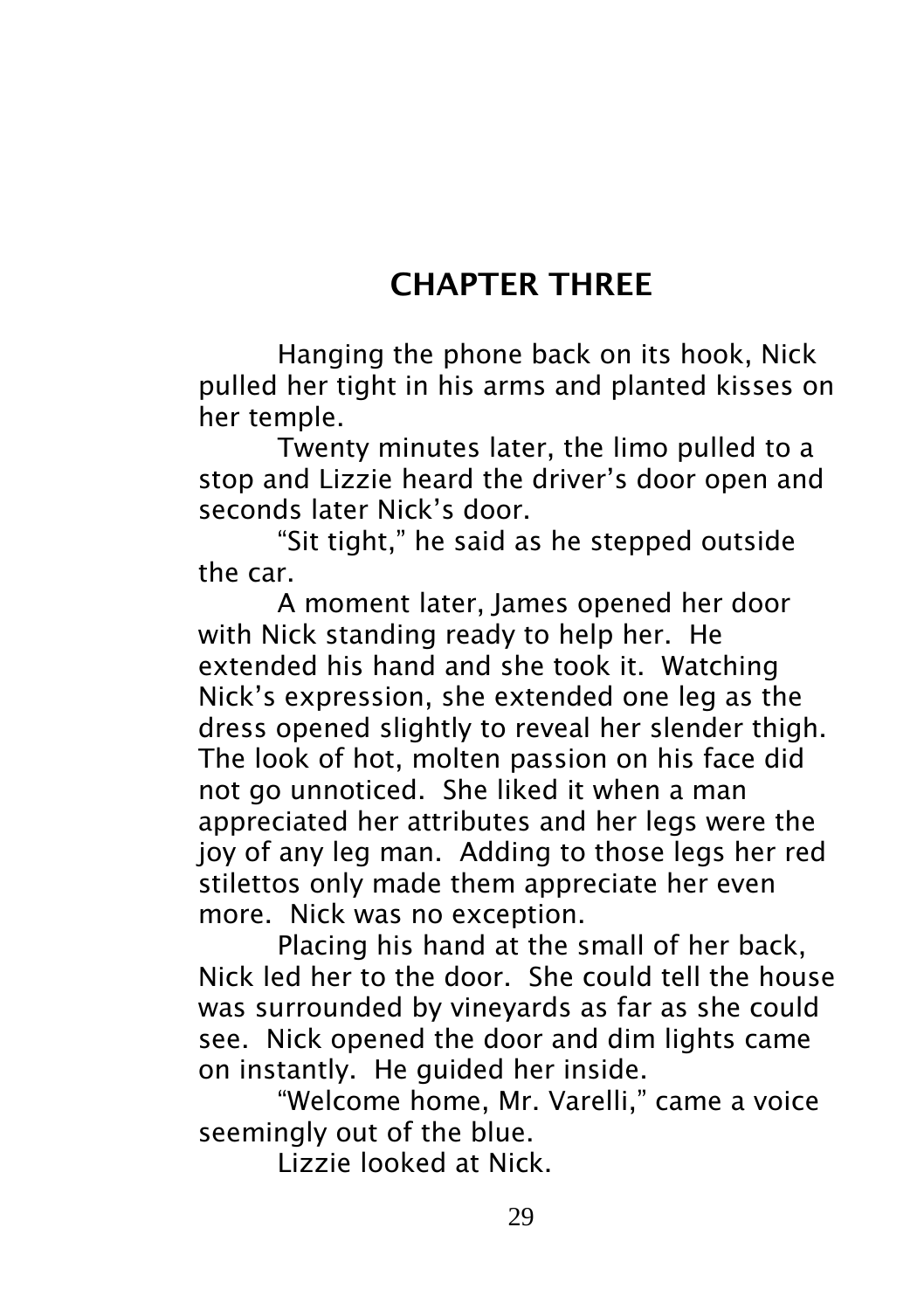# CHAPTER THREE

Hanging the phone back on its hook, Nick pulled her tight in his arms and planted kisses on her temple.

Twenty minutes later, the limo pulled to a stop and Lizzie heard the driver's door open and seconds later Nick's door.

"Sit tight," he said as he stepped outside the car.

A moment later, James opened her door with Nick standing ready to help her. He extended his hand and she took it. Watching Nick's expression, she extended one leg as the dress opened slightly to reveal her slender thigh. The look of hot, molten passion on his face did not go unnoticed. She liked it when a man appreciated her attributes and her legs were the joy of any leg man. Adding to those legs her red stilettos only made them appreciate her even more. Nick was no exception.

Placing his hand at the small of her back, Nick led her to the door. She could tell the house was surrounded by vineyards as far as she could see. Nick opened the door and dim lights came on instantly. He guided her inside.

"Welcome home, Mr. Varelli," came a voice seemingly out of the blue.

Lizzie looked at Nick.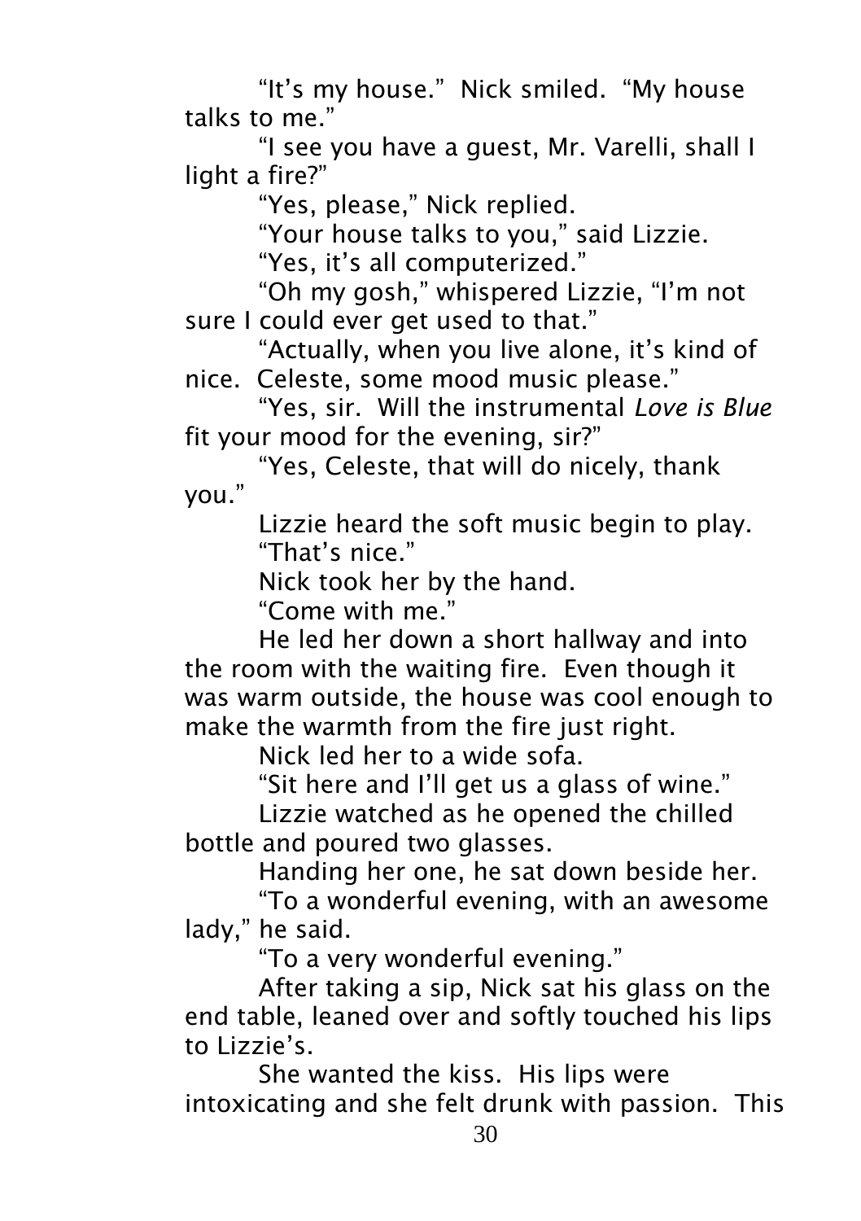"It's my house." Nick smiled. "My house talks to me."

"I see you have a guest, Mr. Varelli, shall I light a fire?"

"Yes, please," Nick replied.

"Your house talks to you," said Lizzie.

"Yes, it's all computerized."

"Oh my gosh," whispered Lizzie, "I'm not sure I could ever get used to that."

"Actually, when you live alone, it's kind of nice. Celeste, some mood music please."

"Yes, sir. Will the instrumental *Love is Blue* fit your mood for the evening, sir?"

"Yes, Celeste, that will do nicely, thank you."

Lizzie heard the soft music begin to play.

"That's nice."

Nick took her by the hand.

"Come with me."

He led her down a short hallway and into the room with the waiting fire. Even though it was warm outside, the house was cool enough to make the warmth from the fire just right.

Nick led her to a wide sofa.

"Sit here and I'll get us a glass of wine."

Lizzie watched as he opened the chilled bottle and poured two glasses.

Handing her one, he sat down beside her.

"To a wonderful evening, with an awesome lady," he said.

"To a very wonderful evening."

After taking a sip, Nick sat his glass on the end table, leaned over and softly touched his lips to Lizzie's.

She wanted the kiss. His lips were intoxicating and she felt drunk with passion. This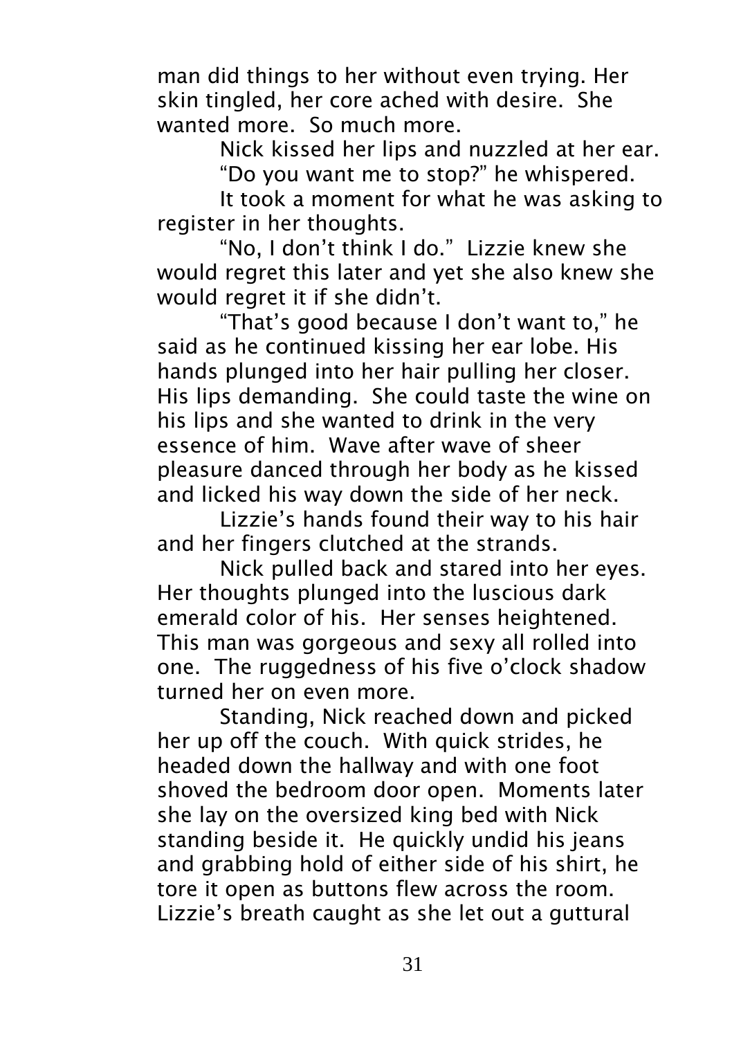man did things to her without even trying. Her skin tingled, her core ached with desire. She wanted more. So much more.

Nick kissed her lips and nuzzled at her ear.

"Do you want me to stop?" he whispered.

It took a moment for what he was asking to register in her thoughts.

"No, I don't think I do." Lizzie knew she would regret this later and yet she also knew she would regret it if she didn't.

"That's good because I don't want to," he said as he continued kissing her ear lobe. His hands plunged into her hair pulling her closer. His lips demanding. She could taste the wine on his lips and she wanted to drink in the very essence of him. Wave after wave of sheer pleasure danced through her body as he kissed and licked his way down the side of her neck.

Lizzie's hands found their way to his hair and her fingers clutched at the strands.

Nick pulled back and stared into her eyes. Her thoughts plunged into the luscious dark emerald color of his. Her senses heightened. This man was gorgeous and sexy all rolled into one. The ruggedness of his five o'clock shadow turned her on even more.

Standing, Nick reached down and picked her up off the couch. With quick strides, he headed down the hallway and with one foot shoved the bedroom door open. Moments later she lay on the oversized king bed with Nick standing beside it. He quickly undid his jeans and grabbing hold of either side of his shirt, he tore it open as buttons flew across the room. Lizzie's breath caught as she let out a guttural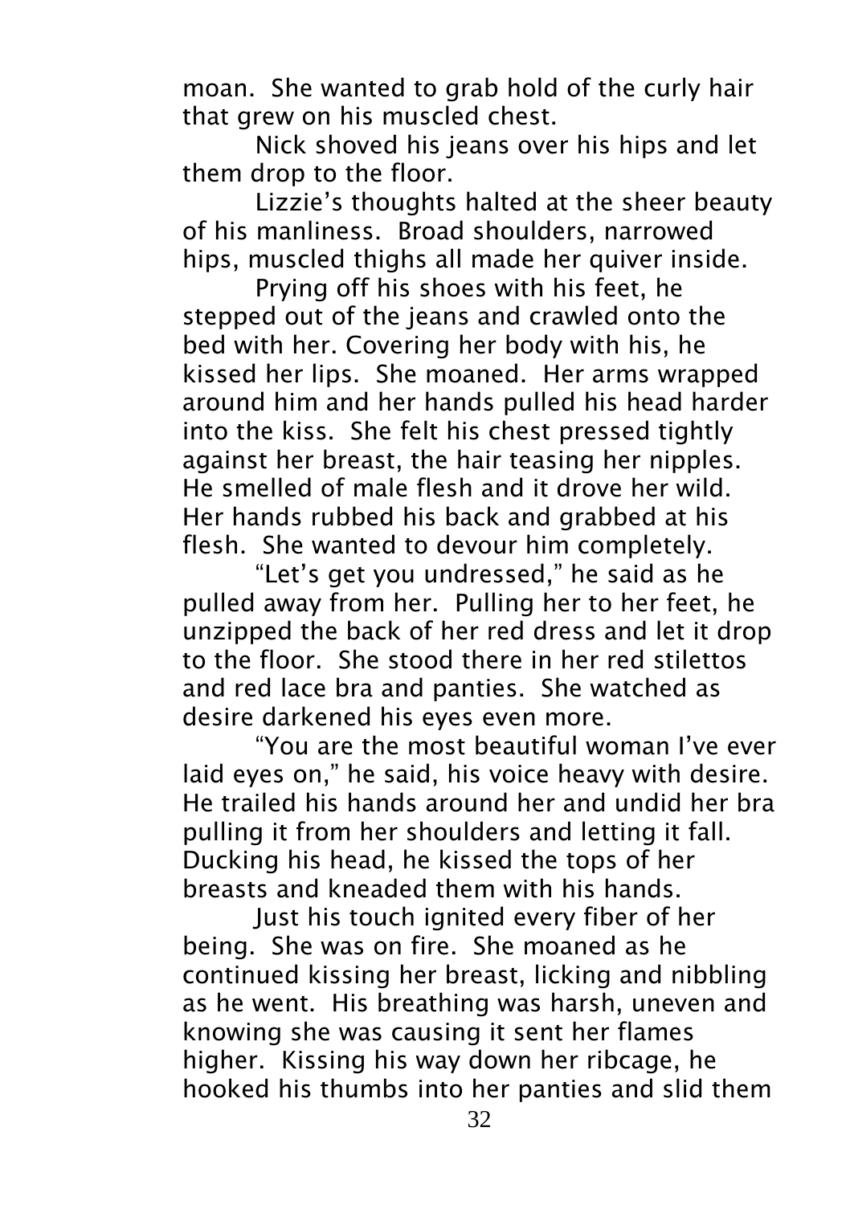moan.  She wanted to grab hold of the curly hair that grew on his muscled chest.

Nick shoved his jeans over his hips and let them drop to the floor.

Lizzie's thoughts halted at the sheer beauty of his manliness.  Broad shoulders, narrowed hips, muscled thighs all made her quiver inside.

Prying off his shoes with his feet, he stepped out of the jeans and crawled onto the bed with her. Covering her body with his, he kissed her lips.  She moaned.  Her arms wrapped around him and her hands pulled his head harder into the kiss.  She felt his chest pressed tightly against her breast, the hair teasing her nipples.  He smelled of male flesh and it drove her wild.  Her hands rubbed his back and grabbed at his flesh.  She wanted to devour him completely.

"Let's get you undressed," he said as he pulled away from her.  Pulling her to her feet, he unzipped the back of her red dress and let it drop to the floor.  She stood there in her red stilettos and red lace bra and panties.  She watched as desire darkened his eyes even more.

"You are the most beautiful woman I've ever laid eyes on," he said, his voice heavy with desire.  He trailed his hands around her and undid her bra pulling it from her shoulders and letting it fall.  Ducking his head, he kissed the tops of her breasts and kneaded them with his hands.

Just his touch ignited every fiber of her being.  She was on fire.  She moaned as he continued kissing her breast, licking and nibbling as he went.  His breathing was harsh, uneven and knowing she was causing it sent her flames higher.  Kissing his way down her ribcage, he hooked his thumbs into her panties and slid them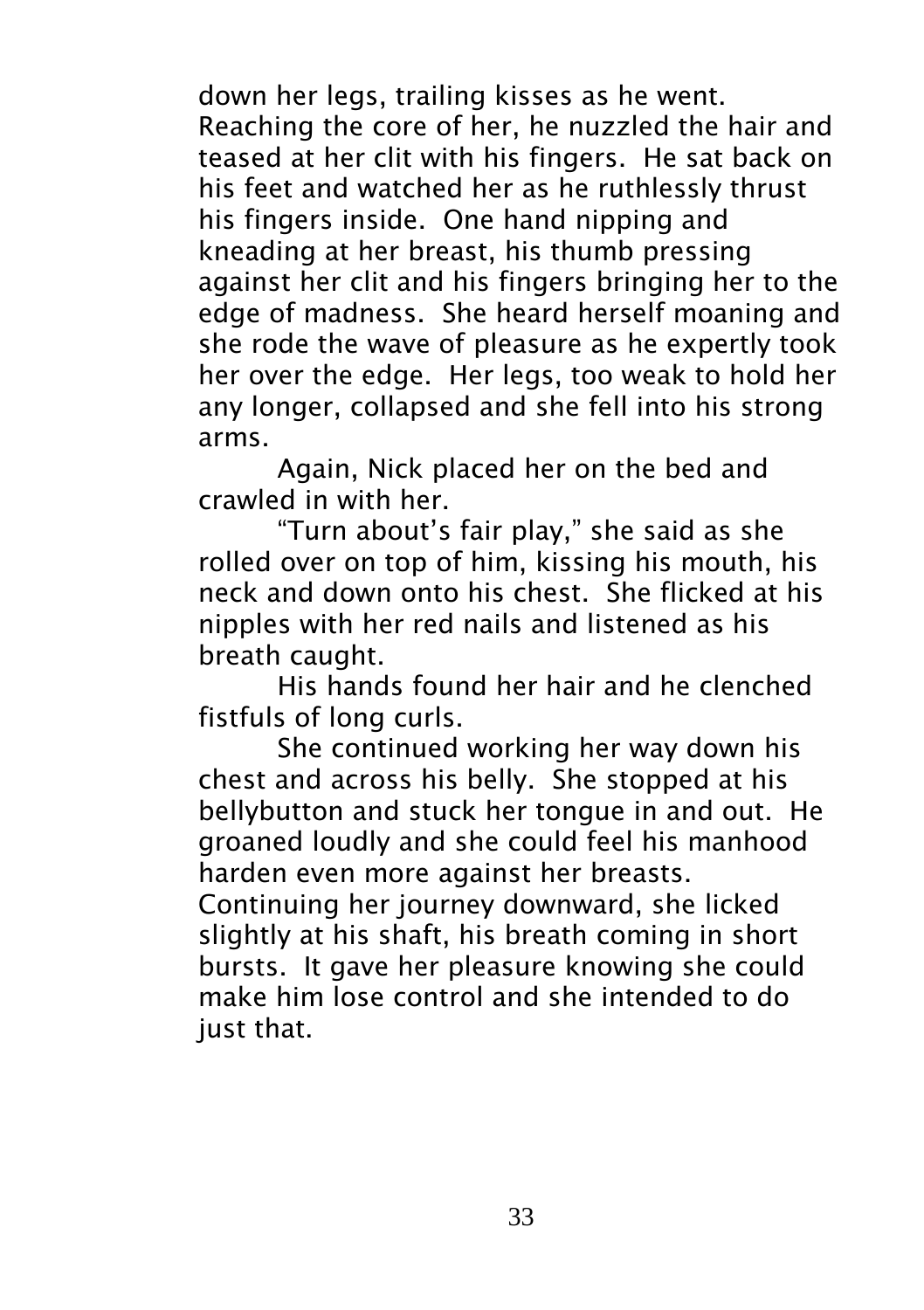down her legs, trailing kisses as he went. Reaching the core of her, he nuzzled the hair and teased at her clit with his fingers. He sat back on his feet and watched her as he ruthlessly thrust his fingers inside. One hand nipping and kneading at her breast, his thumb pressing against her clit and his fingers bringing her to the edge of madness. She heard herself moaning and she rode the wave of pleasure as he expertly took her over the edge. Her legs, too weak to hold her any longer, collapsed and she fell into his strong arms.

Again, Nick placed her on the bed and crawled in with her.

"Turn about's fair play," she said as she rolled over on top of him, kissing his mouth, his neck and down onto his chest. She flicked at his nipples with her red nails and listened as his breath caught.

His hands found her hair and he clenched fistfuls of long curls.

She continued working her way down his chest and across his belly. She stopped at his bellybutton and stuck her tongue in and out. He groaned loudly and she could feel his manhood harden even more against her breasts. Continuing her journey downward, she licked slightly at his shaft, his breath coming in short bursts. It gave her pleasure knowing she could make him lose control and she intended to do just that.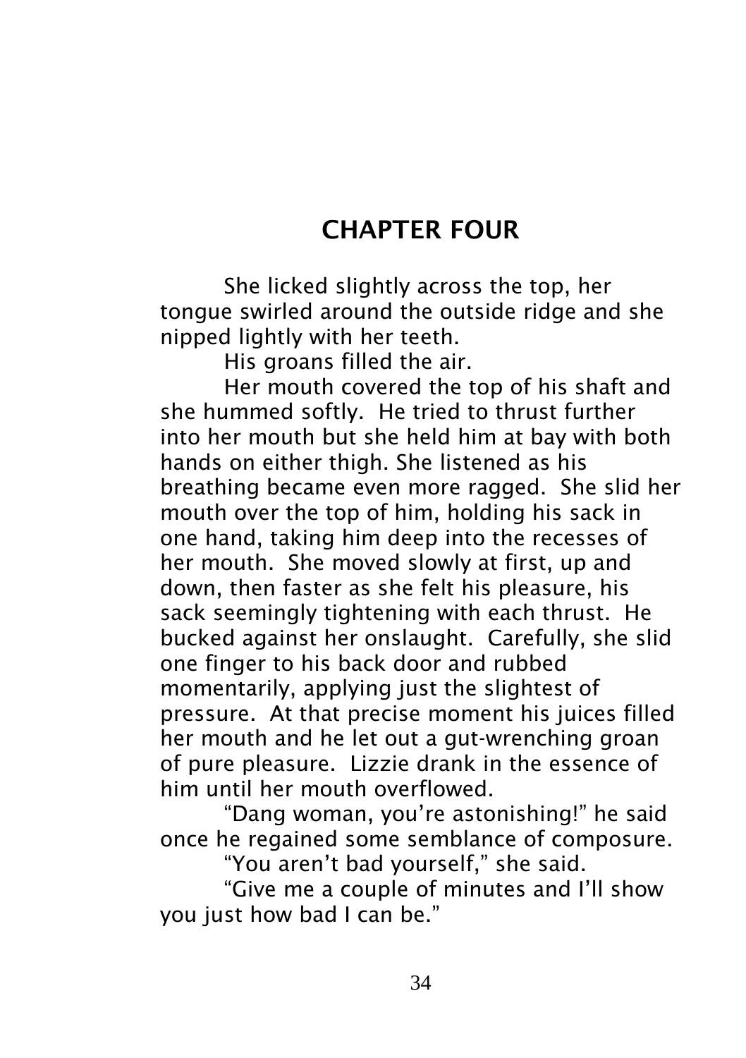## CHAPTER FOUR

She licked slightly across the top, her tongue swirled around the outside ridge and she nipped lightly with her teeth.

His groans filled the air.

Her mouth covered the top of his shaft and she hummed softly. He tried to thrust further into her mouth but she held him at bay with both hands on either thigh. She listened as his breathing became even more ragged. She slid her mouth over the top of him, holding his sack in one hand, taking him deep into the recesses of her mouth. She moved slowly at first, up and down, then faster as she felt his pleasure, his sack seemingly tightening with each thrust. He bucked against her onslaught. Carefully, she slid one finger to his back door and rubbed momentarily, applying just the slightest of pressure. At that precise moment his juices filled her mouth and he let out a gut-wrenching groan of pure pleasure. Lizzie drank in the essence of him until her mouth overflowed.

"Dang woman, you're astonishing!" he said once he regained some semblance of composure.

"You aren't bad yourself," she said.

"Give me a couple of minutes and I'll show you just how bad I can be."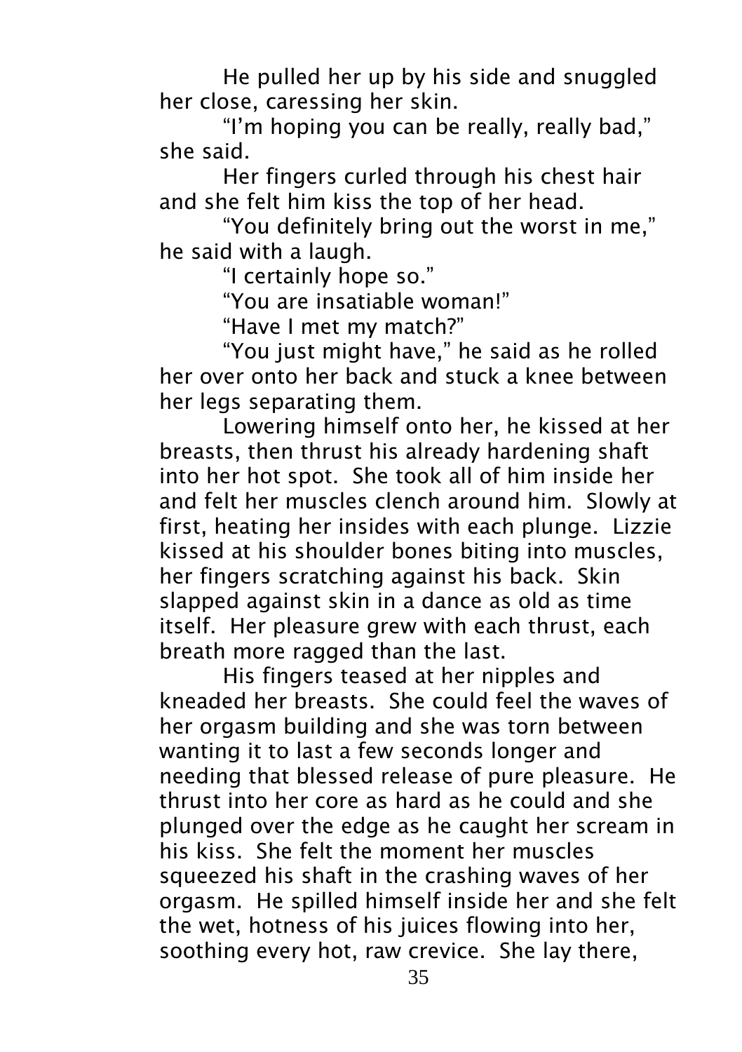He pulled her up by his side and snuggled her close, caressing her skin.

"I'm hoping you can be really, really bad," she said.

Her fingers curled through his chest hair and she felt him kiss the top of her head.

"You definitely bring out the worst in me," he said with a laugh.

"I certainly hope so."

"You are insatiable woman!"

"Have I met my match?"

"You just might have," he said as he rolled her over onto her back and stuck a knee between her legs separating them.

Lowering himself onto her, he kissed at her breasts, then thrust his already hardening shaft into her hot spot. She took all of him inside her and felt her muscles clench around him. Slowly at first, heating her insides with each plunge. Lizzie kissed at his shoulder bones biting into muscles, her fingers scratching against his back. Skin slapped against skin in a dance as old as time itself. Her pleasure grew with each thrust, each breath more ragged than the last.

His fingers teased at her nipples and kneaded her breasts. She could feel the waves of her orgasm building and she was torn between wanting it to last a few seconds longer and needing that blessed release of pure pleasure. He thrust into her core as hard as he could and she plunged over the edge as he caught her scream in his kiss. She felt the moment her muscles squeezed his shaft in the crashing waves of her orgasm. He spilled himself inside her and she felt the wet, hotness of his juices flowing into her, soothing every hot, raw crevice. She lay there,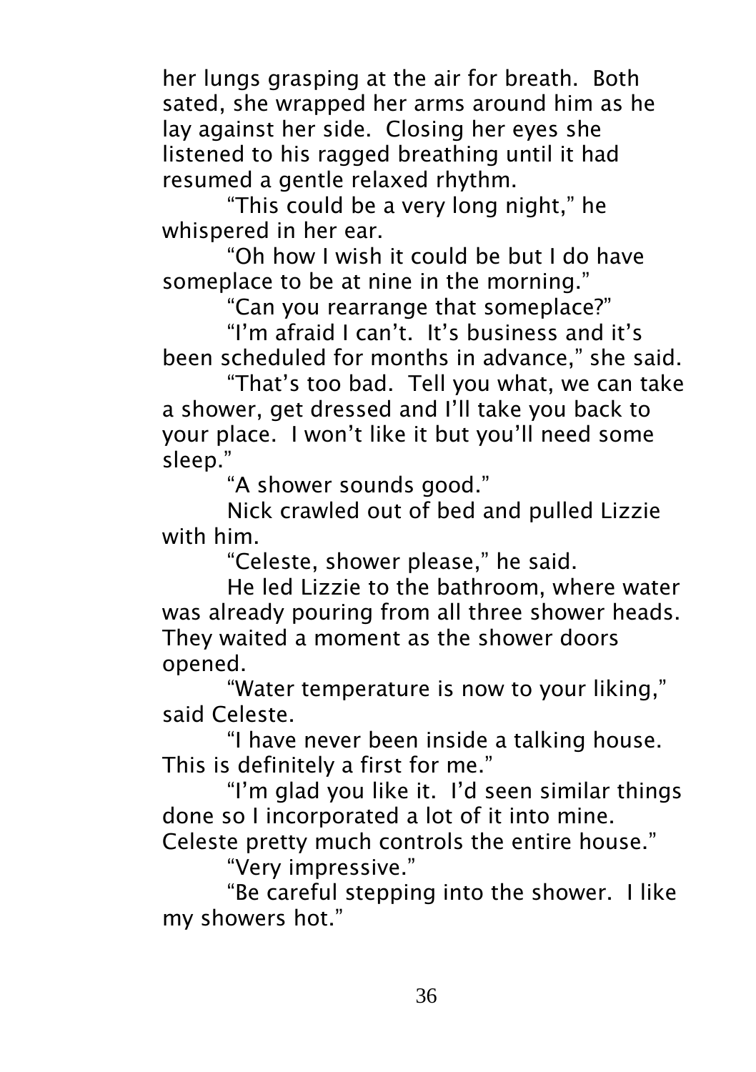her lungs grasping at the air for breath. Both sated, she wrapped her arms around him as he lay against her side. Closing her eyes she listened to his ragged breathing until it had resumed a gentle relaxed rhythm.

"This could be a very long night," he whispered in her ear.

"Oh how I wish it could be but I do have someplace to be at nine in the morning."

"Can you rearrange that someplace?"

"I'm afraid I can't. It's business and it's been scheduled for months in advance," she said.

"That's too bad. Tell you what, we can take a shower, get dressed and I'll take you back to your place. I won't like it but you'll need some sleep."

"A shower sounds good."

Nick crawled out of bed and pulled Lizzie with him.

"Celeste, shower please," he said.

He led Lizzie to the bathroom, where water was already pouring from all three shower heads. They waited a moment as the shower doors opened.

"Water temperature is now to your liking," said Celeste.

"I have never been inside a talking house. This is definitely a first for me."

"I'm glad you like it. I'd seen similar things done so I incorporated a lot of it into mine. Celeste pretty much controls the entire house."

"Very impressive."

"Be careful stepping into the shower. I like my showers hot."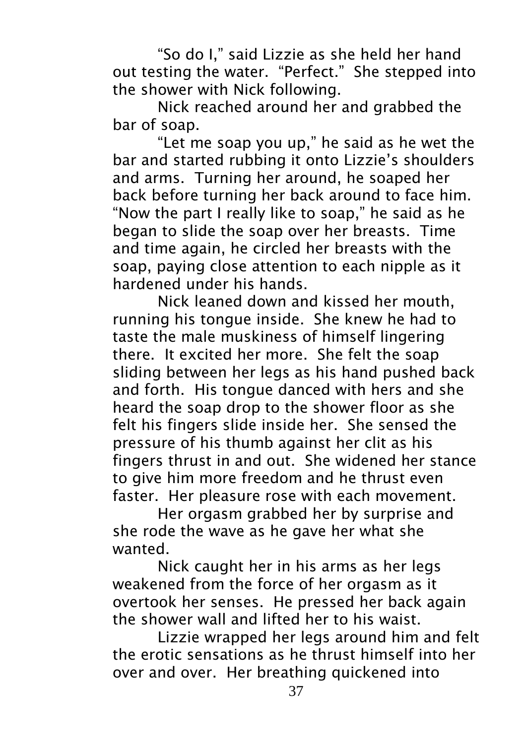"So do I," said Lizzie as she held her hand out testing the water. "Perfect." She stepped into the shower with Nick following.

Nick reached around her and grabbed the bar of soap.

"Let me soap you up," he said as he wet the bar and started rubbing it onto Lizzie's shoulders and arms. Turning her around, he soaped her back before turning her back around to face him. "Now the part I really like to soap," he said as he began to slide the soap over her breasts. Time and time again, he circled her breasts with the soap, paying close attention to each nipple as it hardened under his hands.

Nick leaned down and kissed her mouth, running his tongue inside. She knew he had to taste the male muskiness of himself lingering there. It excited her more. She felt the soap sliding between her legs as his hand pushed back and forth. His tongue danced with hers and she heard the soap drop to the shower floor as she felt his fingers slide inside her. She sensed the pressure of his thumb against her clit as his fingers thrust in and out. She widened her stance to give him more freedom and he thrust even faster. Her pleasure rose with each movement.

Her orgasm grabbed her by surprise and she rode the wave as he gave her what she wanted.

Nick caught her in his arms as her legs weakened from the force of her orgasm as it overtook her senses. He pressed her back again the shower wall and lifted her to his waist.

Lizzie wrapped her legs around him and felt the erotic sensations as he thrust himself into her over and over. Her breathing quickened into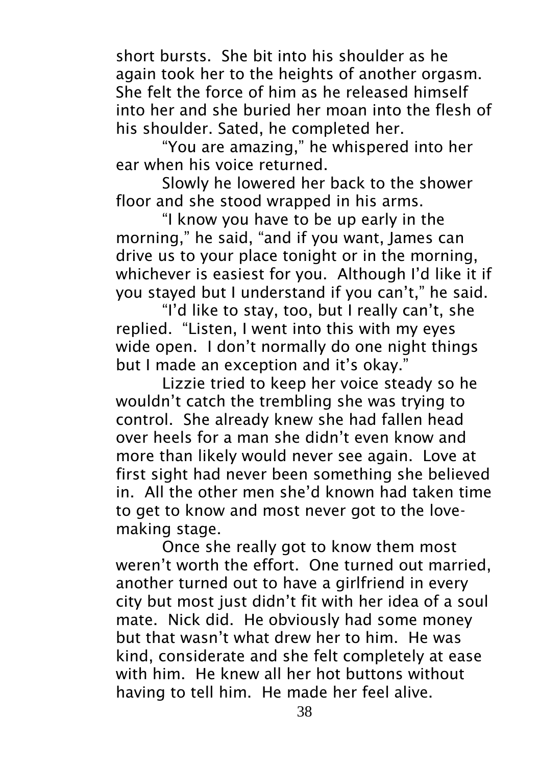short bursts. She bit into his shoulder as he again took her to the heights of another orgasm. She felt the force of him as he released himself into her and she buried her moan into the flesh of his shoulder. Sated, he completed her.

"You are amazing," he whispered into her ear when his voice returned.

Slowly he lowered her back to the shower floor and she stood wrapped in his arms.

"I know you have to be up early in the morning," he said, "and if you want, James can drive us to your place tonight or in the morning, whichever is easiest for you. Although I'd like it if you stayed but I understand if you can't," he said.

"I'd like to stay, too, but I really can't, she replied. "Listen, I went into this with my eyes wide open. I don't normally do one night things but I made an exception and it's okay."

Lizzie tried to keep her voice steady so he wouldn't catch the trembling she was trying to control. She already knew she had fallen head over heels for a man she didn't even know and more than likely would never see again. Love at first sight had never been something she believed in. All the other men she'd known had taken time to get to know and most never got to the love-making stage.

Once she really got to know them most weren't worth the effort. One turned out married, another turned out to have a girlfriend in every city but most just didn't fit with her idea of a soul mate. Nick did. He obviously had some money but that wasn't what drew her to him. He was kind, considerate and she felt completely at ease with him. He knew all her hot buttons without having to tell him. He made her feel alive.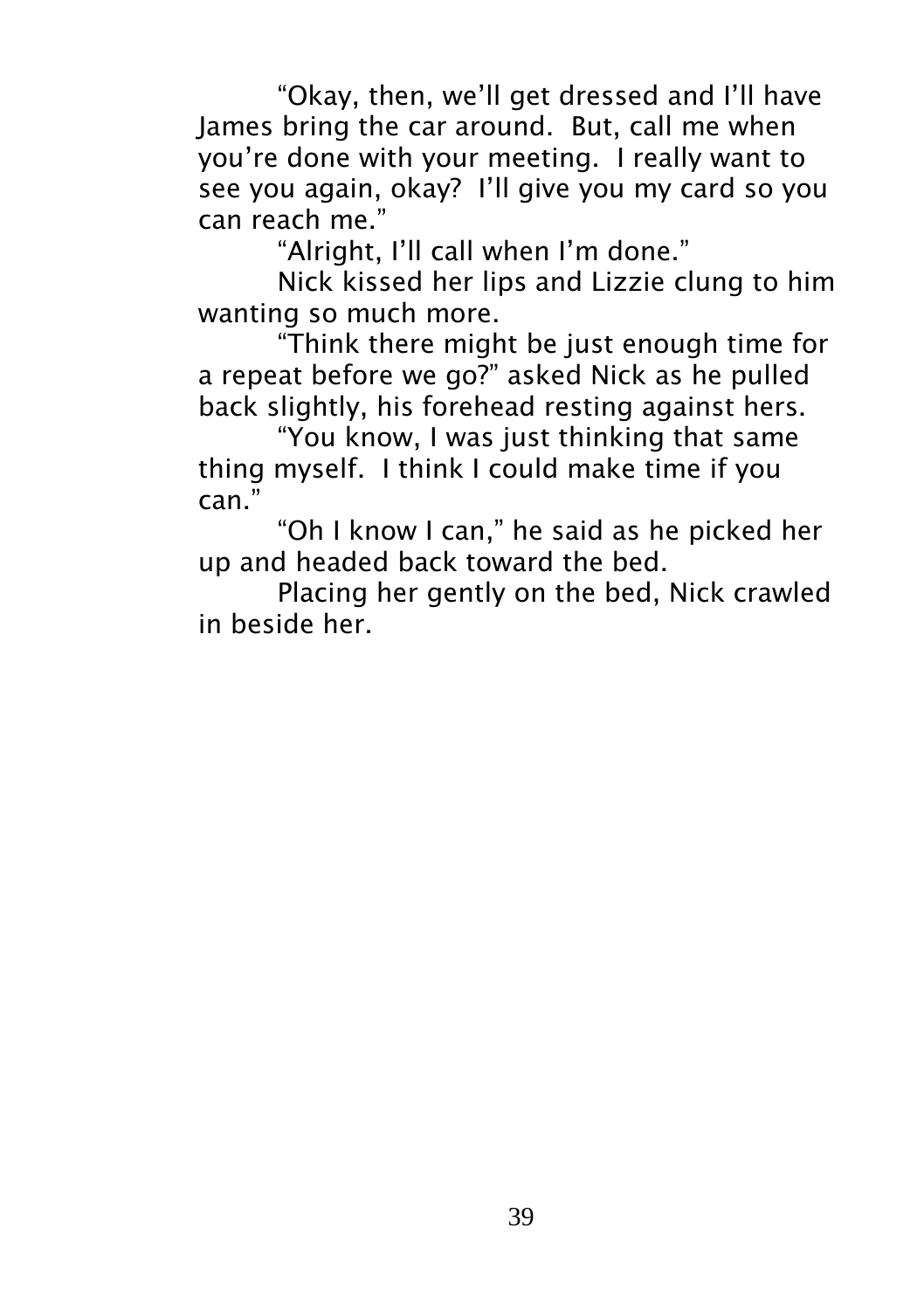"Okay, then, we'll get dressed and I'll have James bring the car around. But, call me when you're done with your meeting. I really want to see you again, okay? I'll give you my card so you can reach me."

"Alright, I'll call when I'm done."

Nick kissed her lips and Lizzie clung to him wanting so much more.

"Think there might be just enough time for a repeat before we go?" asked Nick as he pulled back slightly, his forehead resting against hers.

"You know, I was just thinking that same thing myself. I think I could make time if you can."

"Oh I know I can," he said as he picked her up and headed back toward the bed.

Placing her gently on the bed, Nick crawled in beside her.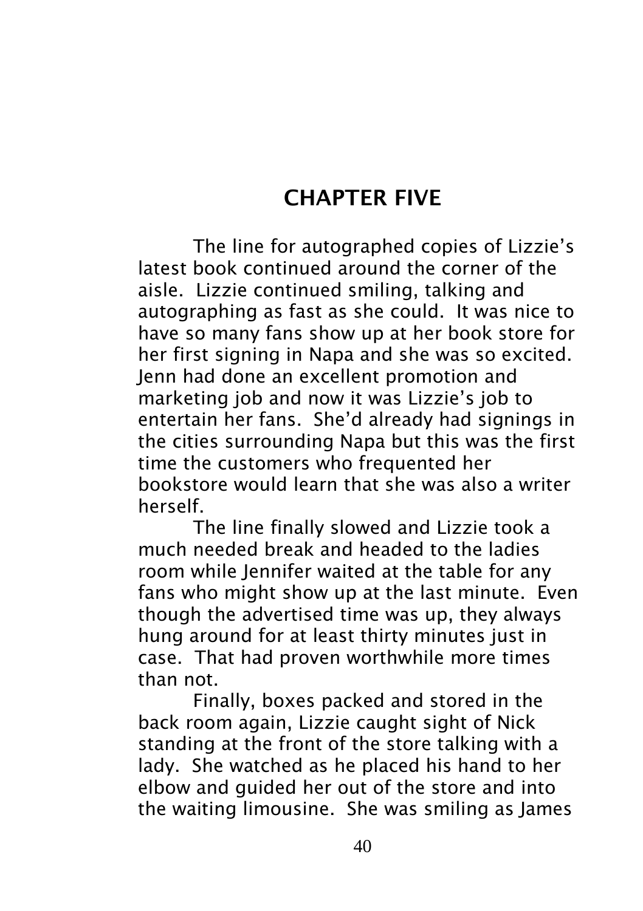# CHAPTER FIVE

The line for autographed copies of Lizzie's latest book continued around the corner of the aisle. Lizzie continued smiling, talking and autographing as fast as she could. It was nice to have so many fans show up at her book store for her first signing in Napa and she was so excited. Jenn had done an excellent promotion and marketing job and now it was Lizzie's job to entertain her fans. She'd already had signings in the cities surrounding Napa but this was the first time the customers who frequented her bookstore would learn that she was also a writer herself.

The line finally slowed and Lizzie took a much needed break and headed to the ladies room while Jennifer waited at the table for any fans who might show up at the last minute. Even though the advertised time was up, they always hung around for at least thirty minutes just in case. That had proven worthwhile more times than not.

Finally, boxes packed and stored in the back room again, Lizzie caught sight of Nick standing at the front of the store talking with a lady. She watched as he placed his hand to her elbow and guided her out of the store and into the waiting limousine. She was smiling as James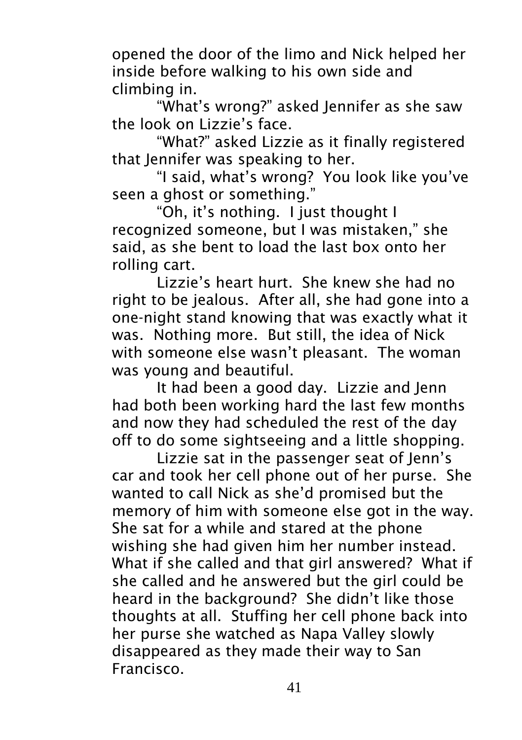opened the door of the limo and Nick helped her inside before walking to his own side and climbing in.

"What's wrong?" asked Jennifer as she saw the look on Lizzie's face.

"What?" asked Lizzie as it finally registered that Jennifer was speaking to her.

"I said, what's wrong? You look like you've seen a ghost or something."

"Oh, it's nothing. I just thought I recognized someone, but I was mistaken," she said, as she bent to load the last box onto her rolling cart.

Lizzie's heart hurt. She knew she had no right to be jealous. After all, she had gone into a one-night stand knowing that was exactly what it was. Nothing more. But still, the idea of Nick with someone else wasn't pleasant. The woman was young and beautiful.

It had been a good day. Lizzie and Jenn had both been working hard the last few months and now they had scheduled the rest of the day off to do some sightseeing and a little shopping.

Lizzie sat in the passenger seat of Jenn's car and took her cell phone out of her purse. She wanted to call Nick as she'd promised but the memory of him with someone else got in the way. She sat for a while and stared at the phone wishing she had given him her number instead. What if she called and that girl answered? What if she called and he answered but the girl could be heard in the background? She didn't like those thoughts at all. Stuffing her cell phone back into her purse she watched as Napa Valley slowly disappeared as they made their way to San Francisco.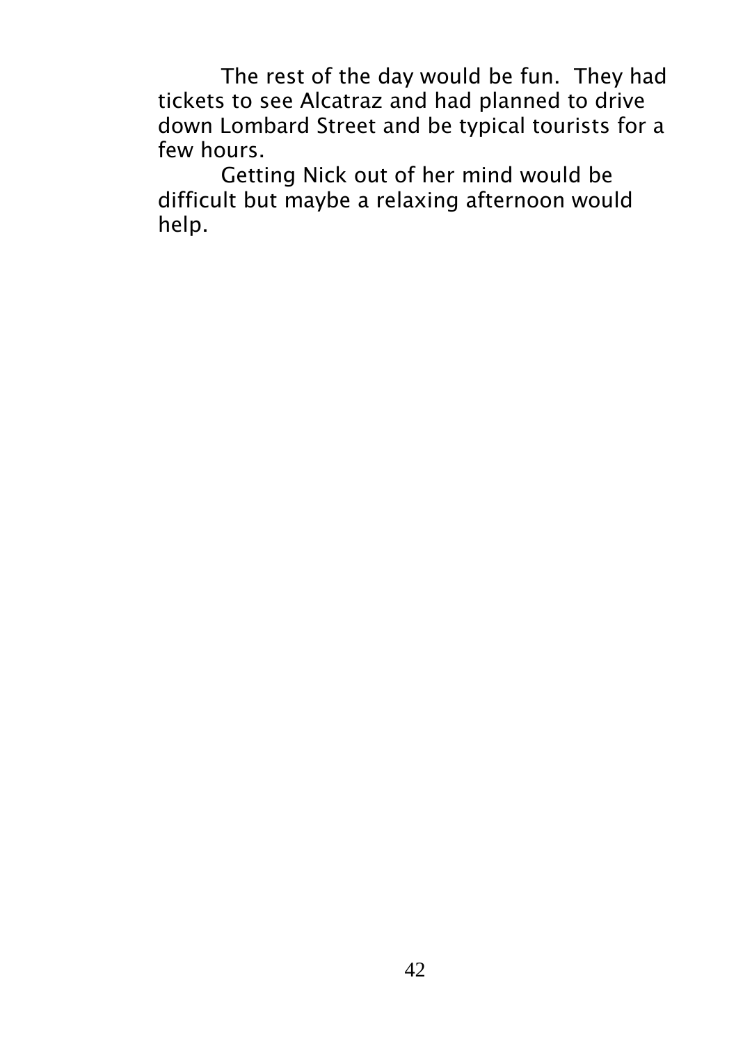The rest of the day would be fun.  They had tickets to see Alcatraz and had planned to drive down Lombard Street and be typical tourists for a few hours.

Getting Nick out of her mind would be difficult but maybe a relaxing afternoon would help.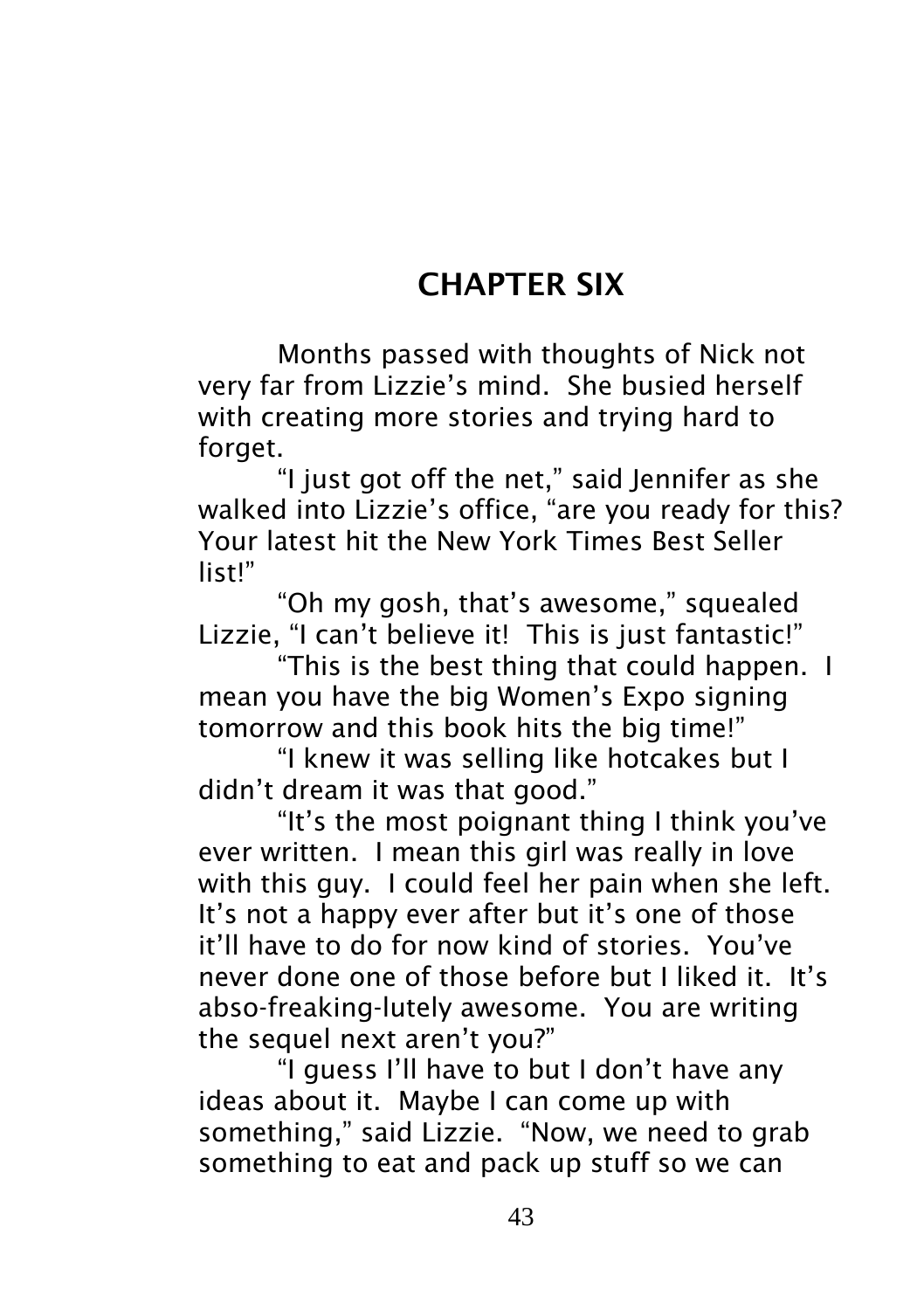## CHAPTER SIX

Months passed with thoughts of Nick not very far from Lizzie's mind. She busied herself with creating more stories and trying hard to forget.

"I just got off the net," said Jennifer as she walked into Lizzie's office, "are you ready for this? Your latest hit the New York Times Best Seller list!"

"Oh my gosh, that's awesome," squealed Lizzie, "I can't believe it! This is just fantastic!"

"This is the best thing that could happen. I mean you have the big Women's Expo signing tomorrow and this book hits the big time!"

"I knew it was selling like hotcakes but I didn't dream it was that good."

"It's the most poignant thing I think you've ever written. I mean this girl was really in love with this guy. I could feel her pain when she left. It's not a happy ever after but it's one of those it'll have to do for now kind of stories. You've never done one of those before but I liked it. It's abso-freaking-lutely awesome. You are writing the sequel next aren't you?"

"I guess I'll have to but I don't have any ideas about it. Maybe I can come up with something," said Lizzie. "Now, we need to grab something to eat and pack up stuff so we can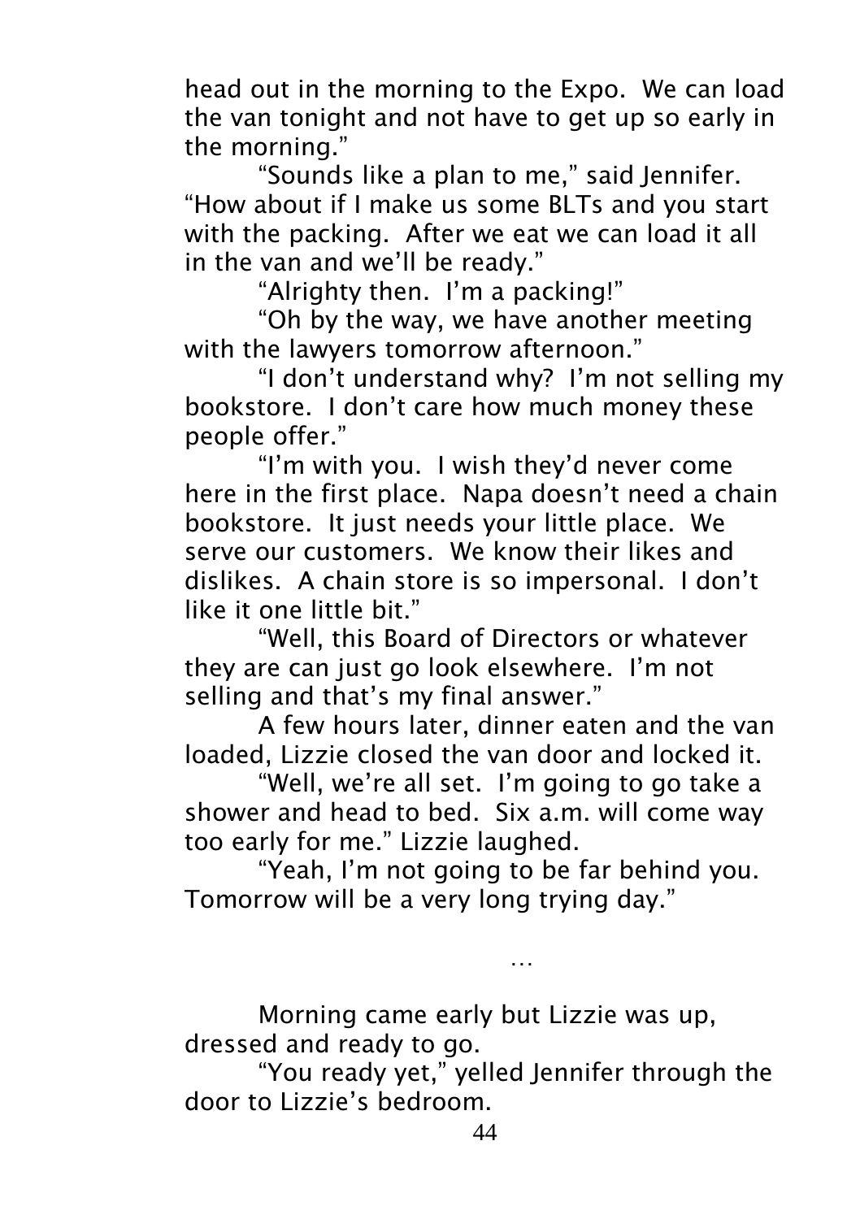head out in the morning to the Expo. We can load the van tonight and not have to get up so early in the morning."

"Sounds like a plan to me," said Jennifer. "How about if I make us some BLTs and you start with the packing. After we eat we can load it all in the van and we'll be ready."

"Alrighty then. I'm a packing!"

"Oh by the way, we have another meeting with the lawyers tomorrow afternoon."

"I don't understand why? I'm not selling my bookstore. I don't care how much money these people offer."

"I'm with you. I wish they'd never come here in the first place. Napa doesn't need a chain bookstore. It just needs your little place. We serve our customers. We know their likes and dislikes. A chain store is so impersonal. I don't like it one little bit."

"Well, this Board of Directors or whatever they are can just go look elsewhere. I'm not selling and that's my final answer."

A few hours later, dinner eaten and the van loaded, Lizzie closed the van door and locked it.

"Well, we're all set. I'm going to go take a shower and head to bed. Six a.m. will come way too early for me." Lizzie laughed.

"Yeah, I'm not going to be far behind you. Tomorrow will be a very long trying day."

…

Morning came early but Lizzie was up, dressed and ready to go.

"You ready yet," yelled Jennifer through the door to Lizzie's bedroom.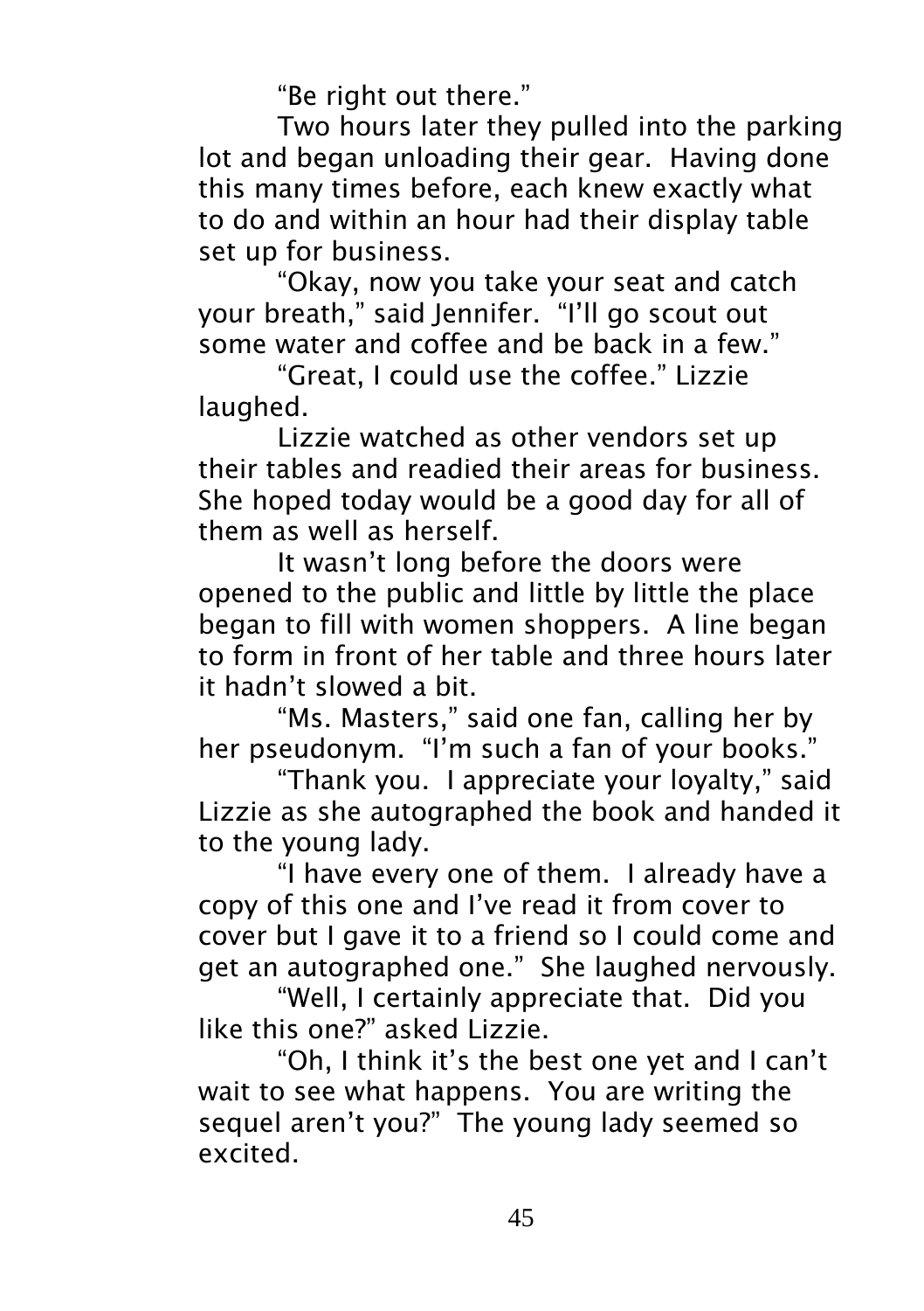"Be right out there."

Two hours later they pulled into the parking lot and began unloading their gear. Having done this many times before, each knew exactly what to do and within an hour had their display table set up for business.

"Okay, now you take your seat and catch your breath," said Jennifer. "I'll go scout out some water and coffee and be back in a few."

"Great, I could use the coffee." Lizzie laughed.

Lizzie watched as other vendors set up their tables and readied their areas for business. She hoped today would be a good day for all of them as well as herself.

It wasn't long before the doors were opened to the public and little by little the place began to fill with women shoppers. A line began to form in front of her table and three hours later it hadn't slowed a bit.

"Ms. Masters," said one fan, calling her by her pseudonym. "I'm such a fan of your books."

"Thank you. I appreciate your loyalty," said Lizzie as she autographed the book and handed it to the young lady.

"I have every one of them. I already have a copy of this one and I've read it from cover to cover but I gave it to a friend so I could come and get an autographed one." She laughed nervously.

"Well, I certainly appreciate that. Did you like this one?" asked Lizzie.

"Oh, I think it's the best one yet and I can't wait to see what happens. You are writing the sequel aren't you?" The young lady seemed so excited.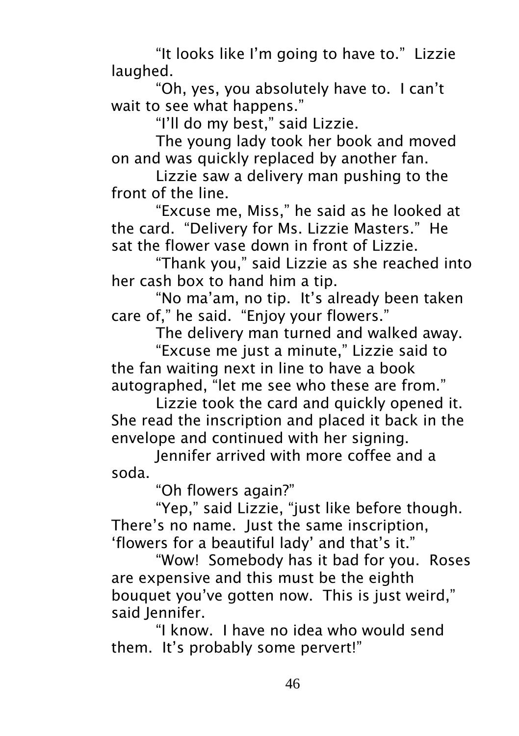"It looks like I'm going to have to." Lizzie laughed.

"Oh, yes, you absolutely have to. I can't wait to see what happens."

"I'll do my best," said Lizzie.

The young lady took her book and moved on and was quickly replaced by another fan.

Lizzie saw a delivery man pushing to the front of the line.

"Excuse me, Miss," he said as he looked at the card. "Delivery for Ms. Lizzie Masters." He sat the flower vase down in front of Lizzie.

"Thank you," said Lizzie as she reached into her cash box to hand him a tip.

"No ma'am, no tip. It's already been taken care of," he said. "Enjoy your flowers."

The delivery man turned and walked away.

"Excuse me just a minute," Lizzie said to the fan waiting next in line to have a book autographed, "let me see who these are from."

Lizzie took the card and quickly opened it. She read the inscription and placed it back in the envelope and continued with her signing.

Jennifer arrived with more coffee and a soda.

"Oh flowers again?"

"Yep," said Lizzie, "just like before though. There's no name. Just the same inscription, 'flowers for a beautiful lady' and that's it."

"Wow! Somebody has it bad for you. Roses are expensive and this must be the eighth bouquet you've gotten now. This is just weird," said Jennifer.

"I know. I have no idea who would send them. It's probably some pervert!"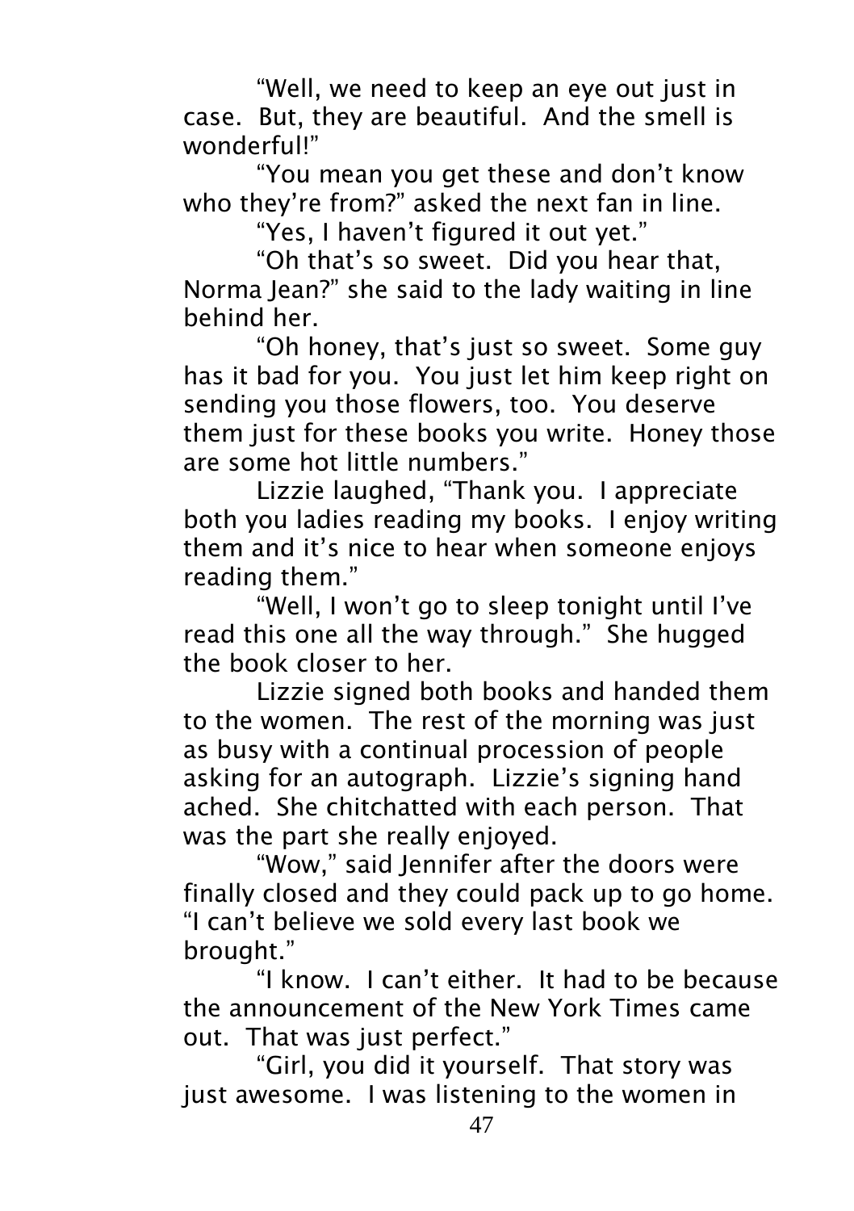"Well, we need to keep an eye out just in case.  But, they are beautiful.  And the smell is wonderful!"

"You mean you get these and don't know who they're from?" asked the next fan in line.

"Yes, I haven't figured it out yet."

"Oh that's so sweet.  Did you hear that, Norma Jean?" she said to the lady waiting in line behind her.

"Oh honey, that's just so sweet.  Some guy has it bad for you.  You just let him keep right on sending you those flowers, too.  You deserve them just for these books you write.  Honey those are some hot little numbers."

Lizzie laughed, "Thank you.  I appreciate both you ladies reading my books.  I enjoy writing them and it's nice to hear when someone enjoys reading them."

"Well, I won't go to sleep tonight until I've read this one all the way through."  She hugged the book closer to her.

Lizzie signed both books and handed them to the women.  The rest of the morning was just as busy with a continual procession of people asking for an autograph.  Lizzie's signing hand ached.  She chitchatted with each person.  That was the part she really enjoyed.

"Wow," said Jennifer after the doors were finally closed and they could pack up to go home.  "I can't believe we sold every last book we brought."

"I know.  I can't either.  It had to be because the announcement of the New York Times came out.  That was just perfect."

"Girl, you did it yourself.  That story was just awesome.  I was listening to the women in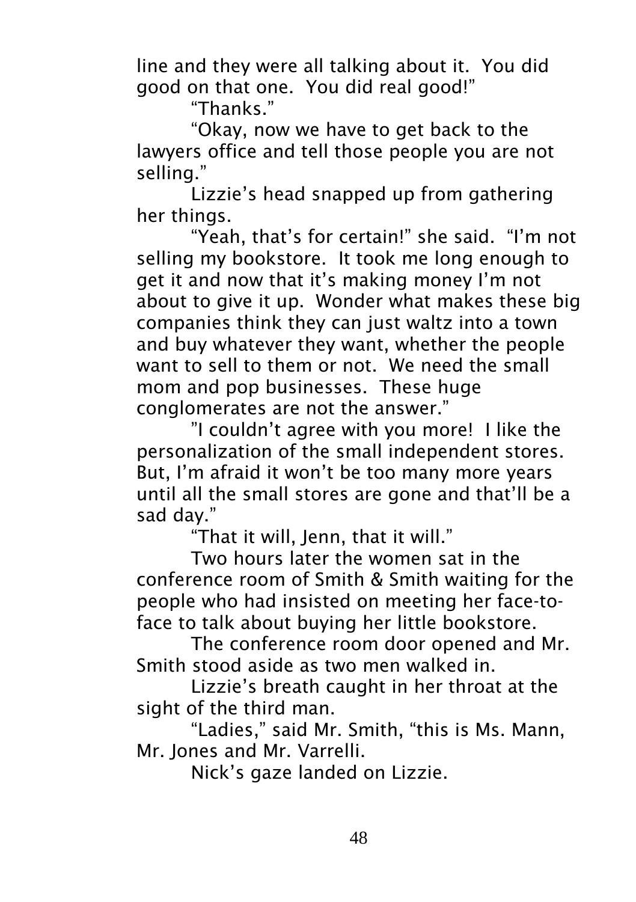line and they were all talking about it. You did good on that one. You did real good!"

"Thanks."

"Okay, now we have to get back to the lawyers office and tell those people you are not selling."

Lizzie's head snapped up from gathering her things.

"Yeah, that's for certain!" she said. "I'm not selling my bookstore. It took me long enough to get it and now that it's making money I'm not about to give it up. Wonder what makes these big companies think they can just waltz into a town and buy whatever they want, whether the people want to sell to them or not. We need the small mom and pop businesses. These huge conglomerates are not the answer."

"I couldn't agree with you more! I like the personalization of the small independent stores. But, I'm afraid it won't be too many more years until all the small stores are gone and that'll be a sad day."

"That it will, Jenn, that it will."

Two hours later the women sat in the conference room of Smith & Smith waiting for the people who had insisted on meeting her face-to-face to talk about buying her little bookstore.

The conference room door opened and Mr. Smith stood aside as two men walked in.

Lizzie's breath caught in her throat at the sight of the third man.

"Ladies," said Mr. Smith, "this is Ms. Mann, Mr. Jones and Mr. Varrelli.

Nick's gaze landed on Lizzie.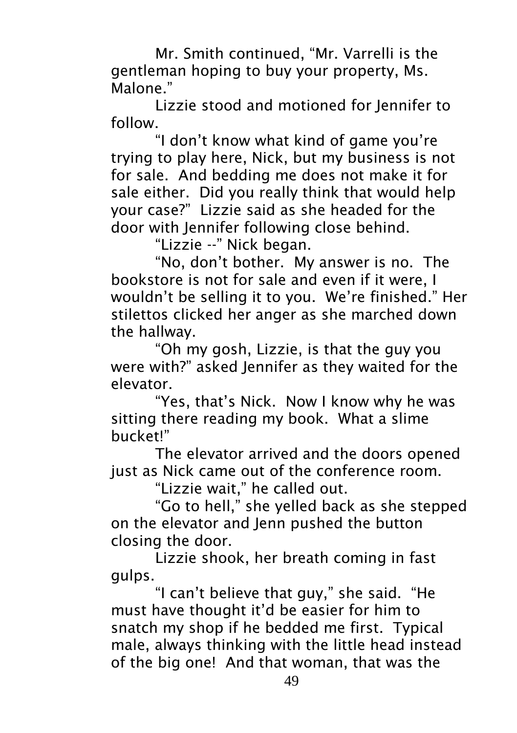Mr. Smith continued, “Mr. Varrelli is the gentleman hoping to buy your property, Ms. Malone.”

Lizzie stood and motioned for Jennifer to follow.

“I don’t know what kind of game you’re trying to play here, Nick, but my business is not for sale. And bedding me does not make it for sale either. Did you really think that would help your case?” Lizzie said as she headed for the door with Jennifer following close behind.

“Lizzie --” Nick began.

“No, don’t bother. My answer is no. The bookstore is not for sale and even if it were, I wouldn’t be selling it to you. We’re finished.” Her stilettos clicked her anger as she marched down the hallway.

“Oh my gosh, Lizzie, is that the guy you were with?” asked Jennifer as they waited for the elevator.

“Yes, that’s Nick. Now I know why he was sitting there reading my book. What a slime bucket!”

The elevator arrived and the doors opened just as Nick came out of the conference room.

“Lizzie wait,” he called out.

“Go to hell,” she yelled back as she stepped on the elevator and Jenn pushed the button closing the door.

Lizzie shook, her breath coming in fast gulps.

“I can’t believe that guy,” she said. “He must have thought it’d be easier for him to snatch my shop if he bedded me first. Typical male, always thinking with the little head instead of the big one! And that woman, that was the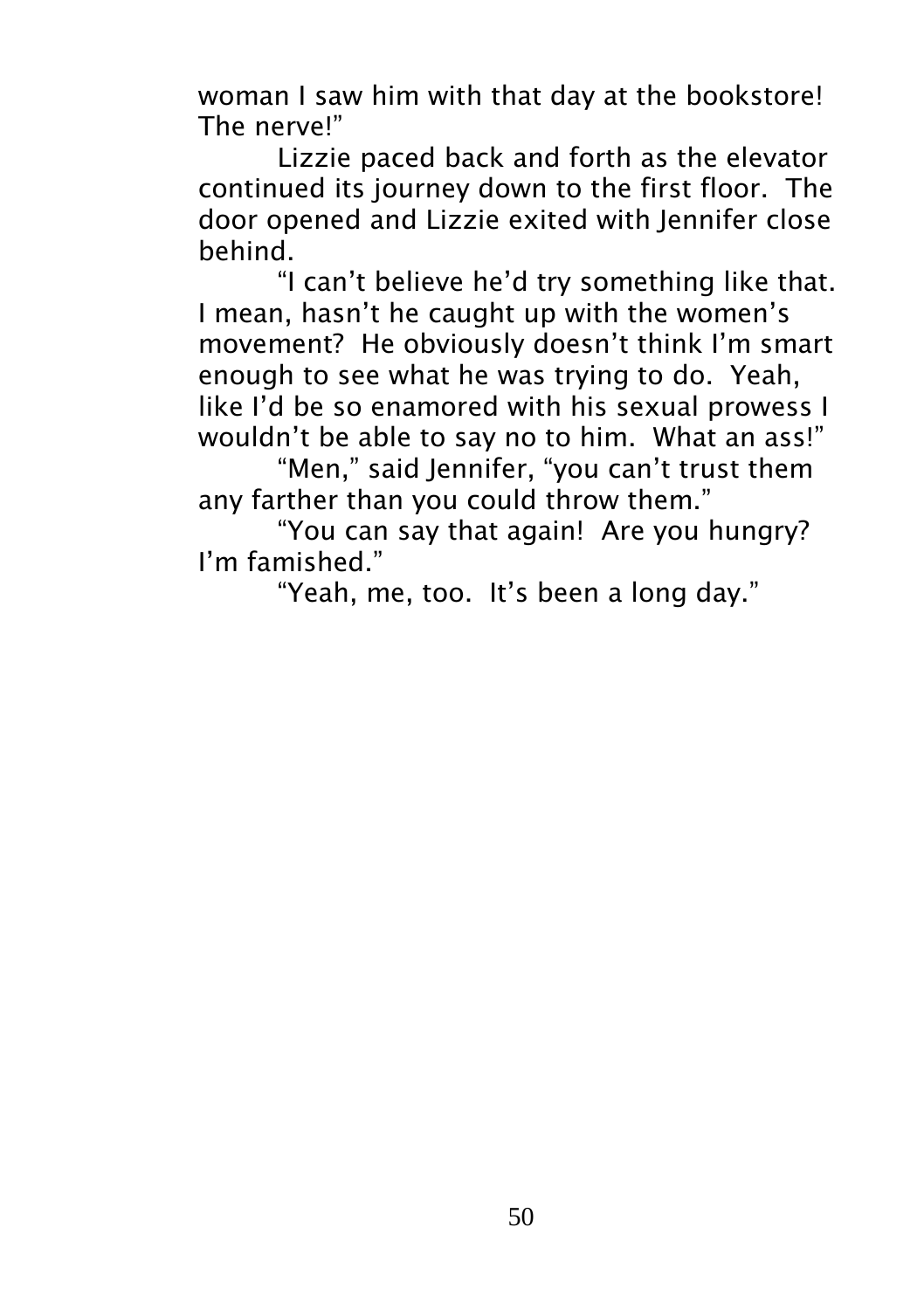woman I saw him with that day at the bookstore! The nerve!"

Lizzie paced back and forth as the elevator continued its journey down to the first floor. The door opened and Lizzie exited with Jennifer close behind.

"I can't believe he'd try something like that. I mean, hasn't he caught up with the women's movement? He obviously doesn't think I'm smart enough to see what he was trying to do. Yeah, like I'd be so enamored with his sexual prowess I wouldn't be able to say no to him. What an ass!"

"Men," said Jennifer, "you can't trust them any farther than you could throw them."

"You can say that again! Are you hungry? I'm famished."

"Yeah, me, too. It's been a long day."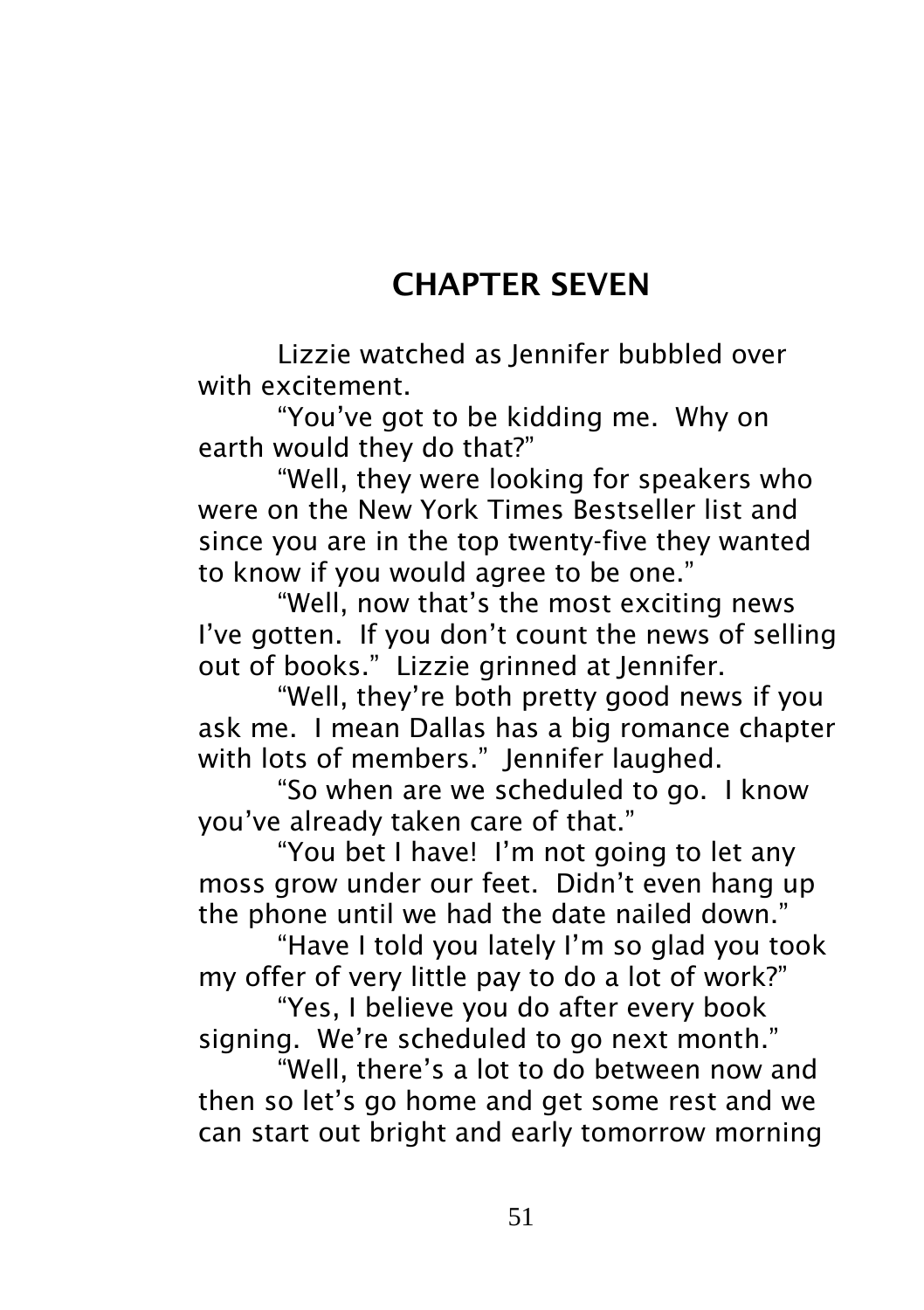# CHAPTER SEVEN

Lizzie watched as Jennifer bubbled over with excitement.

"You've got to be kidding me. Why on earth would they do that?"

"Well, they were looking for speakers who were on the New York Times Bestseller list and since you are in the top twenty-five they wanted to know if you would agree to be one."

"Well, now that's the most exciting news I've gotten. If you don't count the news of selling out of books." Lizzie grinned at Jennifer.

"Well, they're both pretty good news if you ask me. I mean Dallas has a big romance chapter with lots of members." Jennifer laughed.

"So when are we scheduled to go. I know you've already taken care of that."

"You bet I have! I'm not going to let any moss grow under our feet. Didn't even hang up the phone until we had the date nailed down."

"Have I told you lately I'm so glad you took my offer of very little pay to do a lot of work?"

"Yes, I believe you do after every book signing. We're scheduled to go next month."

"Well, there's a lot to do between now and then so let's go home and get some rest and we can start out bright and early tomorrow morning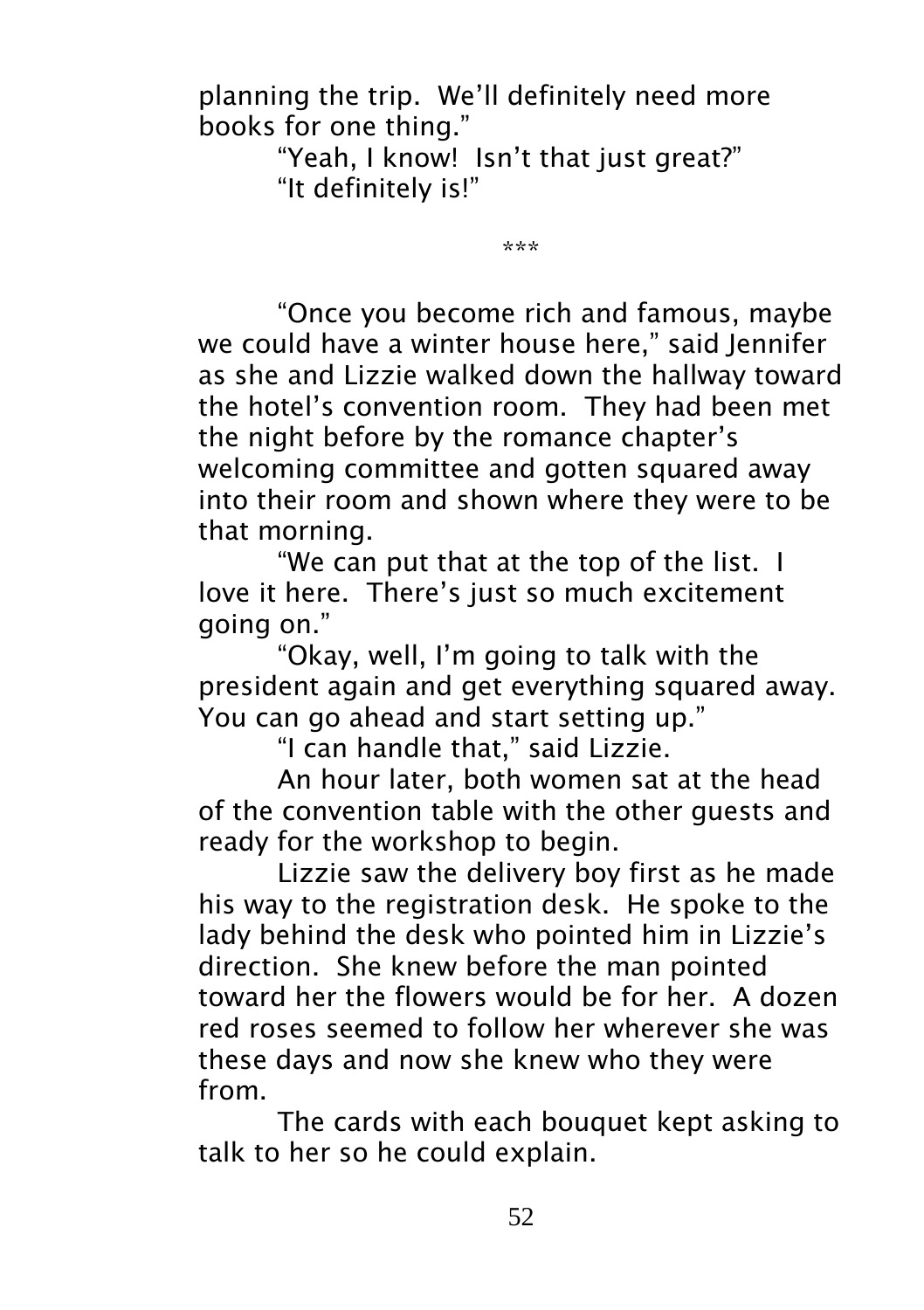planning the trip. We'll definitely need more books for one thing."

"Yeah, I know! Isn't that just great?"

"It definitely is!"

***

"Once you become rich and famous, maybe we could have a winter house here," said Jennifer as she and Lizzie walked down the hallway toward the hotel's convention room. They had been met the night before by the romance chapter's welcoming committee and gotten squared away into their room and shown where they were to be that morning.

"We can put that at the top of the list. I love it here. There's just so much excitement going on."

"Okay, well, I'm going to talk with the president again and get everything squared away. You can go ahead and start setting up."

"I can handle that," said Lizzie.

An hour later, both women sat at the head of the convention table with the other guests and ready for the workshop to begin.

Lizzie saw the delivery boy first as he made his way to the registration desk. He spoke to the lady behind the desk who pointed him in Lizzie's direction. She knew before the man pointed toward her the flowers would be for her. A dozen red roses seemed to follow her wherever she was these days and now she knew who they were from.

The cards with each bouquet kept asking to talk to her so he could explain.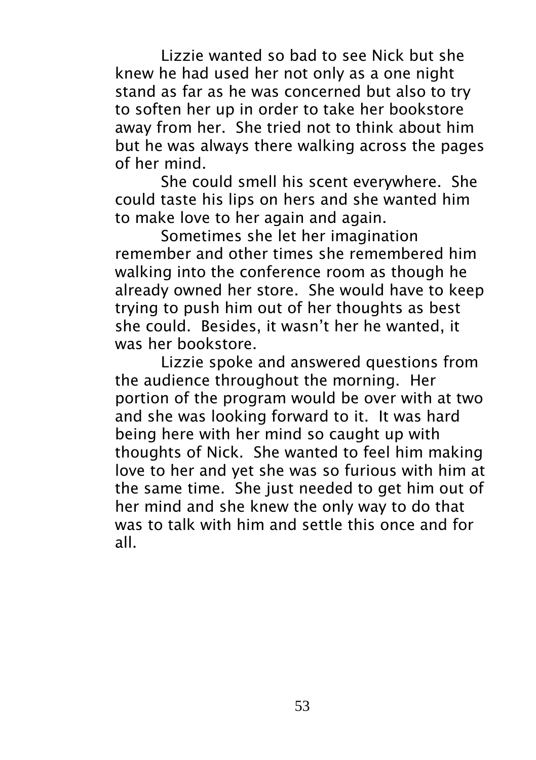Lizzie wanted so bad to see Nick but she knew he had used her not only as a one night stand as far as he was concerned but also to try to soften her up in order to take her bookstore away from her. She tried not to think about him but he was always there walking across the pages of her mind.

She could smell his scent everywhere. She could taste his lips on hers and she wanted him to make love to her again and again.

Sometimes she let her imagination remember and other times she remembered him walking into the conference room as though he already owned her store. She would have to keep trying to push him out of her thoughts as best she could. Besides, it wasn't her he wanted, it was her bookstore.

Lizzie spoke and answered questions from the audience throughout the morning. Her portion of the program would be over with at two and she was looking forward to it. It was hard being here with her mind so caught up with thoughts of Nick. She wanted to feel him making love to her and yet she was so furious with him at the same time. She just needed to get him out of her mind and she knew the only way to do that was to talk with him and settle this once and for all.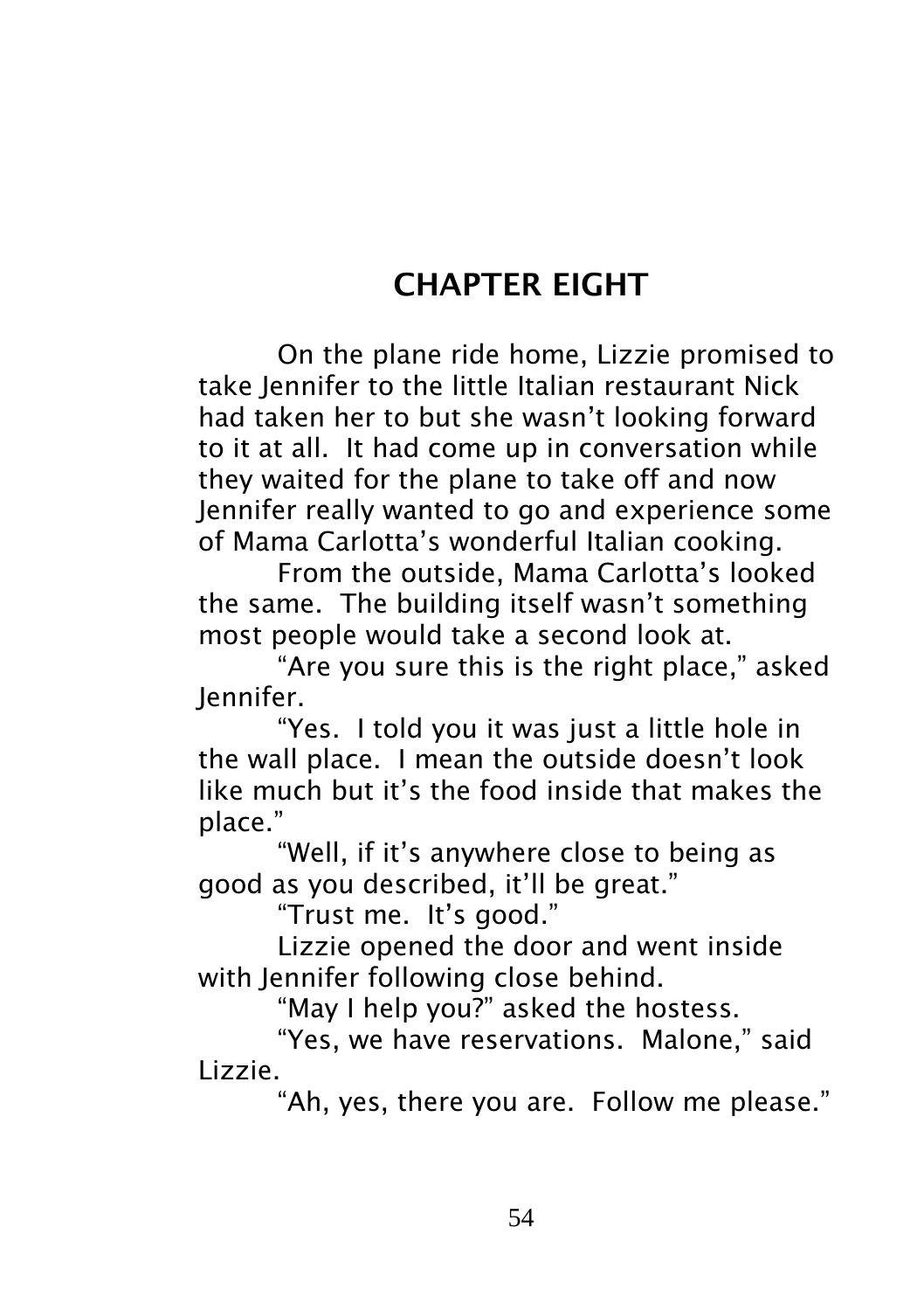# CHAPTER EIGHT

On the plane ride home, Lizzie promised to take Jennifer to the little Italian restaurant Nick had taken her to but she wasn't looking forward to it at all. It had come up in conversation while they waited for the plane to take off and now Jennifer really wanted to go and experience some of Mama Carlotta's wonderful Italian cooking.

From the outside, Mama Carlotta's looked the same. The building itself wasn't something most people would take a second look at.

"Are you sure this is the right place," asked Jennifer.

"Yes. I told you it was just a little hole in the wall place. I mean the outside doesn't look like much but it's the food inside that makes the place."

"Well, if it's anywhere close to being as good as you described, it'll be great."

"Trust me. It's good."

Lizzie opened the door and went inside with Jennifer following close behind.

"May I help you?" asked the hostess.

"Yes, we have reservations. Malone," said Lizzie.

"Ah, yes, there you are. Follow me please."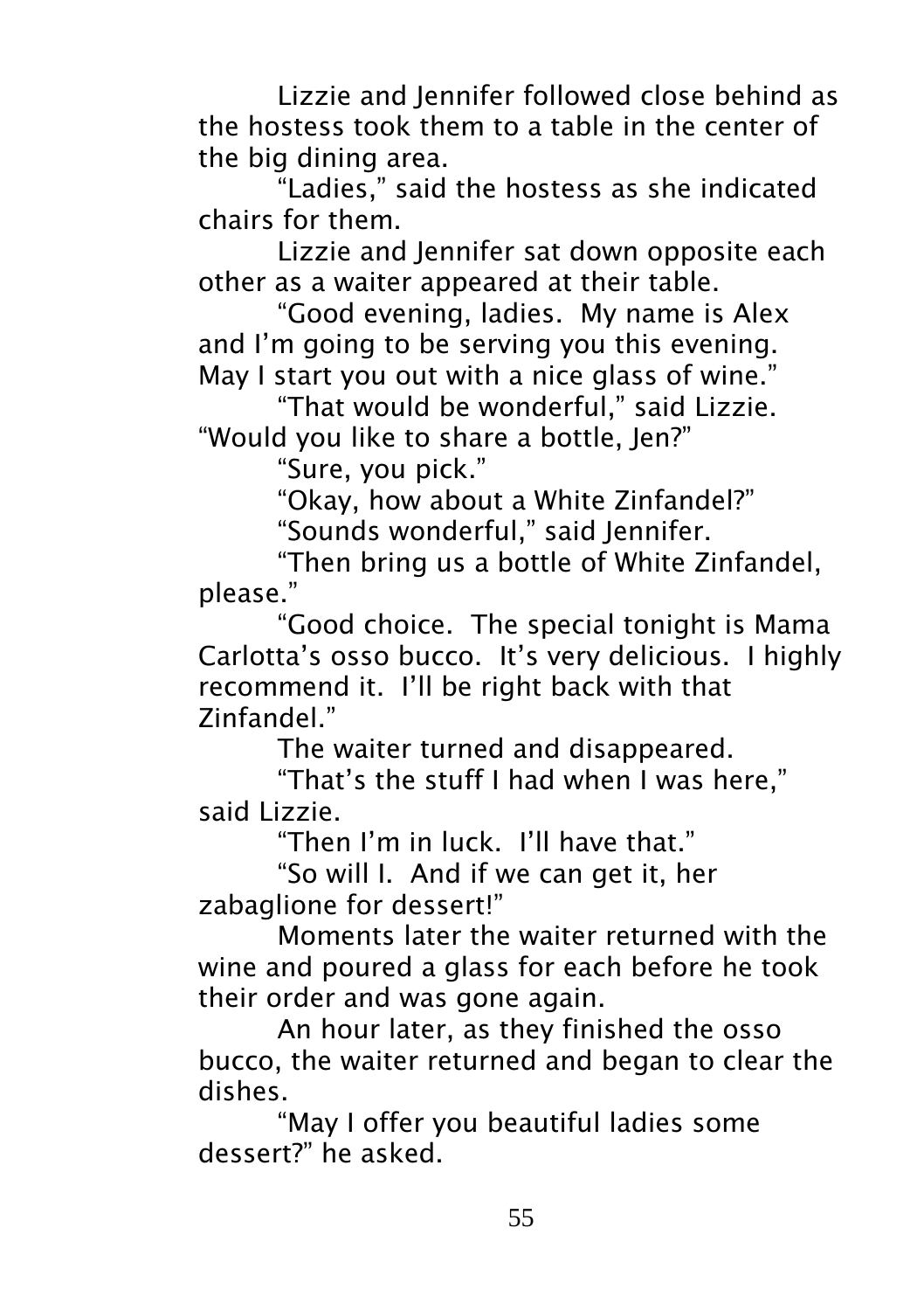Lizzie and Jennifer followed close behind as the hostess took them to a table in the center of the big dining area.

"Ladies," said the hostess as she indicated chairs for them.

Lizzie and Jennifer sat down opposite each other as a waiter appeared at their table.

"Good evening, ladies. My name is Alex and I'm going to be serving you this evening. May I start you out with a nice glass of wine."

"That would be wonderful," said Lizzie. "Would you like to share a bottle, Jen?"

"Sure, you pick."

"Okay, how about a White Zinfandel?"

"Sounds wonderful," said Jennifer.

"Then bring us a bottle of White Zinfandel, please."

"Good choice. The special tonight is Mama Carlotta's osso bucco. It's very delicious. I highly recommend it. I'll be right back with that Zinfandel."

The waiter turned and disappeared.

"That's the stuff I had when I was here," said Lizzie.

"Then I'm in luck. I'll have that."

"So will I. And if we can get it, her zabaglione for dessert!"

Moments later the waiter returned with the wine and poured a glass for each before he took their order and was gone again.

An hour later, as they finished the osso bucco, the waiter returned and began to clear the dishes.

"May I offer you beautiful ladies some dessert?" he asked.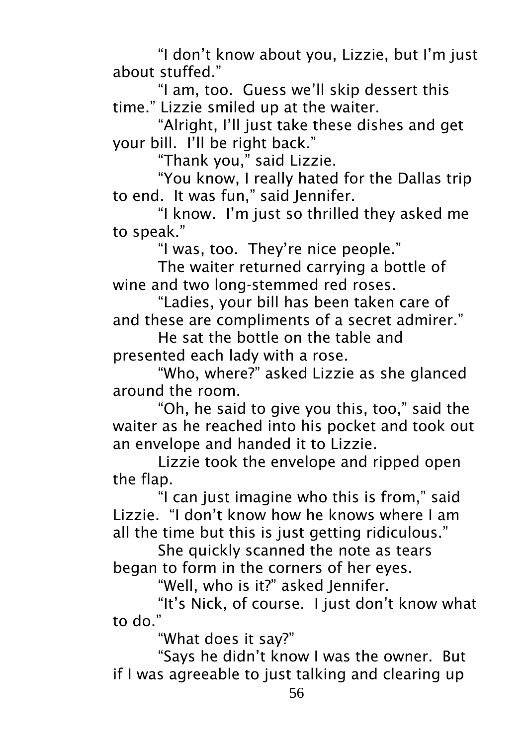"I don't know about you, Lizzie, but I'm just about stuffed."

"I am, too. Guess we'll skip dessert this time." Lizzie smiled up at the waiter.

"Alright, I'll just take these dishes and get your bill. I'll be right back."

"Thank you," said Lizzie.

"You know, I really hated for the Dallas trip to end. It was fun," said Jennifer.

"I know. I'm just so thrilled they asked me to speak."

"I was, too. They're nice people."

The waiter returned carrying a bottle of wine and two long-stemmed red roses.

"Ladies, your bill has been taken care of and these are compliments of a secret admirer."

He sat the bottle on the table and presented each lady with a rose.

"Who, where?" asked Lizzie as she glanced around the room.

"Oh, he said to give you this, too," said the waiter as he reached into his pocket and took out an envelope and handed it to Lizzie.

Lizzie took the envelope and ripped open the flap.

"I can just imagine who this is from," said Lizzie. "I don't know how he knows where I am all the time but this is just getting ridiculous."

She quickly scanned the note as tears began to form in the corners of her eyes.

"Well, who is it?" asked Jennifer.

"It's Nick, of course. I just don't know what to do."

"What does it say?"

"Says he didn't know I was the owner. But if I was agreeable to just talking and clearing up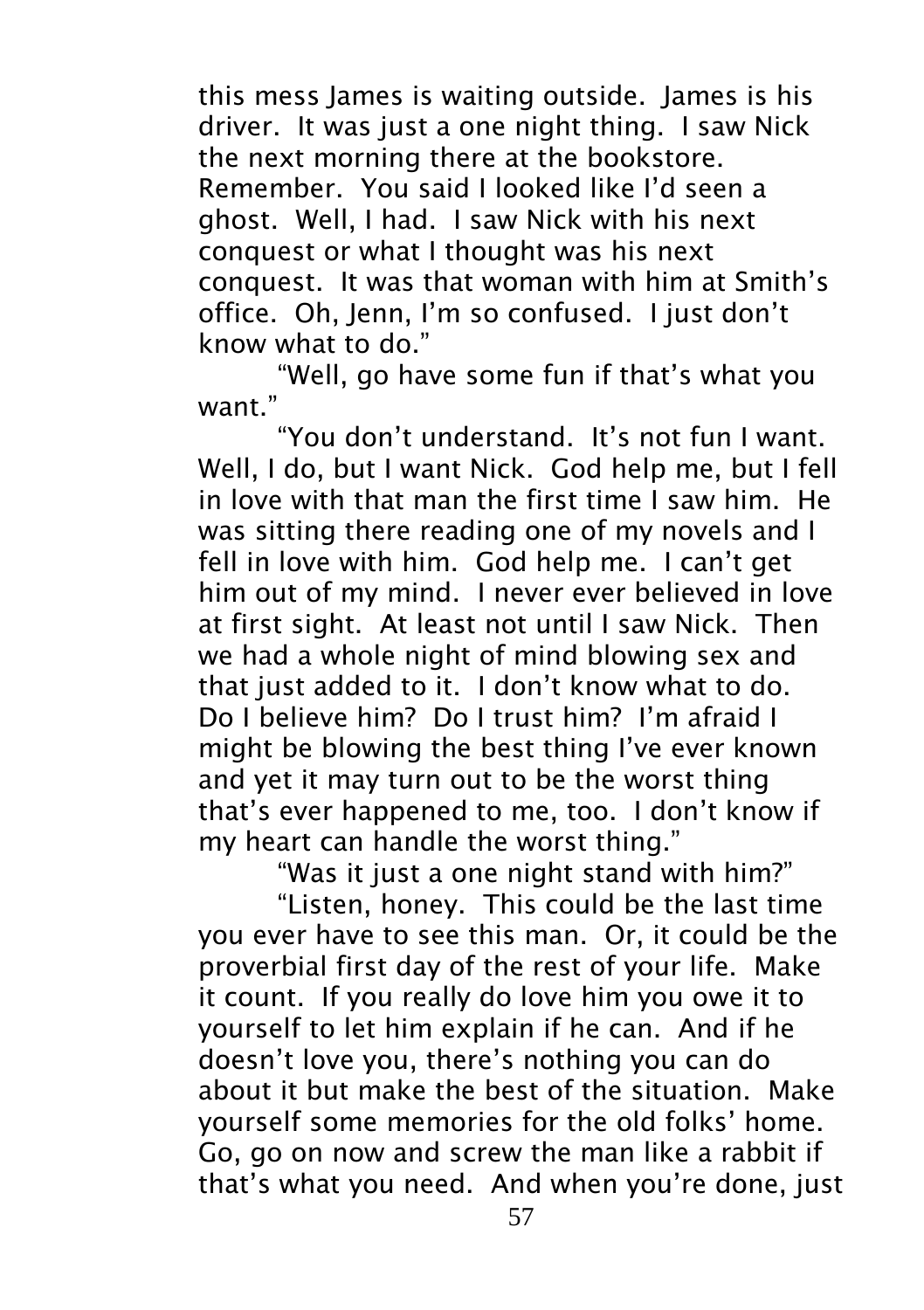this mess James is waiting outside. James is his driver. It was just a one night thing. I saw Nick the next morning there at the bookstore. Remember. You said I looked like I'd seen a ghost. Well, I had. I saw Nick with his next conquest or what I thought was his next conquest. It was that woman with him at Smith's office. Oh, Jenn, I'm so confused. I just don't know what to do."

"Well, go have some fun if that's what you want."

"You don't understand. It's not fun I want. Well, I do, but I want Nick. God help me, but I fell in love with that man the first time I saw him. He was sitting there reading one of my novels and I fell in love with him. God help me. I can't get him out of my mind. I never ever believed in love at first sight. At least not until I saw Nick. Then we had a whole night of mind blowing sex and that just added to it. I don't know what to do. Do I believe him? Do I trust him? I'm afraid I might be blowing the best thing I've ever known and yet it may turn out to be the worst thing that's ever happened to me, too. I don't know if my heart can handle the worst thing."

"Was it just a one night stand with him?"

"Listen, honey. This could be the last time you ever have to see this man. Or, it could be the proverbial first day of the rest of your life. Make it count. If you really do love him you owe it to yourself to let him explain if he can. And if he doesn't love you, there's nothing you can do about it but make the best of the situation. Make yourself some memories for the old folks' home. Go, go on now and screw the man like a rabbit if that's what you need. And when you're done, just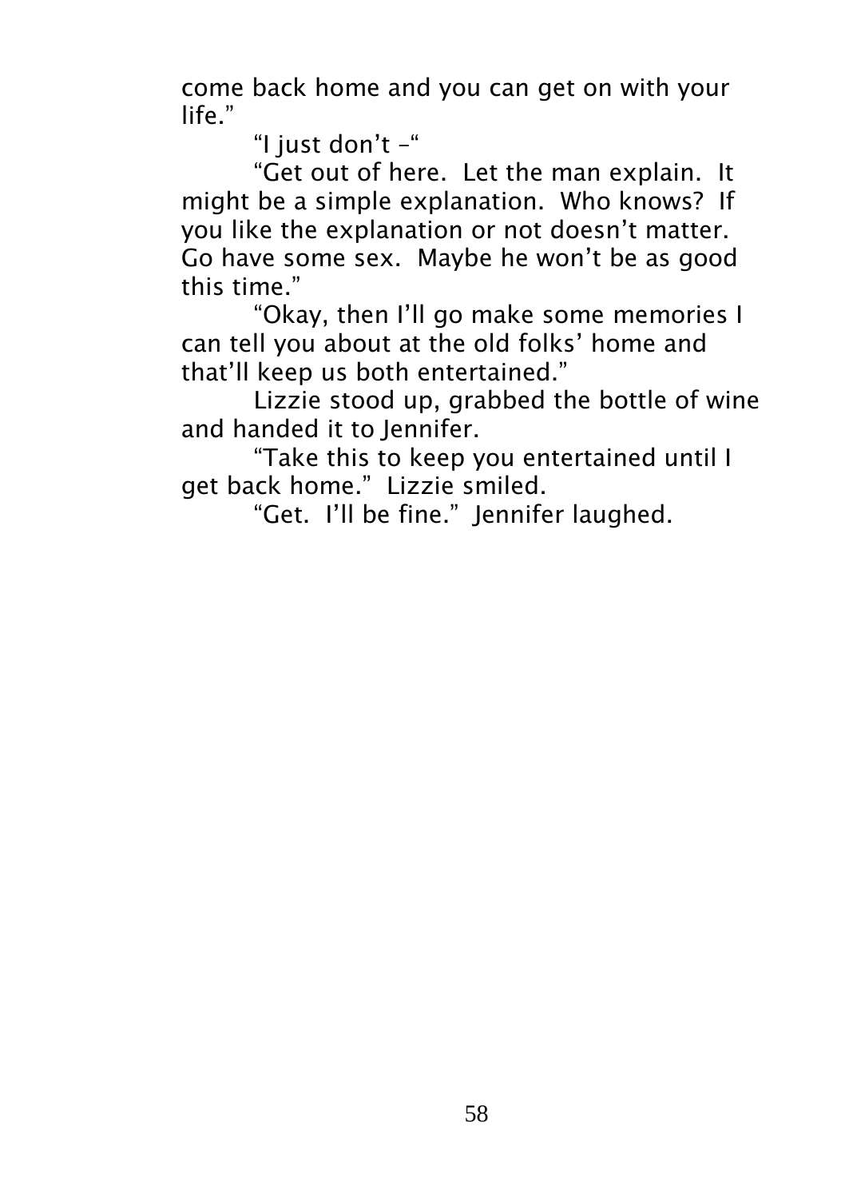come back home and you can get on with your life."

"I just don't –"

"Get out of here.  Let the man explain.  It might be a simple explanation.  Who knows?  If you like the explanation or not doesn't matter.  Go have some sex.  Maybe he won't be as good this time."

"Okay, then I'll go make some memories I can tell you about at the old folks' home and that'll keep us both entertained."

Lizzie stood up, grabbed the bottle of wine and handed it to Jennifer.

"Take this to keep you entertained until I get back home."  Lizzie smiled.

"Get.  I'll be fine."  Jennifer laughed.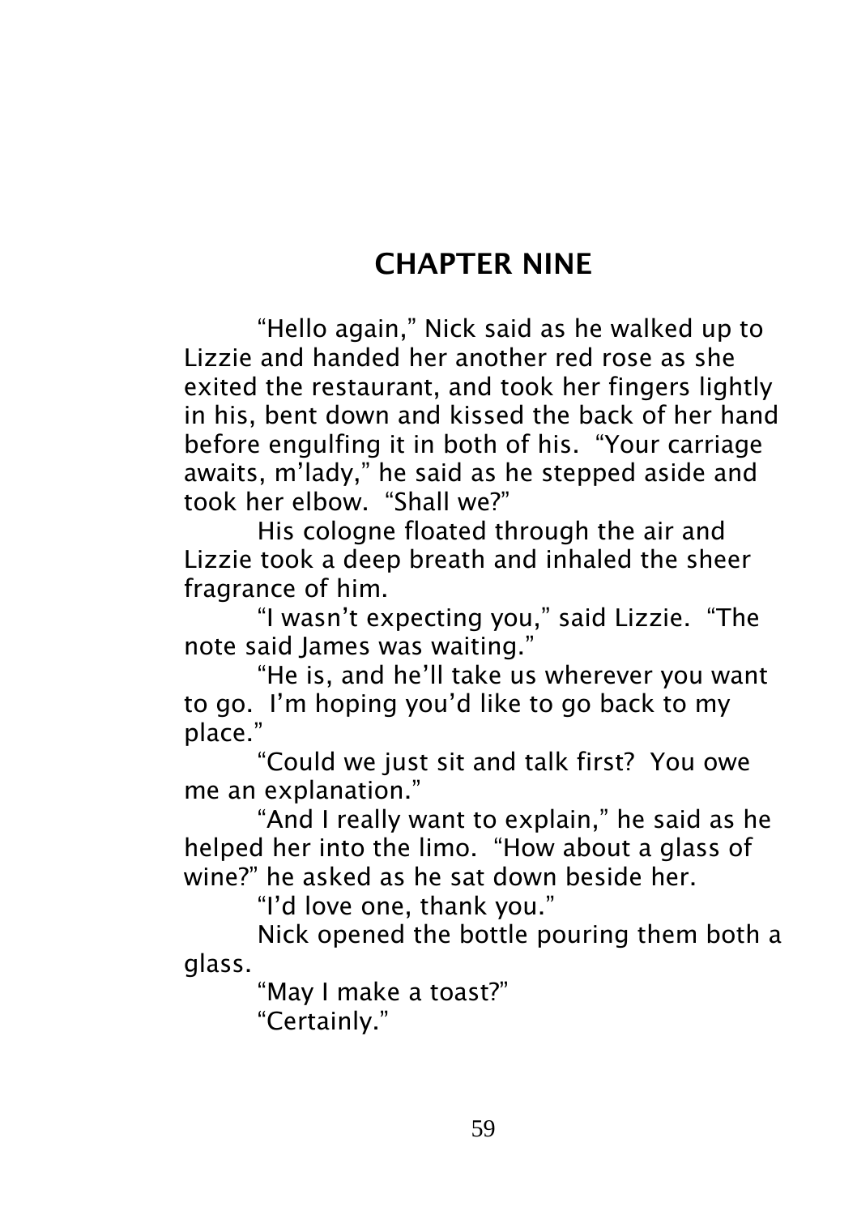# CHAPTER NINE

"Hello again," Nick said as he walked up to Lizzie and handed her another red rose as she exited the restaurant, and took her fingers lightly in his, bent down and kissed the back of her hand before engulfing it in both of his. "Your carriage awaits, m'lady," he said as he stepped aside and took her elbow. "Shall we?"

His cologne floated through the air and Lizzie took a deep breath and inhaled the sheer fragrance of him.

"I wasn't expecting you," said Lizzie. "The note said James was waiting."

"He is, and he'll take us wherever you want to go. I'm hoping you'd like to go back to my place."

"Could we just sit and talk first? You owe me an explanation."

"And I really want to explain," he said as he helped her into the limo. "How about a glass of wine?" he asked as he sat down beside her.

"I'd love one, thank you."

Nick opened the bottle pouring them both a glass.

"May I make a toast?"

"Certainly."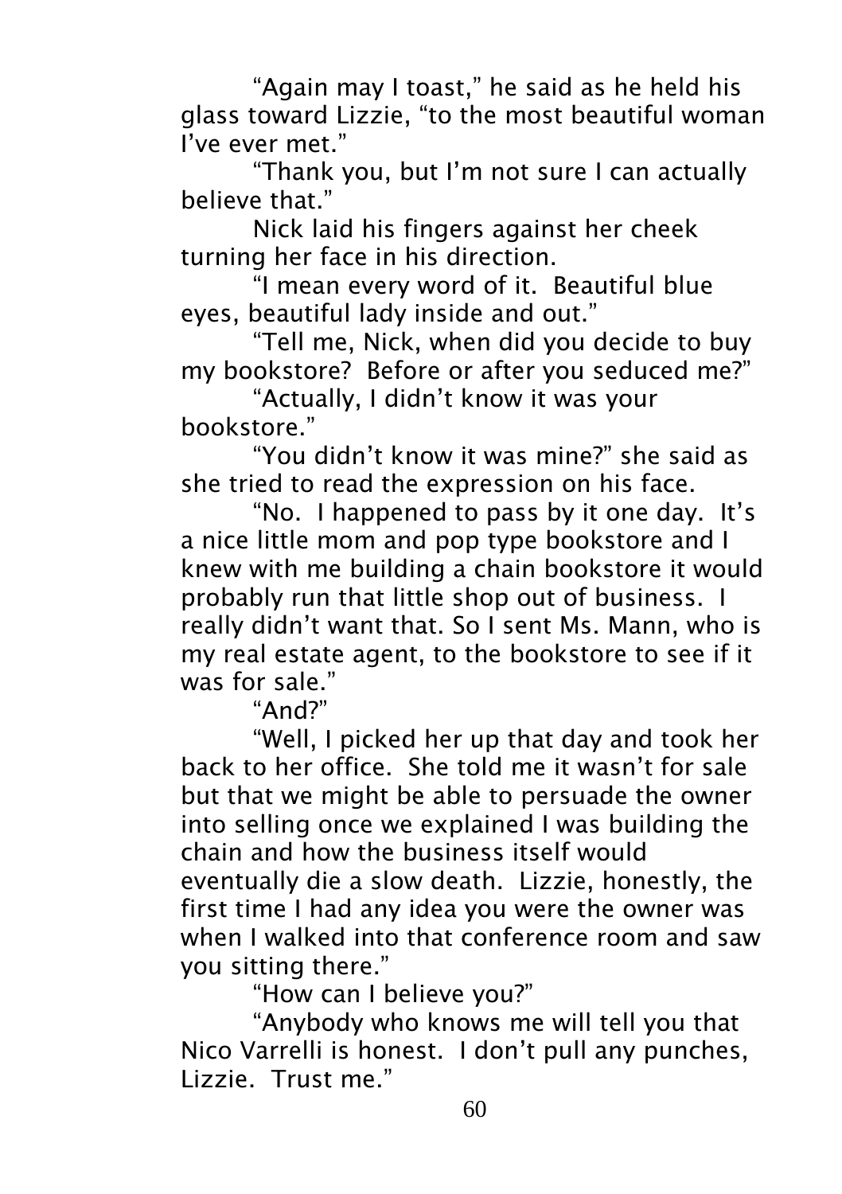"Again may I toast," he said as he held his glass toward Lizzie, "to the most beautiful woman I've ever met."

"Thank you, but I'm not sure I can actually believe that."

Nick laid his fingers against her cheek turning her face in his direction.

"I mean every word of it. Beautiful blue eyes, beautiful lady inside and out."

"Tell me, Nick, when did you decide to buy my bookstore? Before or after you seduced me?"

"Actually, I didn't know it was your bookstore."

"You didn't know it was mine?" she said as she tried to read the expression on his face.

"No. I happened to pass by it one day. It's a nice little mom and pop type bookstore and I knew with me building a chain bookstore it would probably run that little shop out of business. I really didn't want that. So I sent Ms. Mann, who is my real estate agent, to the bookstore to see if it was for sale."

"And?"

"Well, I picked her up that day and took her back to her office. She told me it wasn't for sale but that we might be able to persuade the owner into selling once we explained I was building the chain and how the business itself would eventually die a slow death. Lizzie, honestly, the first time I had any idea you were the owner was when I walked into that conference room and saw you sitting there."

"How can I believe you?"

"Anybody who knows me will tell you that Nico Varrelli is honest. I don't pull any punches, Lizzie. Trust me."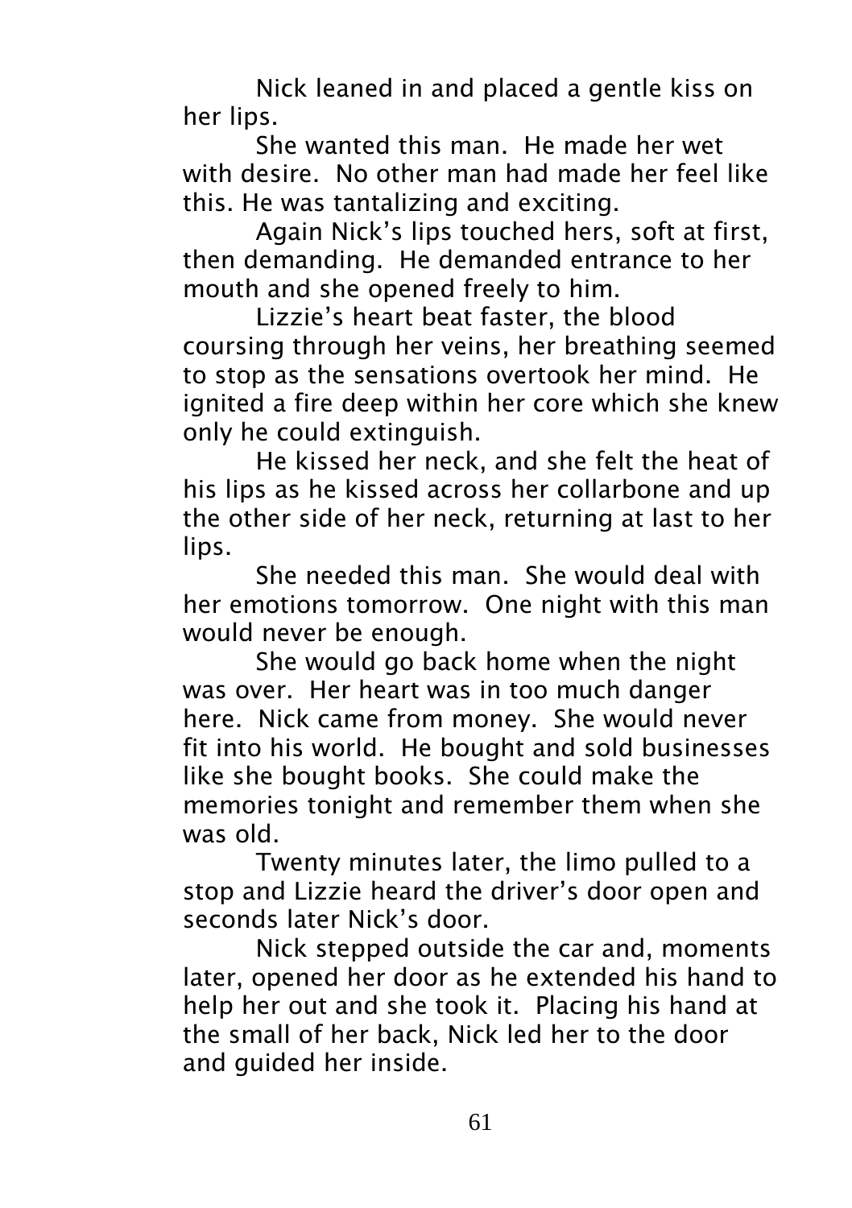Nick leaned in and placed a gentle kiss on her lips.

She wanted this man. He made her wet with desire. No other man had made her feel like this. He was tantalizing and exciting.

Again Nick's lips touched hers, soft at first, then demanding. He demanded entrance to her mouth and she opened freely to him.

Lizzie's heart beat faster, the blood coursing through her veins, her breathing seemed to stop as the sensations overtook her mind. He ignited a fire deep within her core which she knew only he could extinguish.

He kissed her neck, and she felt the heat of his lips as he kissed across her collarbone and up the other side of her neck, returning at last to her lips.

She needed this man. She would deal with her emotions tomorrow. One night with this man would never be enough.

She would go back home when the night was over. Her heart was in too much danger here. Nick came from money. She would never fit into his world. He bought and sold businesses like she bought books. She could make the memories tonight and remember them when she was old.

Twenty minutes later, the limo pulled to a stop and Lizzie heard the driver's door open and seconds later Nick's door.

Nick stepped outside the car and, moments later, opened her door as he extended his hand to help her out and she took it. Placing his hand at the small of her back, Nick led her to the door and guided her inside.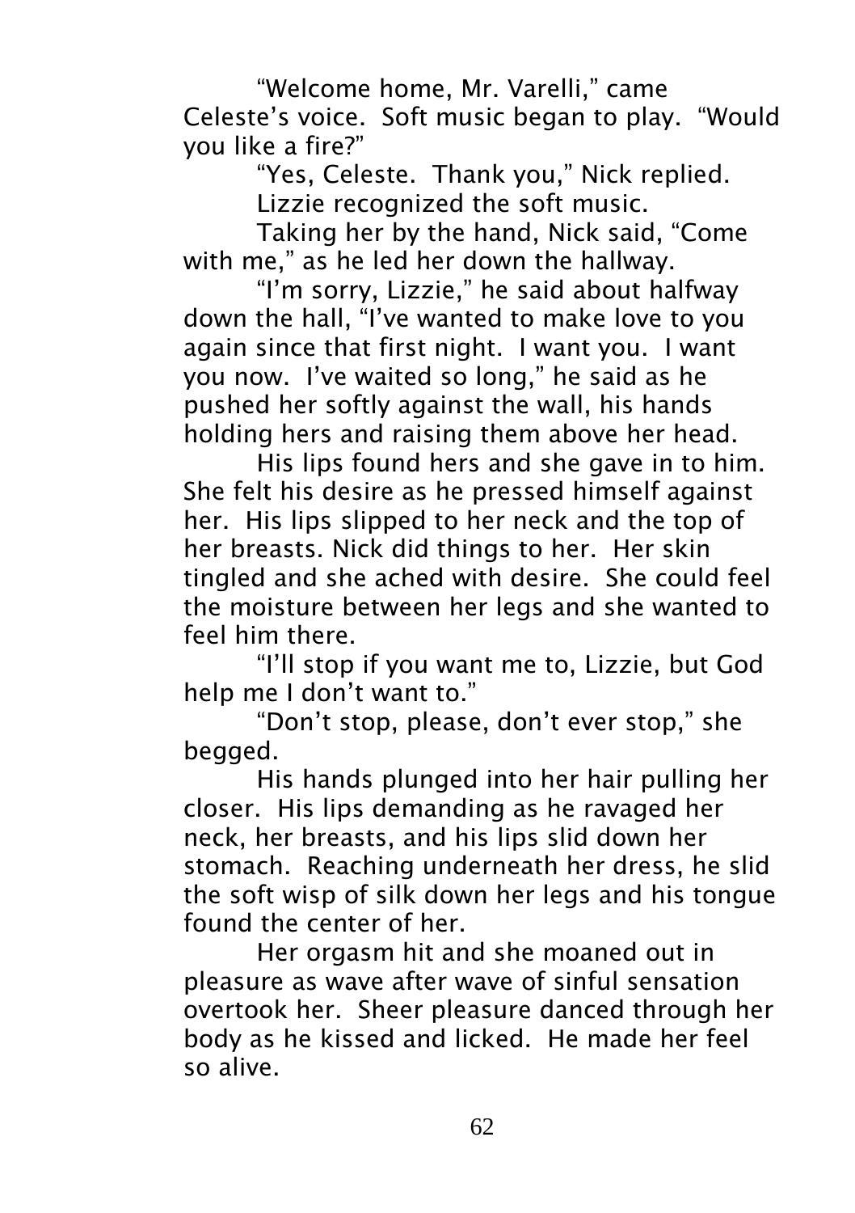"Welcome home, Mr. Varelli," came Celeste's voice. Soft music began to play. "Would you like a fire?"

"Yes, Celeste. Thank you," Nick replied.

Lizzie recognized the soft music.

Taking her by the hand, Nick said, "Come with me," as he led her down the hallway.

"I'm sorry, Lizzie," he said about halfway down the hall, "I've wanted to make love to you again since that first night. I want you. I want you now. I've waited so long," he said as he pushed her softly against the wall, his hands holding hers and raising them above her head.

His lips found hers and she gave in to him. She felt his desire as he pressed himself against her. His lips slipped to her neck and the top of her breasts. Nick did things to her. Her skin tingled and she ached with desire. She could feel the moisture between her legs and she wanted to feel him there.

"I'll stop if you want me to, Lizzie, but God help me I don't want to."

"Don't stop, please, don't ever stop," she begged.

His hands plunged into her hair pulling her closer. His lips demanding as he ravaged her neck, her breasts, and his lips slid down her stomach. Reaching underneath her dress, he slid the soft wisp of silk down her legs and his tongue found the center of her.

Her orgasm hit and she moaned out in pleasure as wave after wave of sinful sensation overtook her. Sheer pleasure danced through her body as he kissed and licked. He made her feel so alive.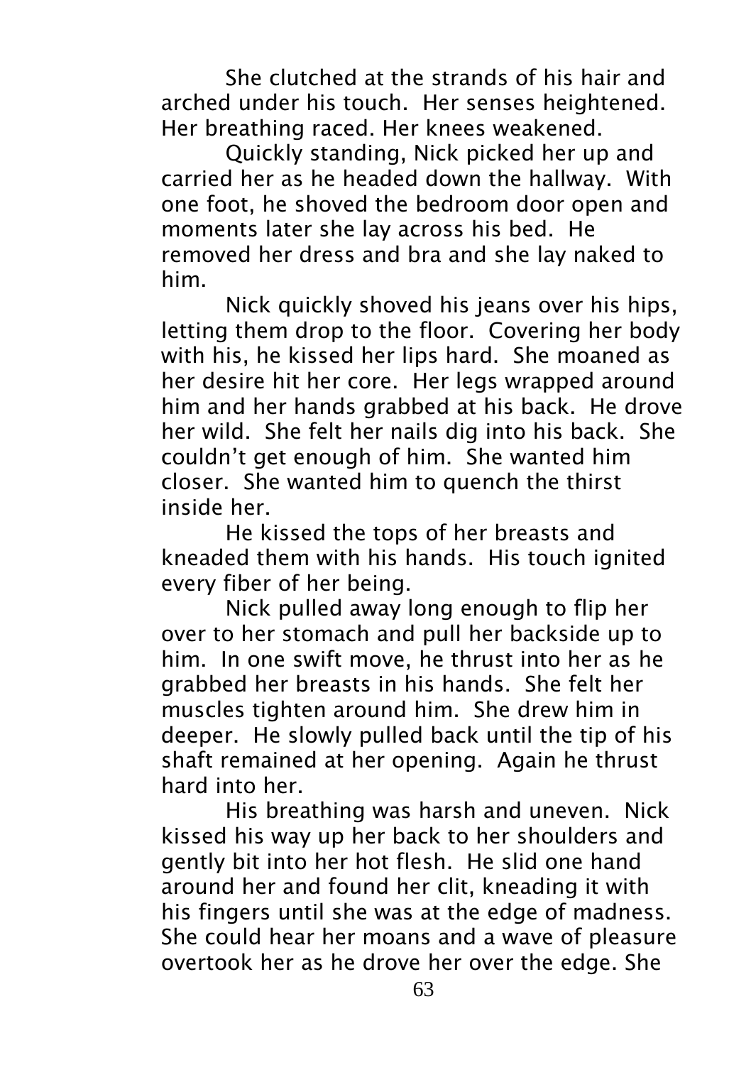She clutched at the strands of his hair and arched under his touch. Her senses heightened. Her breathing raced. Her knees weakened.

Quickly standing, Nick picked her up and carried her as he headed down the hallway. With one foot, he shoved the bedroom door open and moments later she lay across his bed. He removed her dress and bra and she lay naked to him.

Nick quickly shoved his jeans over his hips, letting them drop to the floor. Covering her body with his, he kissed her lips hard. She moaned as her desire hit her core. Her legs wrapped around him and her hands grabbed at his back. He drove her wild. She felt her nails dig into his back. She couldn't get enough of him. She wanted him closer. She wanted him to quench the thirst inside her.

He kissed the tops of her breasts and kneaded them with his hands. His touch ignited every fiber of her being.

Nick pulled away long enough to flip her over to her stomach and pull her backside up to him. In one swift move, he thrust into her as he grabbed her breasts in his hands. She felt her muscles tighten around him. She drew him in deeper. He slowly pulled back until the tip of his shaft remained at her opening. Again he thrust hard into her.

His breathing was harsh and uneven. Nick kissed his way up her back to her shoulders and gently bit into her hot flesh. He slid one hand around her and found her clit, kneading it with his fingers until she was at the edge of madness. She could hear her moans and a wave of pleasure overtook her as he drove her over the edge. She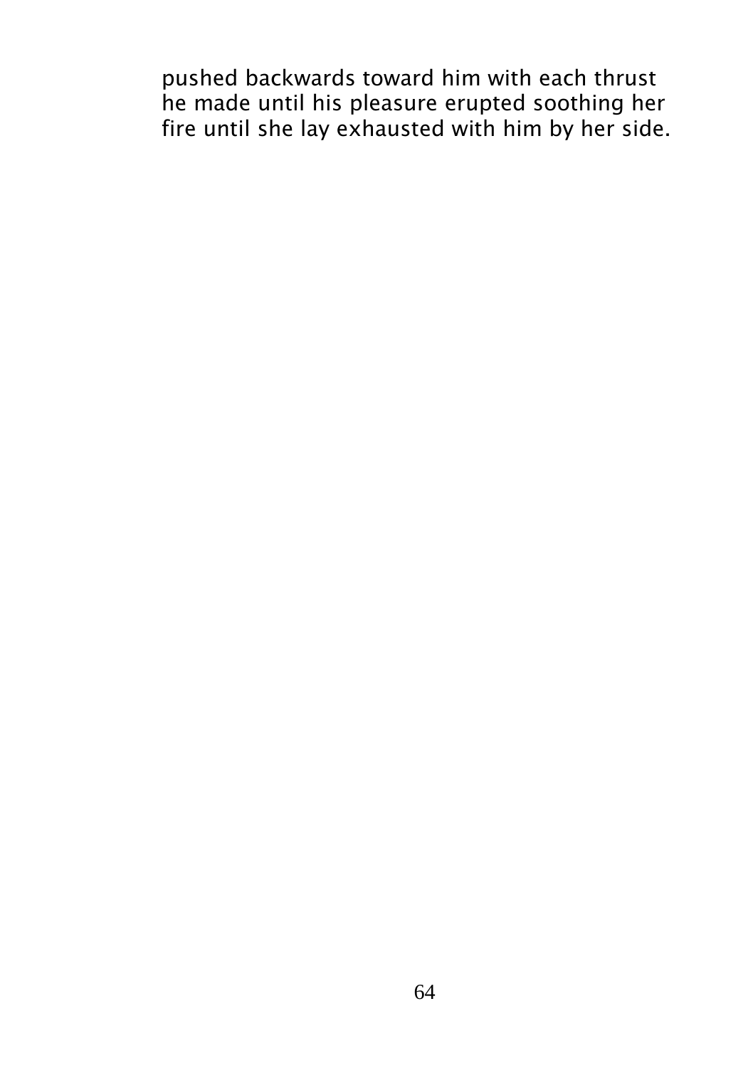pushed backwards toward him with each thrust he made until his pleasure erupted soothing her fire until she lay exhausted with him by her side.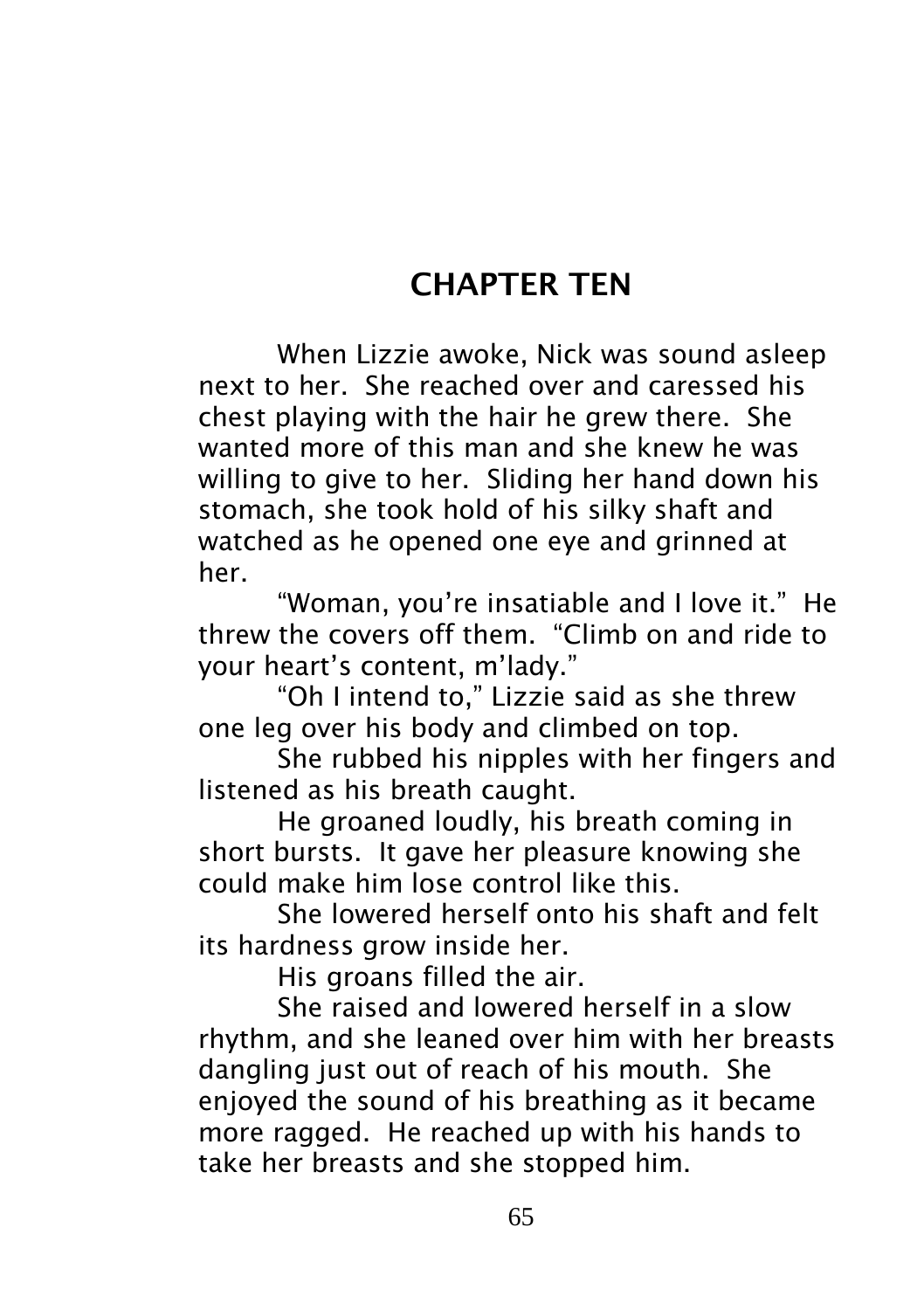# CHAPTER TEN

When Lizzie awoke, Nick was sound asleep next to her. She reached over and caressed his chest playing with the hair he grew there. She wanted more of this man and she knew he was willing to give to her. Sliding her hand down his stomach, she took hold of his silky shaft and watched as he opened one eye and grinned at her.

"Woman, you're insatiable and I love it." He threw the covers off them. "Climb on and ride to your heart's content, m'lady."

"Oh I intend to," Lizzie said as she threw one leg over his body and climbed on top.

She rubbed his nipples with her fingers and listened as his breath caught.

He groaned loudly, his breath coming in short bursts. It gave her pleasure knowing she could make him lose control like this.

She lowered herself onto his shaft and felt its hardness grow inside her.

His groans filled the air.

She raised and lowered herself in a slow rhythm, and she leaned over him with her breasts dangling just out of reach of his mouth. She enjoyed the sound of his breathing as it became more ragged. He reached up with his hands to take her breasts and she stopped him.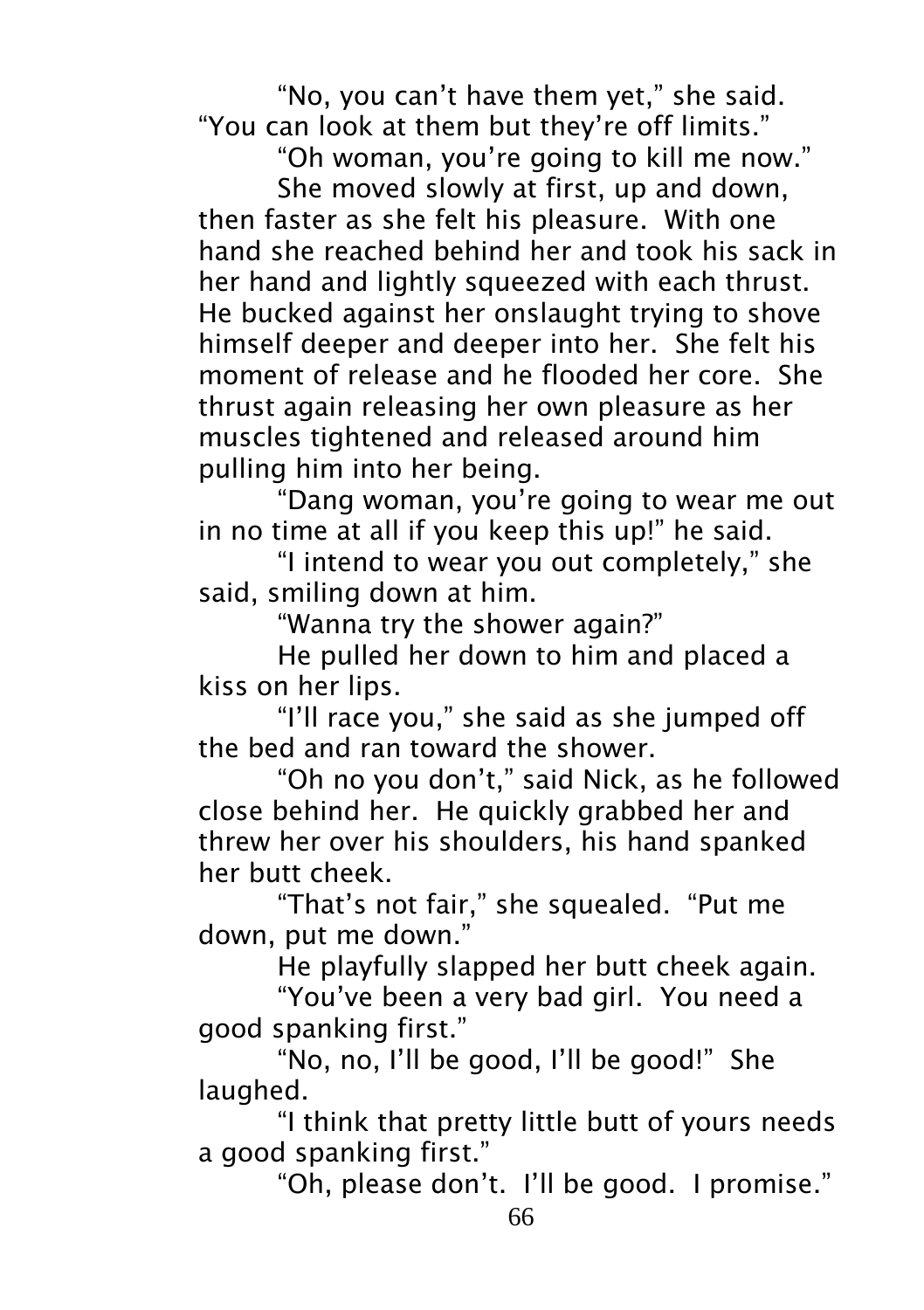"No, you can't have them yet," she said. "You can look at them but they're off limits."

"Oh woman, you're going to kill me now."

She moved slowly at first, up and down, then faster as she felt his pleasure. With one hand she reached behind her and took his sack in her hand and lightly squeezed with each thrust. He bucked against her onslaught trying to shove himself deeper and deeper into her. She felt his moment of release and he flooded her core. She thrust again releasing her own pleasure as her muscles tightened and released around him pulling him into her being.

"Dang woman, you're going to wear me out in no time at all if you keep this up!" he said.

"I intend to wear you out completely," she said, smiling down at him.

"Wanna try the shower again?"

He pulled her down to him and placed a kiss on her lips.

"I'll race you," she said as she jumped off the bed and ran toward the shower.

"Oh no you don't," said Nick, as he followed close behind her. He quickly grabbed her and threw her over his shoulders, his hand spanked her butt cheek.

"That's not fair," she squealed. "Put me down, put me down."

He playfully slapped her butt cheek again.

"You've been a very bad girl. You need a good spanking first."

"No, no, I'll be good, I'll be good!" She laughed.

"I think that pretty little butt of yours needs a good spanking first."

"Oh, please don't. I'll be good. I promise."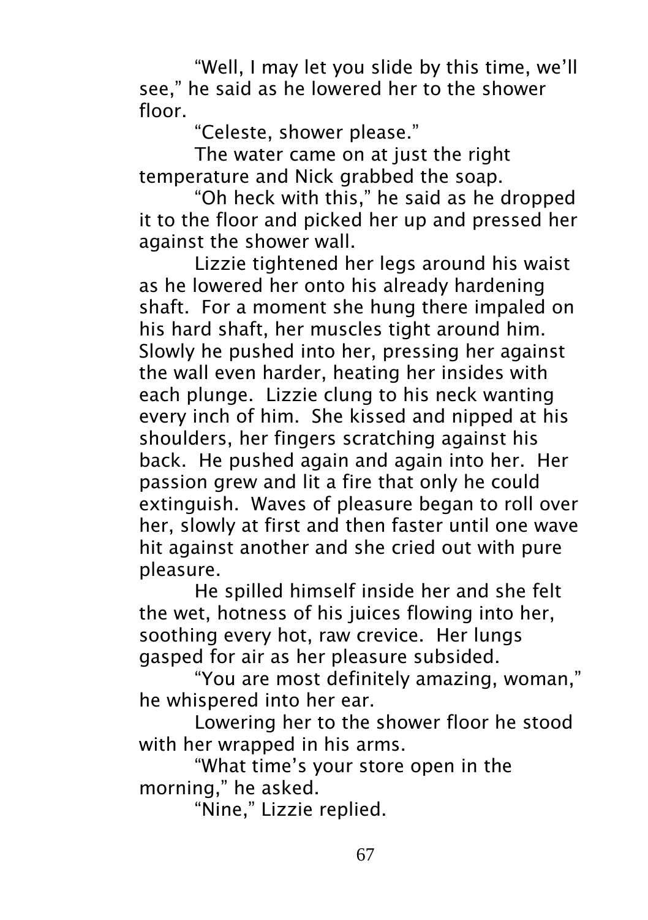"Well, I may let you slide by this time, we'll see," he said as he lowered her to the shower floor.

"Celeste, shower please."

The water came on at just the right temperature and Nick grabbed the soap.

"Oh heck with this," he said as he dropped it to the floor and picked her up and pressed her against the shower wall.

Lizzie tightened her legs around his waist as he lowered her onto his already hardening shaft. For a moment she hung there impaled on his hard shaft, her muscles tight around him. Slowly he pushed into her, pressing her against the wall even harder, heating her insides with each plunge. Lizzie clung to his neck wanting every inch of him. She kissed and nipped at his shoulders, her fingers scratching against his back. He pushed again and again into her. Her passion grew and lit a fire that only he could extinguish. Waves of pleasure began to roll over her, slowly at first and then faster until one wave hit against another and she cried out with pure pleasure.

He spilled himself inside her and she felt the wet, hotness of his juices flowing into her, soothing every hot, raw crevice. Her lungs gasped for air as her pleasure subsided.

"You are most definitely amazing, woman," he whispered into her ear.

Lowering her to the shower floor he stood with her wrapped in his arms.

"What time's your store open in the morning," he asked.

"Nine," Lizzie replied.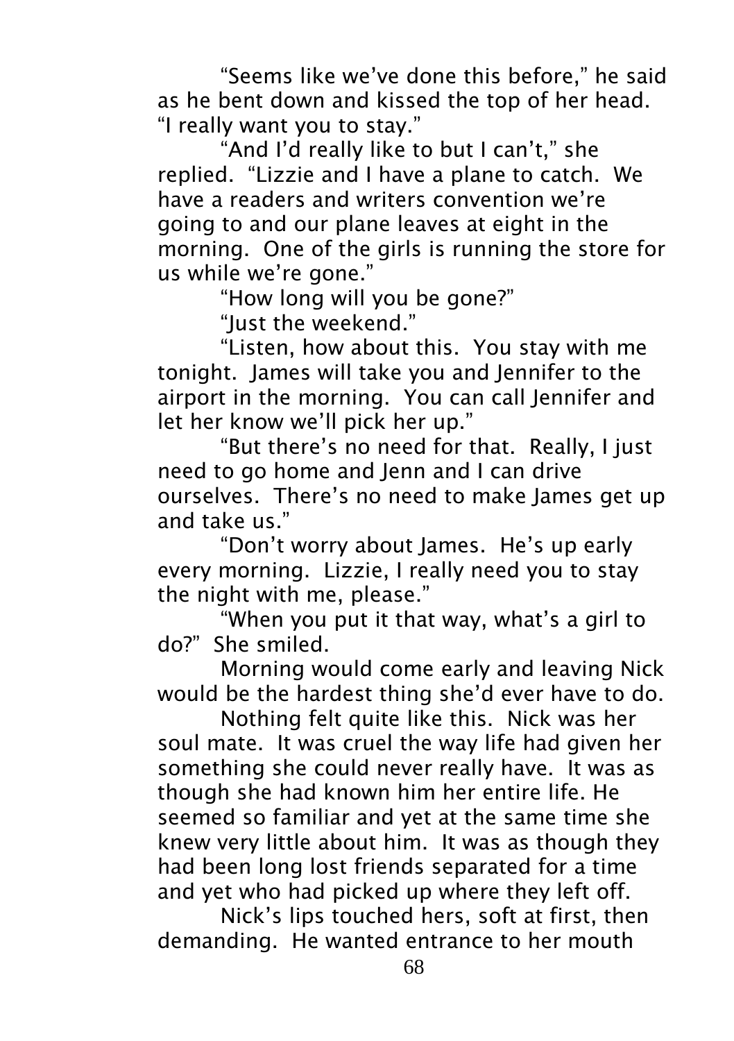"Seems like we've done this before," he said as he bent down and kissed the top of her head. "I really want you to stay."

"And I'd really like to but I can't," she replied. "Lizzie and I have a plane to catch. We have a readers and writers convention we're going to and our plane leaves at eight in the morning. One of the girls is running the store for us while we're gone."

"How long will you be gone?"

"Just the weekend."

"Listen, how about this. You stay with me tonight. James will take you and Jennifer to the airport in the morning. You can call Jennifer and let her know we'll pick her up."

"But there's no need for that. Really, I just need to go home and Jenn and I can drive ourselves. There's no need to make James get up and take us."

"Don't worry about James. He's up early every morning. Lizzie, I really need you to stay the night with me, please."

"When you put it that way, what's a girl to do?" She smiled.

Morning would come early and leaving Nick would be the hardest thing she'd ever have to do.

Nothing felt quite like this. Nick was her soul mate. It was cruel the way life had given her something she could never really have. It was as though she had known him her entire life. He seemed so familiar and yet at the same time she knew very little about him. It was as though they had been long lost friends separated for a time and yet who had picked up where they left off.

Nick's lips touched hers, soft at first, then demanding. He wanted entrance to her mouth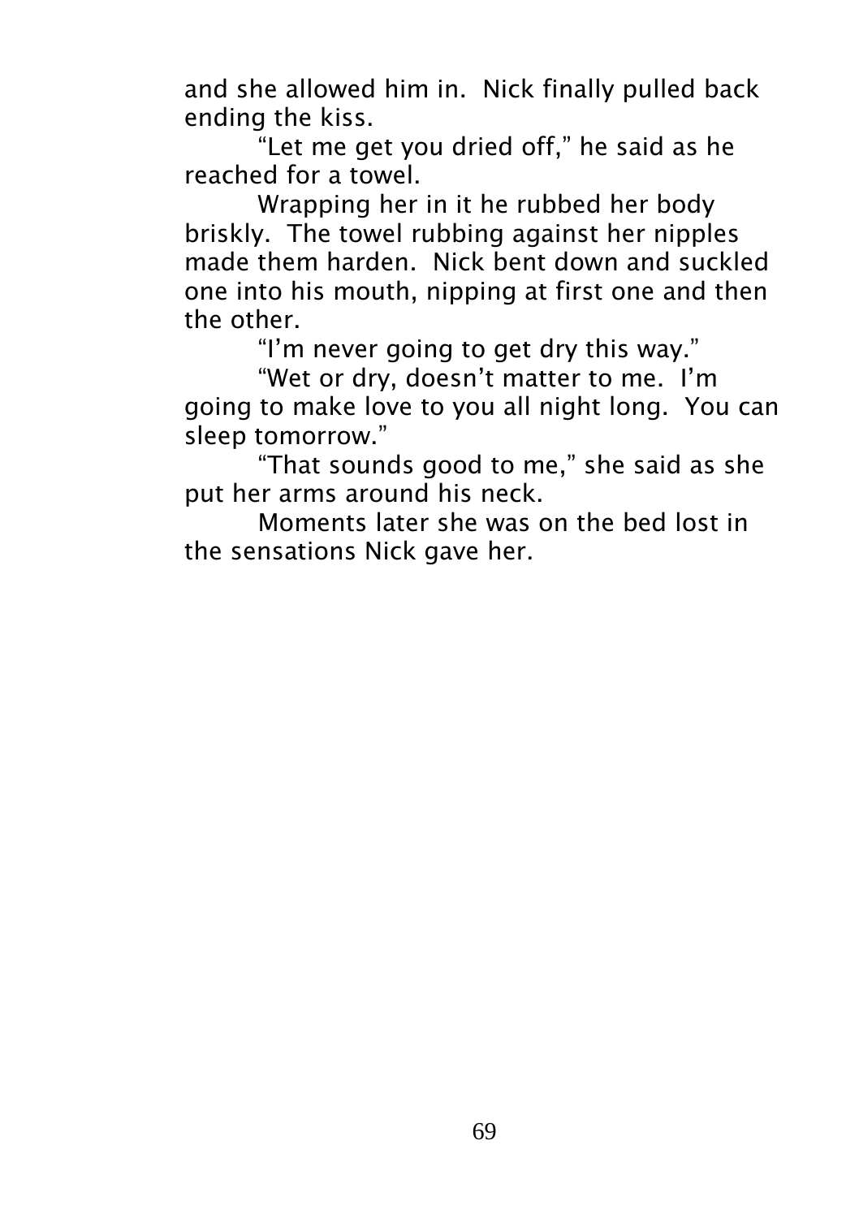and she allowed him in.  Nick finally pulled back ending the kiss.

"Let me get you dried off," he said as he reached for a towel.

Wrapping her in it he rubbed her body briskly.  The towel rubbing against her nipples made them harden.  Nick bent down and suckled one into his mouth, nipping at first one and then the other.

"I'm never going to get dry this way."

"Wet or dry, doesn't matter to me.  I'm going to make love to you all night long.  You can sleep tomorrow."

"That sounds good to me," she said as she put her arms around his neck.

Moments later she was on the bed lost in the sensations Nick gave her.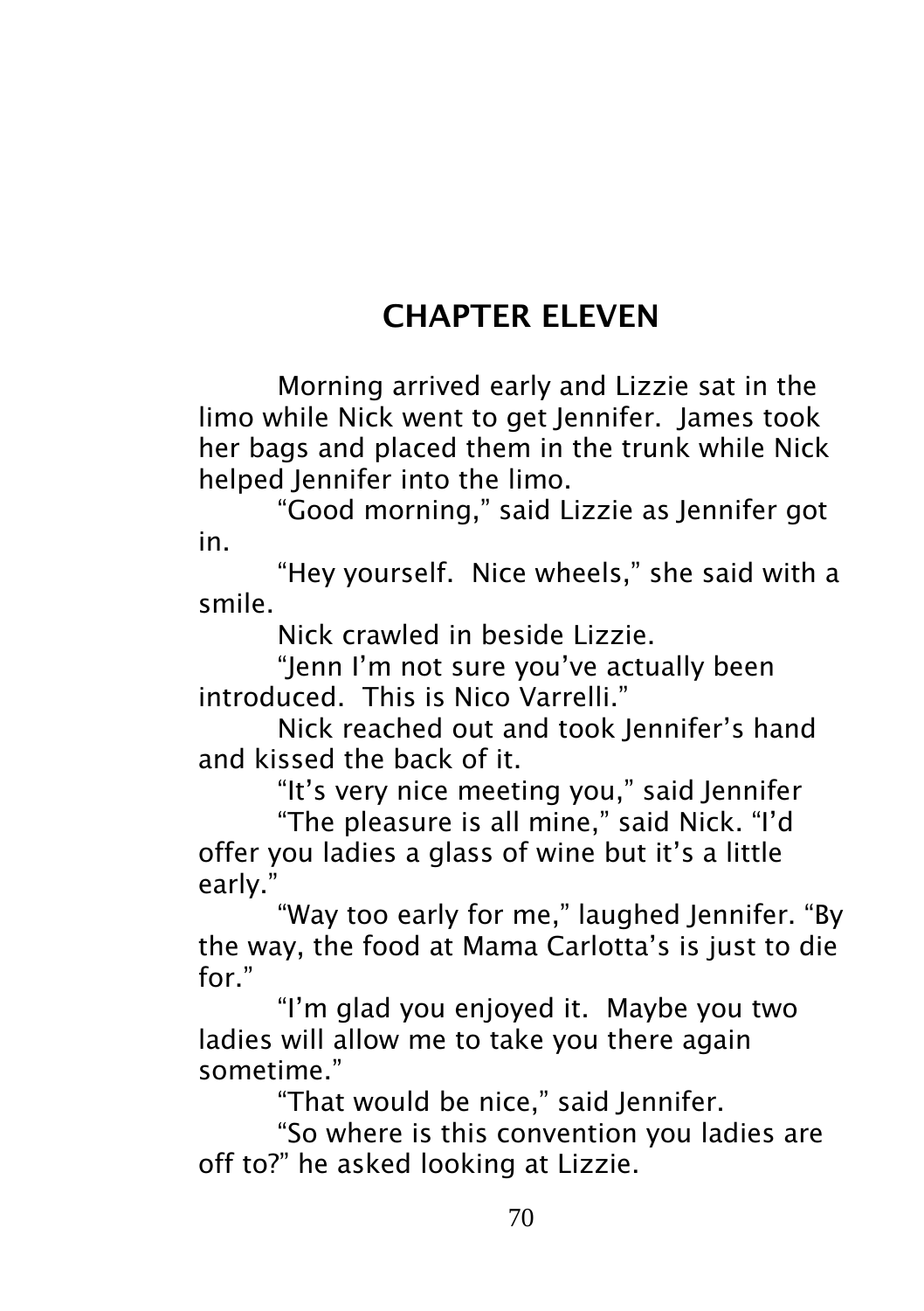# CHAPTER ELEVEN

Morning arrived early and Lizzie sat in the limo while Nick went to get Jennifer. James took her bags and placed them in the trunk while Nick helped Jennifer into the limo.

"Good morning," said Lizzie as Jennifer got in.

"Hey yourself. Nice wheels," she said with a smile.

Nick crawled in beside Lizzie.

"Jenn I'm not sure you've actually been introduced. This is Nico Varrelli."

Nick reached out and took Jennifer's hand and kissed the back of it.

"It's very nice meeting you," said Jennifer

"The pleasure is all mine," said Nick. "I'd offer you ladies a glass of wine but it's a little early."

"Way too early for me," laughed Jennifer. "By the way, the food at Mama Carlotta's is just to die for."

"I'm glad you enjoyed it. Maybe you two ladies will allow me to take you there again sometime."

"That would be nice," said Jennifer.

"So where is this convention you ladies are off to?" he asked looking at Lizzie.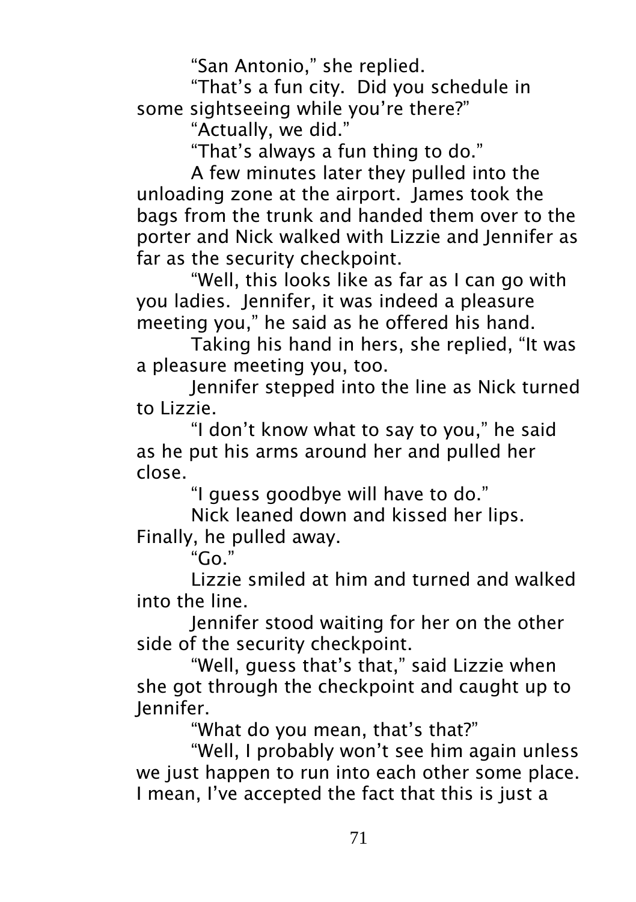"San Antonio," she replied.

"That's a fun city. Did you schedule in some sightseeing while you're there?"

"Actually, we did."

"That's always a fun thing to do."

A few minutes later they pulled into the unloading zone at the airport. James took the bags from the trunk and handed them over to the porter and Nick walked with Lizzie and Jennifer as far as the security checkpoint.

"Well, this looks like as far as I can go with you ladies. Jennifer, it was indeed a pleasure meeting you," he said as he offered his hand.

Taking his hand in hers, she replied, "It was a pleasure meeting you, too.

Jennifer stepped into the line as Nick turned to Lizzie.

"I don't know what to say to you," he said as he put his arms around her and pulled her close.

"I guess goodbye will have to do."

Nick leaned down and kissed her lips. Finally, he pulled away.

"Go."

Lizzie smiled at him and turned and walked into the line.

Jennifer stood waiting for her on the other side of the security checkpoint.

"Well, guess that's that," said Lizzie when she got through the checkpoint and caught up to Jennifer.

"What do you mean, that's that?"

"Well, I probably won't see him again unless we just happen to run into each other some place. I mean, I've accepted the fact that this is just a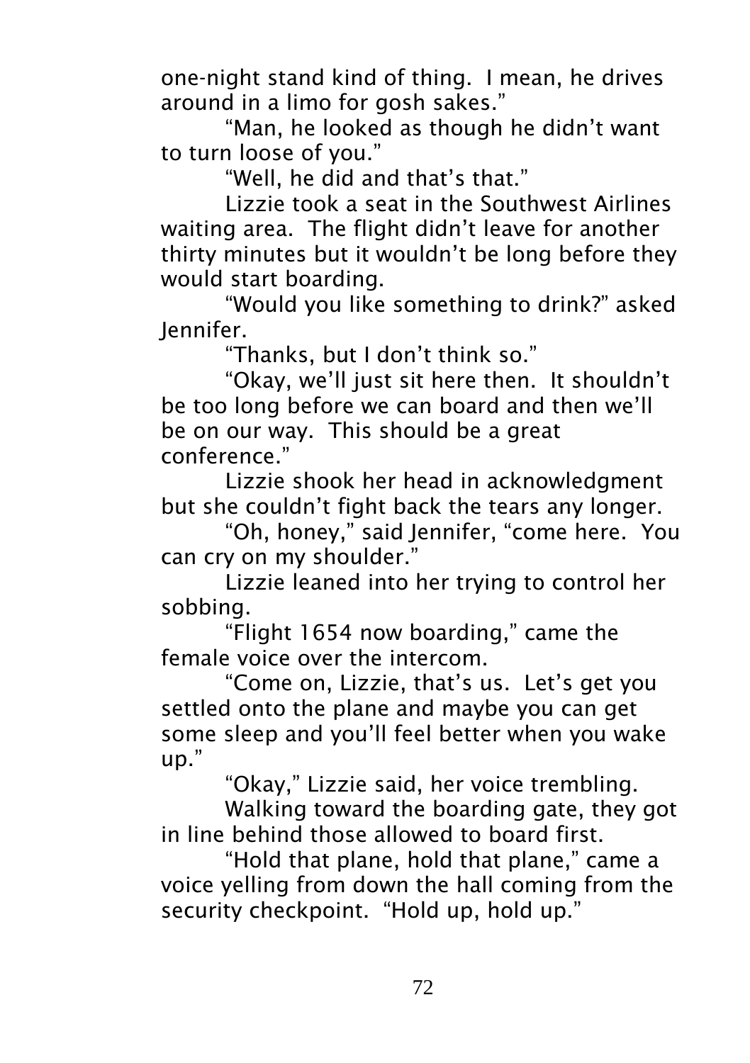one-night stand kind of thing. I mean, he drives around in a limo for gosh sakes."

"Man, he looked as though he didn't want to turn loose of you."

"Well, he did and that's that."

Lizzie took a seat in the Southwest Airlines waiting area. The flight didn't leave for another thirty minutes but it wouldn't be long before they would start boarding.

"Would you like something to drink?" asked Jennifer.

"Thanks, but I don't think so."

"Okay, we'll just sit here then. It shouldn't be too long before we can board and then we'll be on our way. This should be a great conference."

Lizzie shook her head in acknowledgment but she couldn't fight back the tears any longer.

"Oh, honey," said Jennifer, "come here. You can cry on my shoulder."

Lizzie leaned into her trying to control her sobbing.

"Flight 1654 now boarding," came the female voice over the intercom.

"Come on, Lizzie, that's us. Let's get you settled onto the plane and maybe you can get some sleep and you'll feel better when you wake up."

"Okay," Lizzie said, her voice trembling.

Walking toward the boarding gate, they got in line behind those allowed to board first.

"Hold that plane, hold that plane," came a voice yelling from down the hall coming from the security checkpoint. "Hold up, hold up."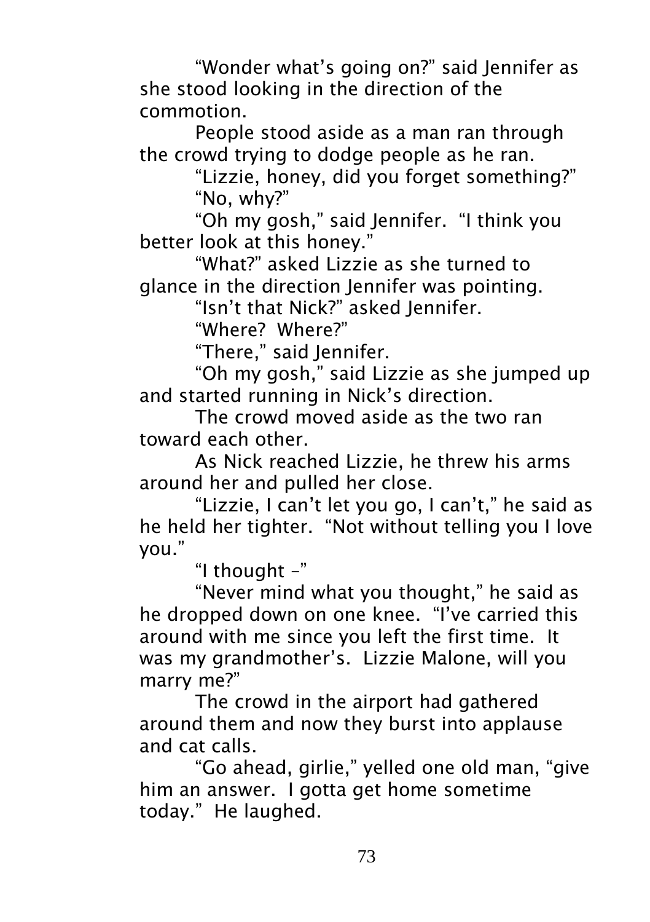"Wonder what's going on?" said Jennifer as she stood looking in the direction of the commotion.

People stood aside as a man ran through the crowd trying to dodge people as he ran.

"Lizzie, honey, did you forget something?"

"No, why?"

"Oh my gosh," said Jennifer. "I think you better look at this honey."

"What?" asked Lizzie as she turned to glance in the direction Jennifer was pointing.

"Isn't that Nick?" asked Jennifer.

"Where? Where?"

"There," said Jennifer.

"Oh my gosh," said Lizzie as she jumped up and started running in Nick's direction.

The crowd moved aside as the two ran toward each other.

As Nick reached Lizzie, he threw his arms around her and pulled her close.

"Lizzie, I can't let you go, I can't," he said as he held her tighter. "Not without telling you I love you."

"I thought –"

"Never mind what you thought," he said as he dropped down on one knee. "I've carried this around with me since you left the first time. It was my grandmother's. Lizzie Malone, will you marry me?"

The crowd in the airport had gathered around them and now they burst into applause and cat calls.

"Go ahead, girlie," yelled one old man, "give him an answer. I gotta get home sometime today." He laughed.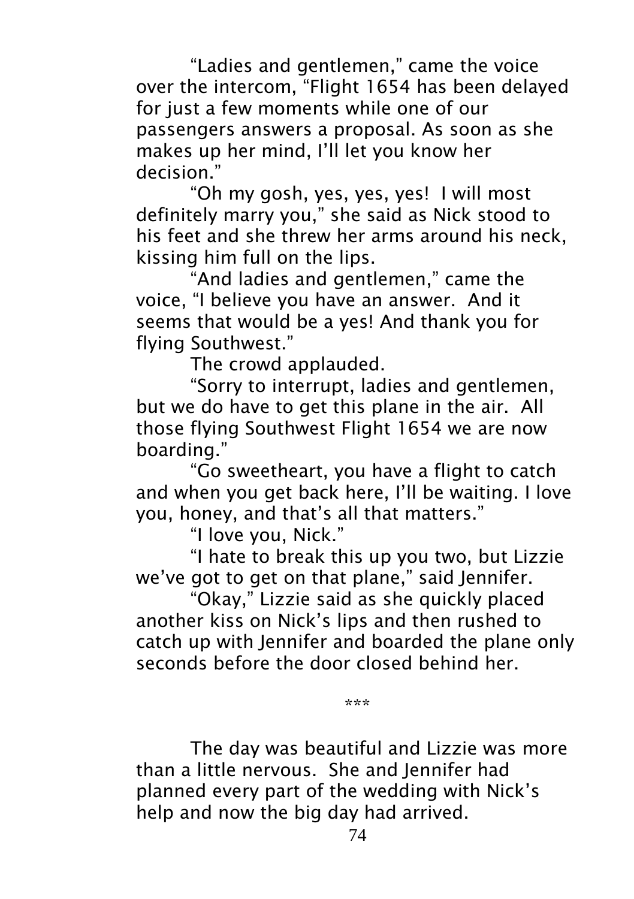"Ladies and gentlemen," came the voice over the intercom, "Flight 1654 has been delayed for just a few moments while one of our passengers answers a proposal. As soon as she makes up her mind, I'll let you know her decision."

"Oh my gosh, yes, yes, yes! I will most definitely marry you," she said as Nick stood to his feet and she threw her arms around his neck, kissing him full on the lips.

"And ladies and gentlemen," came the voice, "I believe you have an answer. And it seems that would be a yes! And thank you for flying Southwest."

The crowd applauded.

"Sorry to interrupt, ladies and gentlemen, but we do have to get this plane in the air. All those flying Southwest Flight 1654 we are now boarding."

"Go sweetheart, you have a flight to catch and when you get back here, I'll be waiting. I love you, honey, and that's all that matters."

"I love you, Nick."

"I hate to break this up you two, but Lizzie we've got to get on that plane," said Jennifer.

"Okay," Lizzie said as she quickly placed another kiss on Nick's lips and then rushed to catch up with Jennifer and boarded the plane only seconds before the door closed behind her.

\*\*\*

The day was beautiful and Lizzie was more than a little nervous. She and Jennifer had planned every part of the wedding with Nick's help and now the big day had arrived.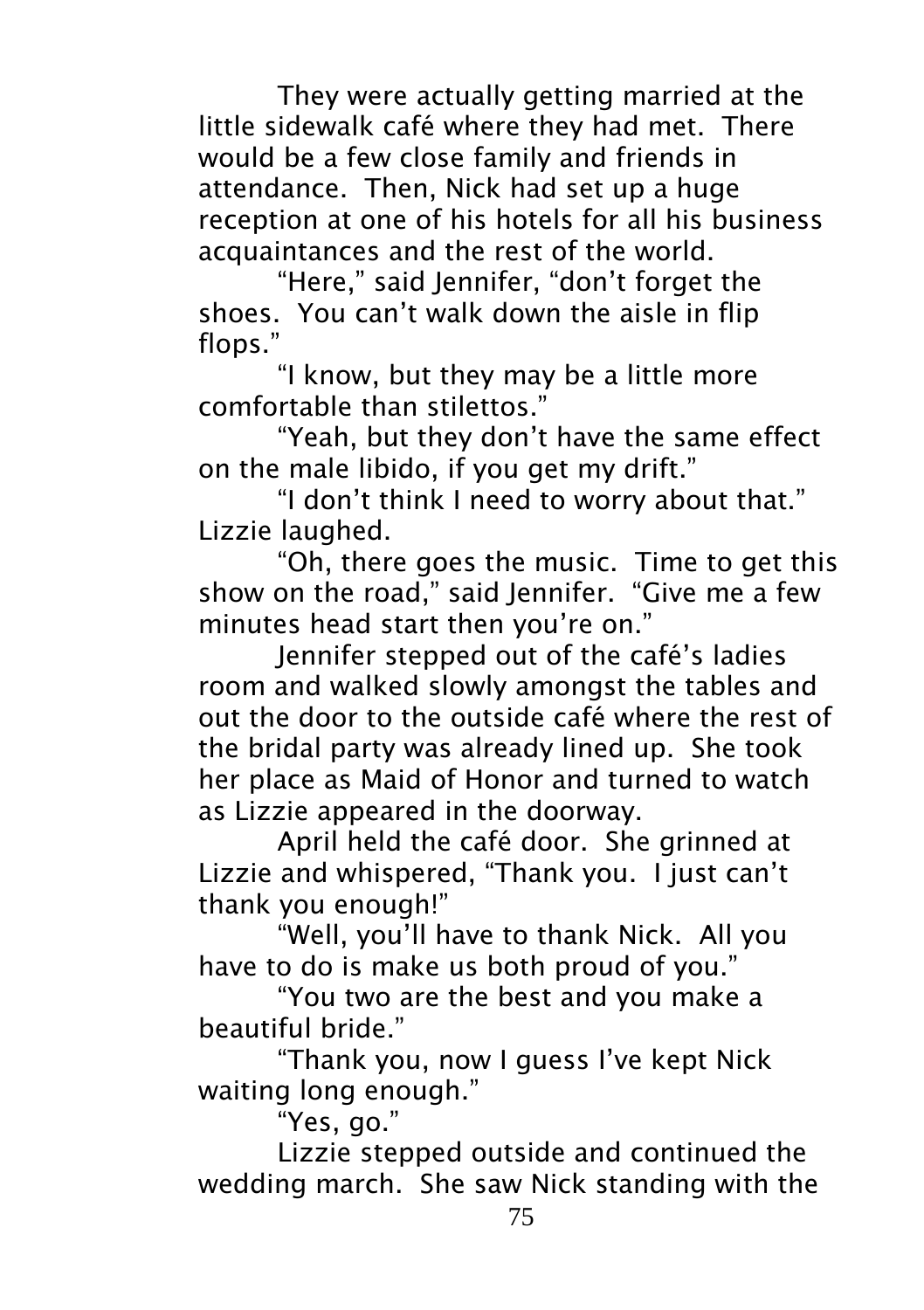They were actually getting married at the little sidewalk café where they had met. There would be a few close family and friends in attendance. Then, Nick had set up a huge reception at one of his hotels for all his business acquaintances and the rest of the world.

"Here," said Jennifer, "don't forget the shoes. You can't walk down the aisle in flip flops."

"I know, but they may be a little more comfortable than stilettos."

"Yeah, but they don't have the same effect on the male libido, if you get my drift."

"I don't think I need to worry about that." Lizzie laughed.

"Oh, there goes the music. Time to get this show on the road," said Jennifer. "Give me a few minutes head start then you're on."

Jennifer stepped out of the café's ladies room and walked slowly amongst the tables and out the door to the outside café where the rest of the bridal party was already lined up. She took her place as Maid of Honor and turned to watch as Lizzie appeared in the doorway.

April held the café door. She grinned at Lizzie and whispered, "Thank you. I just can't thank you enough!"

"Well, you'll have to thank Nick. All you have to do is make us both proud of you."

"You two are the best and you make a beautiful bride."

"Thank you, now I guess I've kept Nick waiting long enough."

"Yes, go."

Lizzie stepped outside and continued the wedding march. She saw Nick standing with the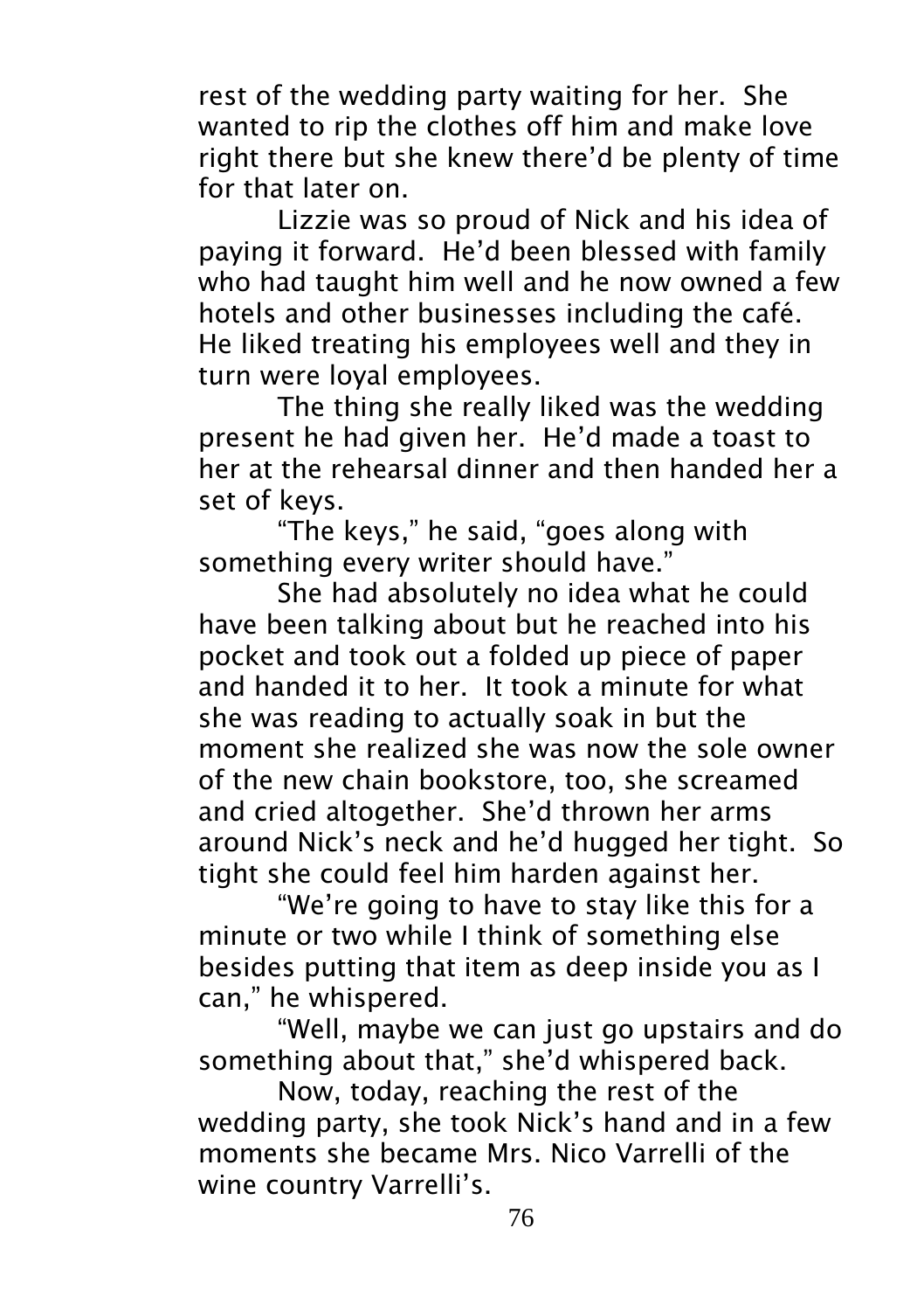rest of the wedding party waiting for her. She wanted to rip the clothes off him and make love right there but she knew there'd be plenty of time for that later on.

Lizzie was so proud of Nick and his idea of paying it forward. He'd been blessed with family who had taught him well and he now owned a few hotels and other businesses including the café. He liked treating his employees well and they in turn were loyal employees.

The thing she really liked was the wedding present he had given her. He'd made a toast to her at the rehearsal dinner and then handed her a set of keys.

"The keys," he said, "goes along with something every writer should have."

She had absolutely no idea what he could have been talking about but he reached into his pocket and took out a folded up piece of paper and handed it to her. It took a minute for what she was reading to actually soak in but the moment she realized she was now the sole owner of the new chain bookstore, too, she screamed and cried altogether. She'd thrown her arms around Nick's neck and he'd hugged her tight. So tight she could feel him harden against her.

"We're going to have to stay like this for a minute or two while I think of something else besides putting that item as deep inside you as I can," he whispered.

"Well, maybe we can just go upstairs and do something about that," she'd whispered back.

Now, today, reaching the rest of the wedding party, she took Nick's hand and in a few moments she became Mrs. Nico Varrelli of the wine country Varrelli's.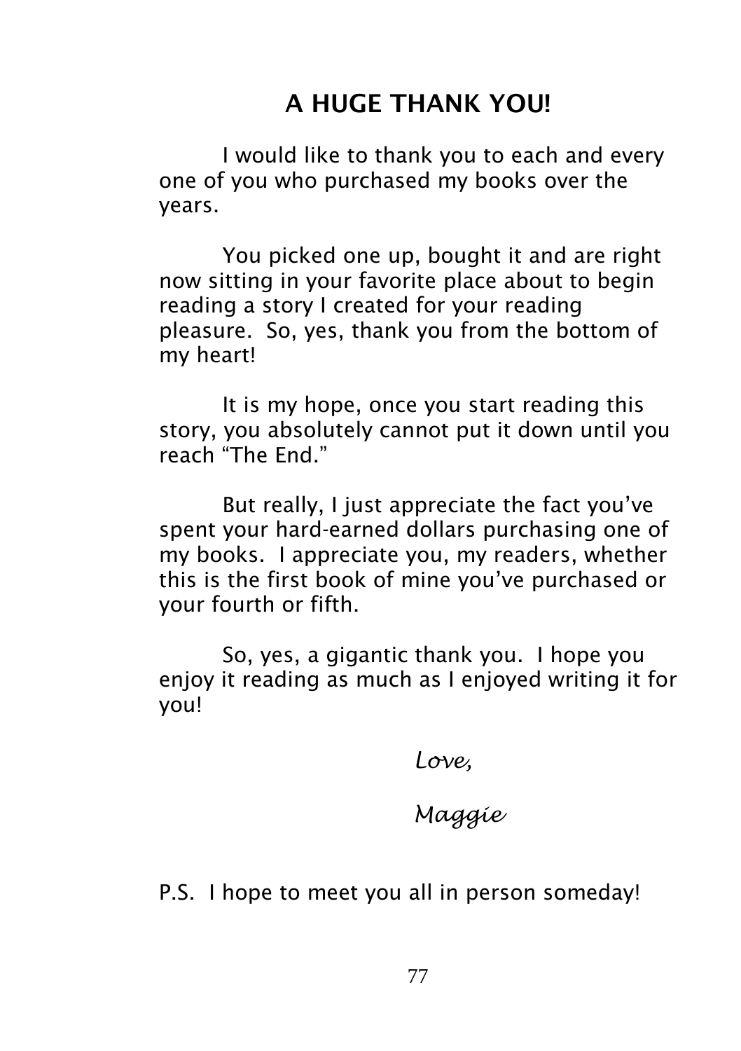# A HUGE THANK YOU!

I would like to thank you to each and every one of you who purchased my books over the years.

You picked one up, bought it and are right now sitting in your favorite place about to begin reading a story I created for your reading pleasure. So, yes, thank you from the bottom of my heart!

It is my hope, once you start reading this story, you absolutely cannot put it down until you reach "The End."

But really, I just appreciate the fact you've spent your hard-earned dollars purchasing one of my books. I appreciate you, my readers, whether this is the first book of mine you've purchased or your fourth or fifth.

So, yes, a gigantic thank you. I hope you enjoy it reading as much as I enjoyed writing it for you!

*Love,*

*Maggie*

P.S. I hope to meet you all in person someday!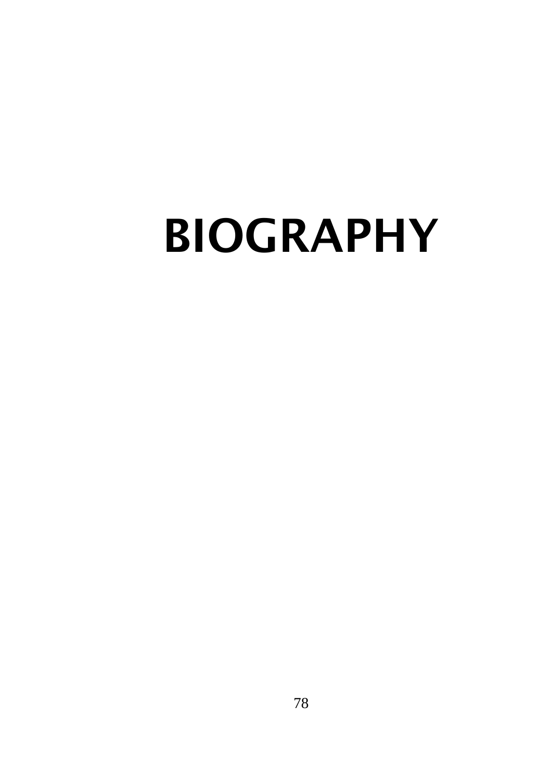# BIOGRAPHY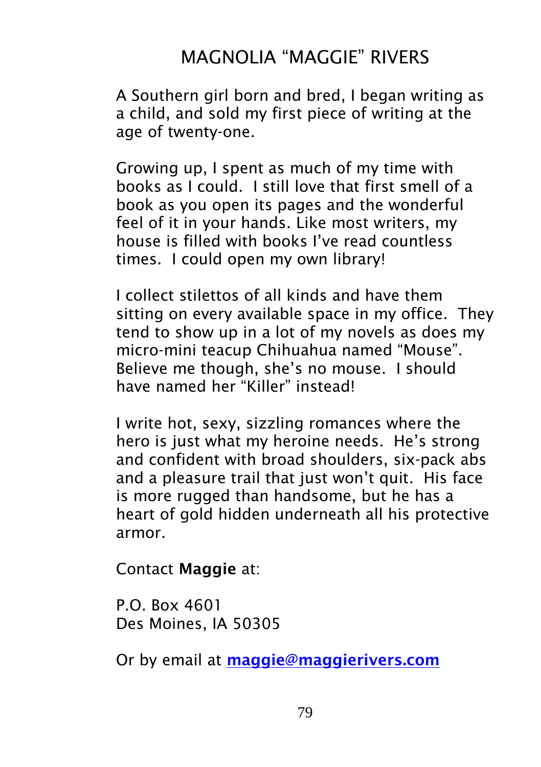# MAGNOLIA "MAGGIE" RIVERS

A Southern girl born and bred, I began writing as a child, and sold my first piece of writing at the age of twenty-one.

Growing up, I spent as much of my time with books as I could. I still love that first smell of a book as you open its pages and the wonderful feel of it in your hands. Like most writers, my house is filled with books I've read countless times. I could open my own library!

I collect stilettos of all kinds and have them sitting on every available space in my office. They tend to show up in a lot of my novels as does my micro-mini teacup Chihuahua named "Mouse". Believe me though, she's no mouse. I should have named her "Killer" instead!

I write hot, sexy, sizzling romances where the hero is just what my heroine needs. He's strong and confident with broad shoulders, six-pack abs and a pleasure trail that just won't quit. His face is more rugged than handsome, but he has a heart of gold hidden underneath all his protective armor.

Contact **Maggie** at:

P.O. Box 4601
Des Moines, IA 50305

Or by email at **maggie@maggierivers.com**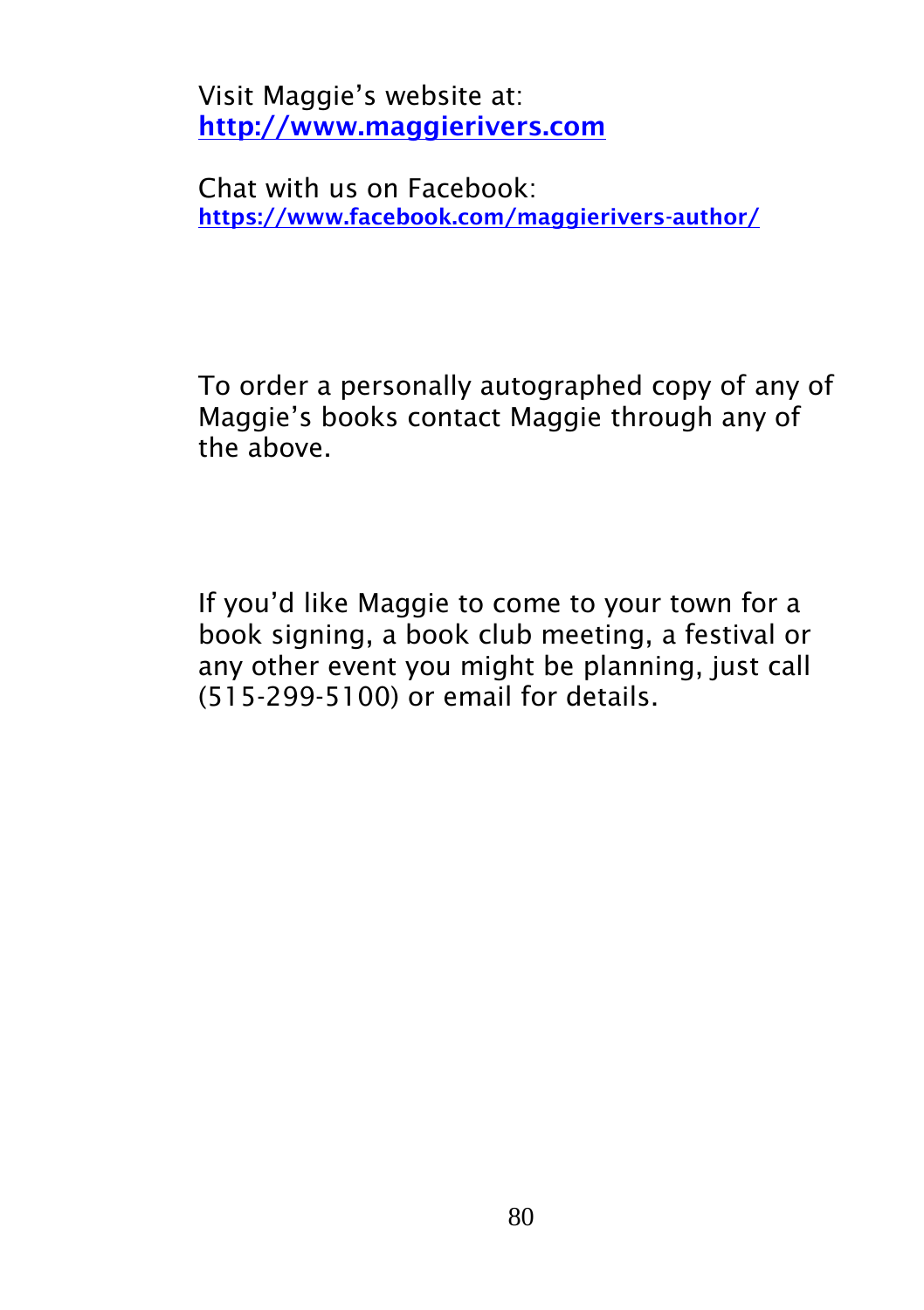Visit Maggie’s website at:
**[http://www.maggierivers.com](http://www.maggierivers.com)**

Chat with us on Facebook:
**[https://www.facebook.com/maggierivers-author/](https://www.facebook.com/maggierivers-author/)**

To order a personally autographed copy of any of Maggie’s books contact Maggie through any of the above.

If you’d like Maggie to come to your town for a book signing, a book club meeting, a festival or any other event you might be planning, just call (515-299-5100) or email for details.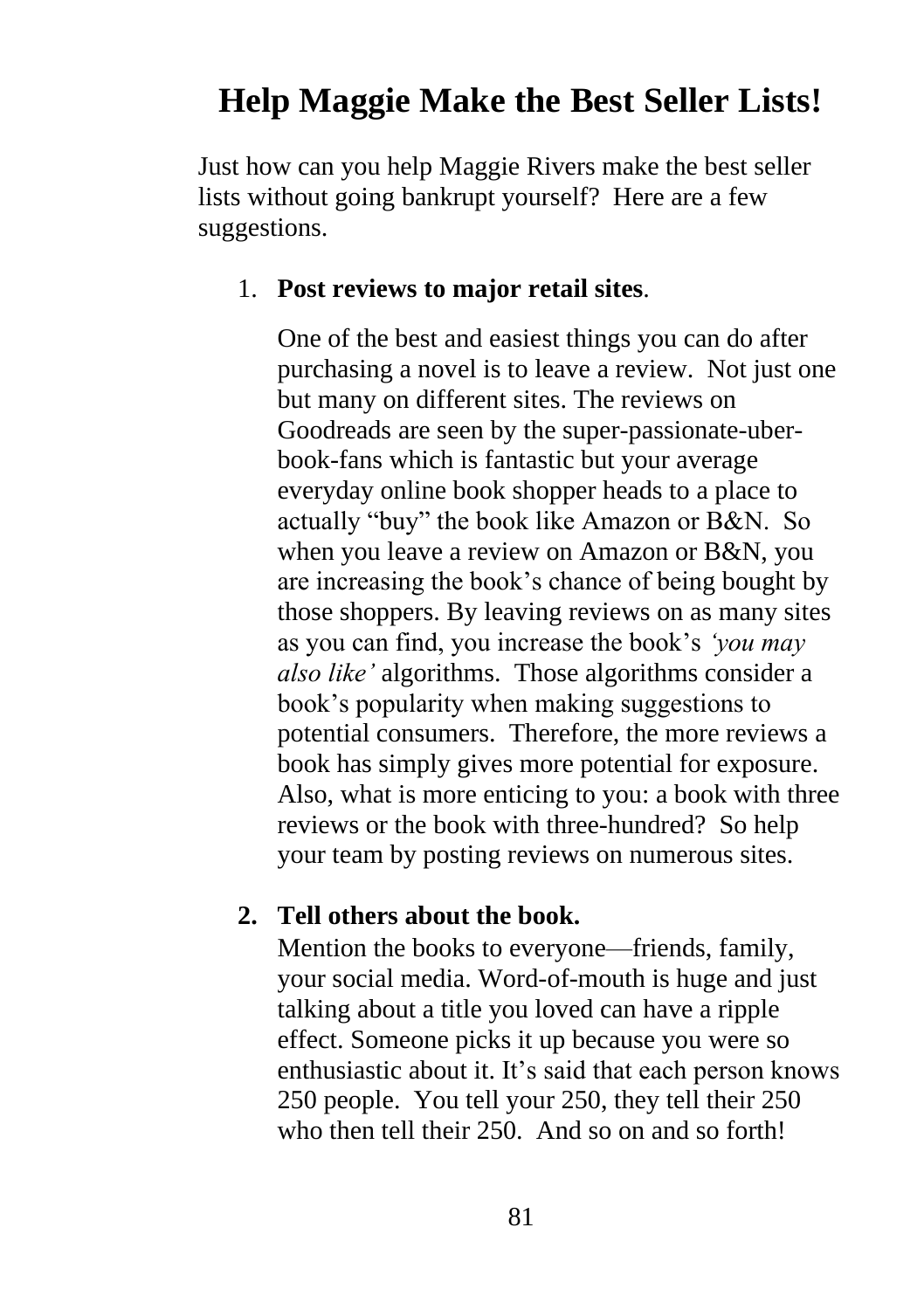# Help Maggie Make the Best Seller Lists!

Just how can you help Maggie Rivers make the best seller lists without going bankrupt yourself? Here are a few suggestions.

1. **Post reviews to major retail sites**.

   One of the best and easiest things you can do after purchasing a novel is to leave a review. Not just one but many on different sites. The reviews on Goodreads are seen by the super-passionate-uber-book-fans which is fantastic but your average everyday online book shopper heads to a place to actually "buy" the book like Amazon or B&N. So when you leave a review on Amazon or B&N, you are increasing the book's chance of being bought by those shoppers. By leaving reviews on as many sites as you can find, you increase the book's *'you may also like'* algorithms. Those algorithms consider a book's popularity when making suggestions to potential consumers. Therefore, the more reviews a book has simply gives more potential for exposure. Also, what is more enticing to you: a book with three reviews or the book with three-hundred? So help your team by posting reviews on numerous sites.

2. **Tell others about the book.**

   Mention the books to everyone—friends, family, your social media. Word-of-mouth is huge and just talking about a title you loved can have a ripple effect. Someone picks it up because you were so enthusiastic about it. It's said that each person knows 250 people. You tell your 250, they tell their 250 who then tell their 250. And so on and so forth!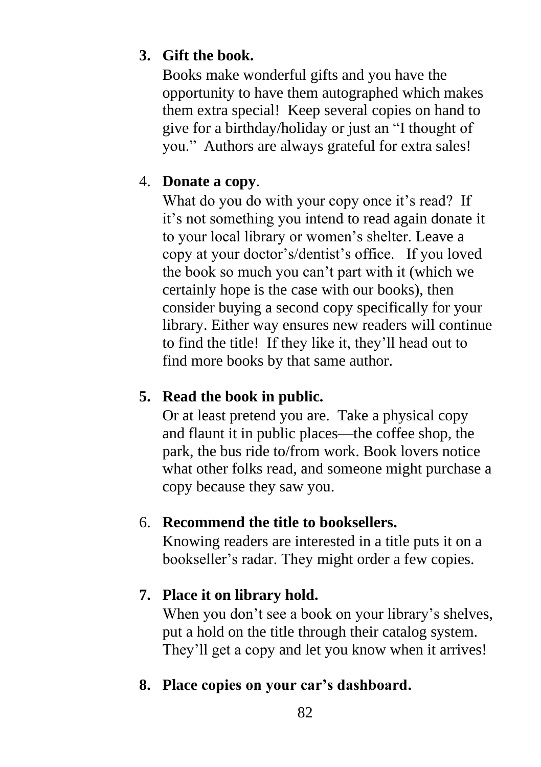3. **Gift the book.**
   Books make wonderful gifts and you have the opportunity to have them autographed which makes them extra special! Keep several copies on hand to give for a birthday/holiday or just an "I thought of you." Authors are always grateful for extra sales!

4. **Donate a copy**.
   What do you do with your copy once it's read? If it's not something you intend to read again donate it to your local library or women's shelter. Leave a copy at your doctor's/dentist's office. If you loved the book so much you can't part with it (which we certainly hope is the case with our books), then consider buying a second copy specifically for your library. Either way ensures new readers will continue to find the title! If they like it, they'll head out to find more books by that same author.

5. **Read the book in public.**
   Or at least pretend you are. Take a physical copy and flaunt it in public places—the coffee shop, the park, the bus ride to/from work. Book lovers notice what other folks read, and someone might purchase a copy because they saw you.

6. **Recommend the title to booksellers.**
   Knowing readers are interested in a title puts it on a bookseller's radar. They might order a few copies.

7. **Place it on library hold.**
   When you don't see a book on your library's shelves, put a hold on the title through their catalog system. They'll get a copy and let you know when it arrives!

8. **Place copies on your car's dashboard.**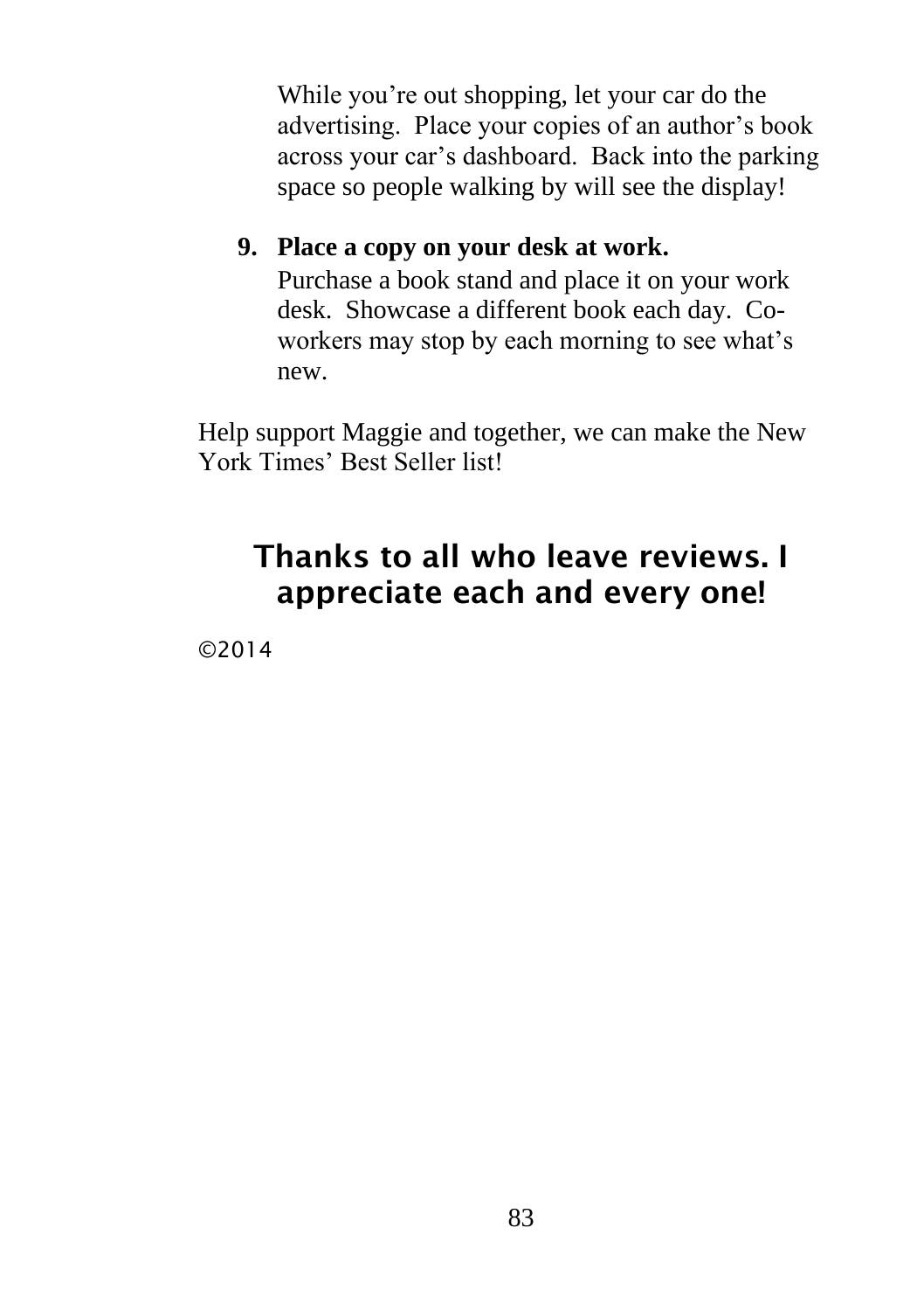While you're out shopping, let your car do the advertising. Place your copies of an author's book across your car's dashboard. Back into the parking space so people walking by will see the display!

9. **Place a copy on your desk at work.**
   Purchase a book stand and place it on your work desk. Showcase a different book each day. Co-workers may stop by each morning to see what's new.

Help support Maggie and together, we can make the New York Times' Best Seller list!

## Thanks to all who leave reviews. I appreciate each and every one!

©2014